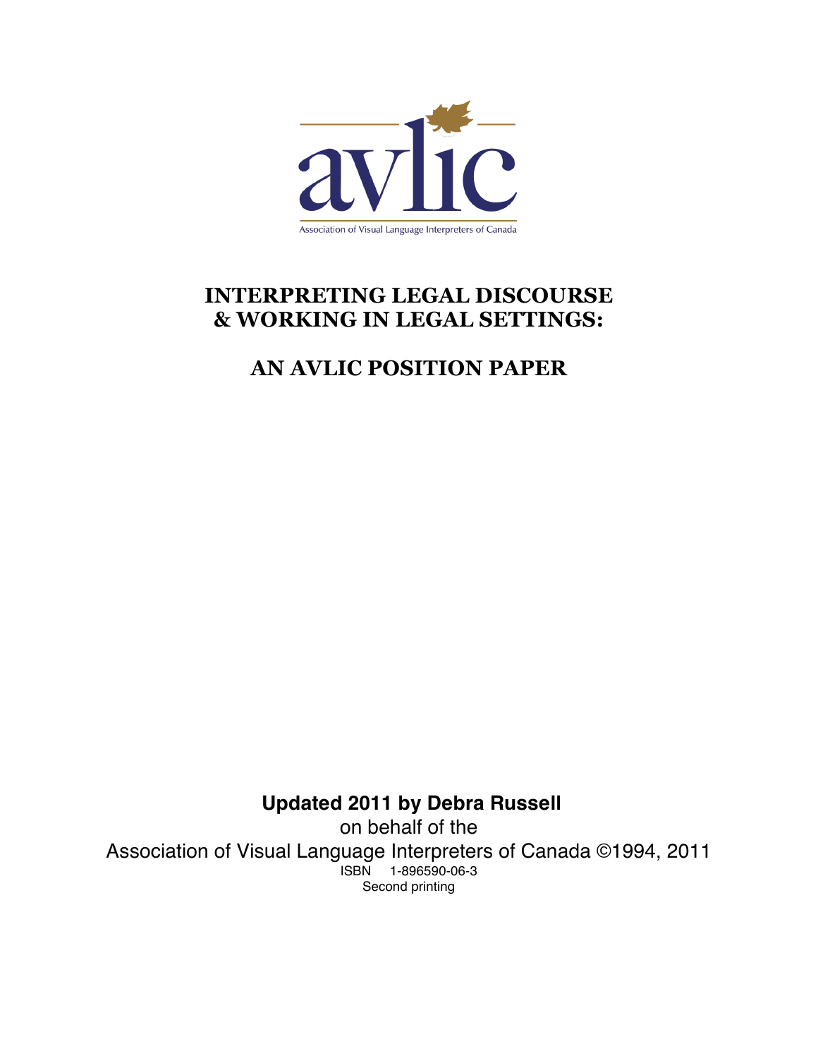avlic

Association of Visual Language Interpreters of Canada

# INTERPRETING LEGAL DISCOURSE & WORKING IN LEGAL SETTINGS:

# AN AVLIC POSITION PAPER

**Updated 2011 by Debra Russell**

on behalf of the

Association of Visual Language Interpreters of Canada ©1994, 2011

ISBN 1-896590-06-3

Second printing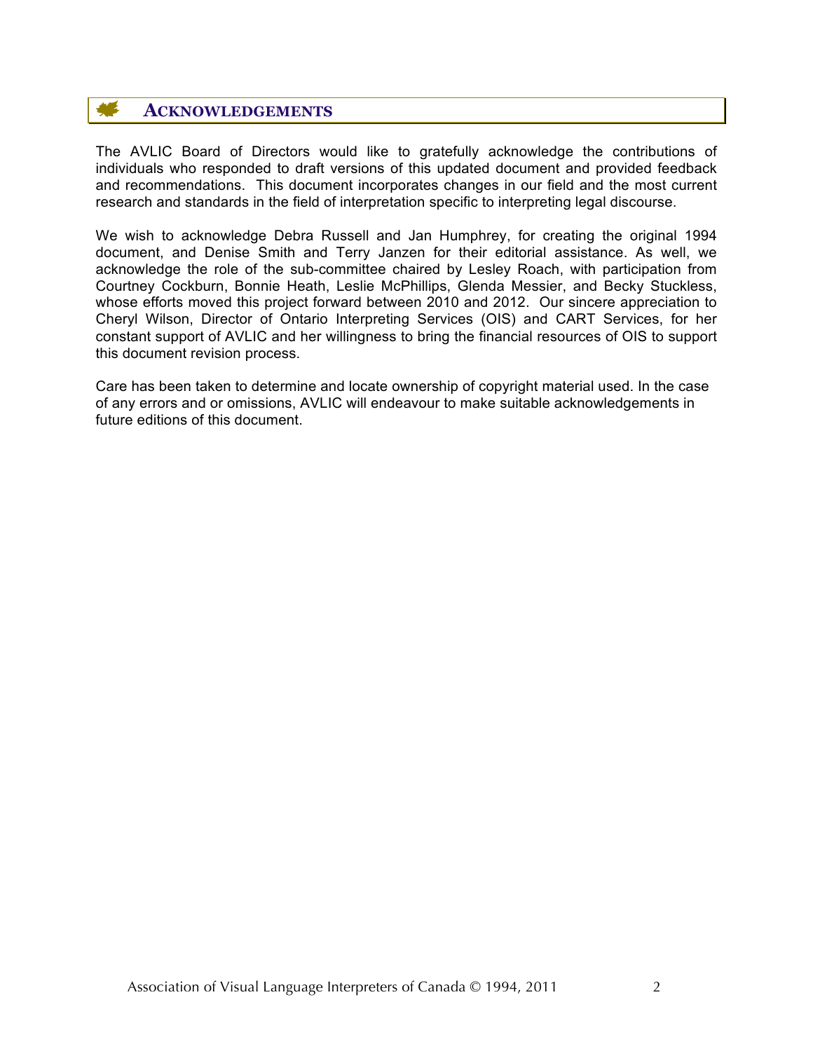## Acknowledgements

The AVLIC Board of Directors would like to gratefully acknowledge the contributions of individuals who responded to draft versions of this updated document and provided feedback and recommendations. This document incorporates changes in our field and the most current research and standards in the field of interpretation specific to interpreting legal discourse.

We wish to acknowledge Debra Russell and Jan Humphrey, for creating the original 1994 document, and Denise Smith and Terry Janzen for their editorial assistance. As well, we acknowledge the role of the sub-committee chaired by Lesley Roach, with participation from Courtney Cockburn, Bonnie Heath, Leslie McPhillips, Glenda Messier, and Becky Stuckless, whose efforts moved this project forward between 2010 and 2012. Our sincere appreciation to Cheryl Wilson, Director of Ontario Interpreting Services (OIS) and CART Services, for her constant support of AVLIC and her willingness to bring the financial resources of OIS to support this document revision process.

Care has been taken to determine and locate ownership of copyright material used. In the case of any errors and or omissions, AVLIC will endeavour to make suitable acknowledgements in future editions of this document.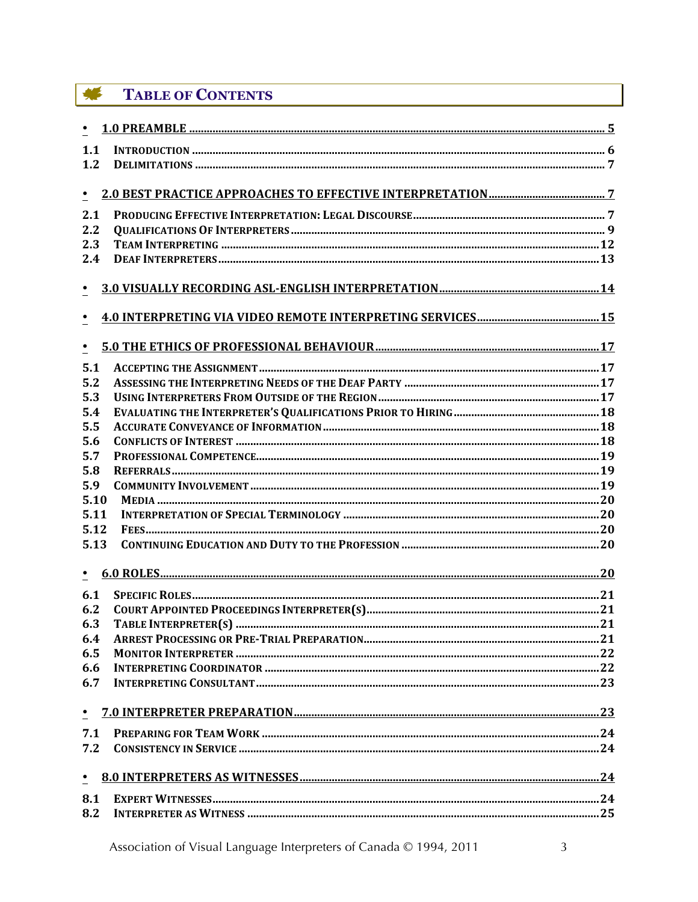# Table of Contents

- **1.0 PREAMBLE** ..... 5

1.1 INTRODUCTION ..... 6
1.2 DELIMITATIONS ..... 7

- **2.0 BEST PRACTICE APPROACHES TO EFFECTIVE INTERPRETATION** ..... 7

2.1 PRODUCING EFFECTIVE INTERPRETATION: LEGAL DISCOURSE ..... 7
2.2 QUALIFICATIONS OF INTERPRETERS ..... 9
2.3 TEAM INTERPRETING ..... 12
2.4 DEAF INTERPRETERS ..... 13

- **3.0 VISUALLY RECORDING ASL-ENGLISH INTERPRETATION** ..... 14

- **4.0 INTERPRETING VIA VIDEO REMOTE INTERPRETING SERVICES** ..... 15

- **5.0 THE ETHICS OF PROFESSIONAL BEHAVIOUR** ..... 17

5.1 ACCEPTING THE ASSIGNMENT ..... 17
5.2 ASSESSING THE INTERPRETING NEEDS OF THE DEAF PARTY ..... 17
5.3 USING INTERPRETERS FROM OUTSIDE OF THE REGION ..... 17
5.4 EVALUATING THE INTERPRETER'S QUALIFICATIONS PRIOR TO HIRING ..... 18
5.5 ACCURATE CONVEYANCE OF INFORMATION ..... 18
5.6 CONFLICTS OF INTEREST ..... 18
5.7 PROFESSIONAL COMPETENCE ..... 19
5.8 REFERRALS ..... 19
5.9 COMMUNITY INVOLVEMENT ..... 19
5.10 MEDIA ..... 20
5.11 INTERPRETATION OF SPECIAL TERMINOLOGY ..... 20
5.12 FEES ..... 20
5.13 CONTINUING EDUCATION AND DUTY TO THE PROFESSION ..... 20

- **6.0 ROLES** ..... 20

6.1 SPECIFIC ROLES ..... 21
6.2 COURT APPOINTED PROCEEDINGS INTERPRETER(S) ..... 21
6.3 TABLE INTERPRETER(S) ..... 21
6.4 ARREST PROCESSING OR PRE-TRIAL PREPARATION ..... 21
6.5 MONITOR INTERPRETER ..... 22
6.6 INTERPRETING COORDINATOR ..... 22
6.7 INTERPRETING CONSULTANT ..... 23

- **7.0 INTERPRETER PREPARATION** ..... 23

7.1 PREPARING FOR TEAM WORK ..... 24
7.2 CONSISTENCY IN SERVICE ..... 24

- **8.0 INTERPRETERS AS WITNESSES** ..... 24

8.1 EXPERT WITNESSES ..... 24
8.2 INTERPRETER AS WITNESS ..... 25

Association of Visual Language Interpreters of Canada © 1994, 2011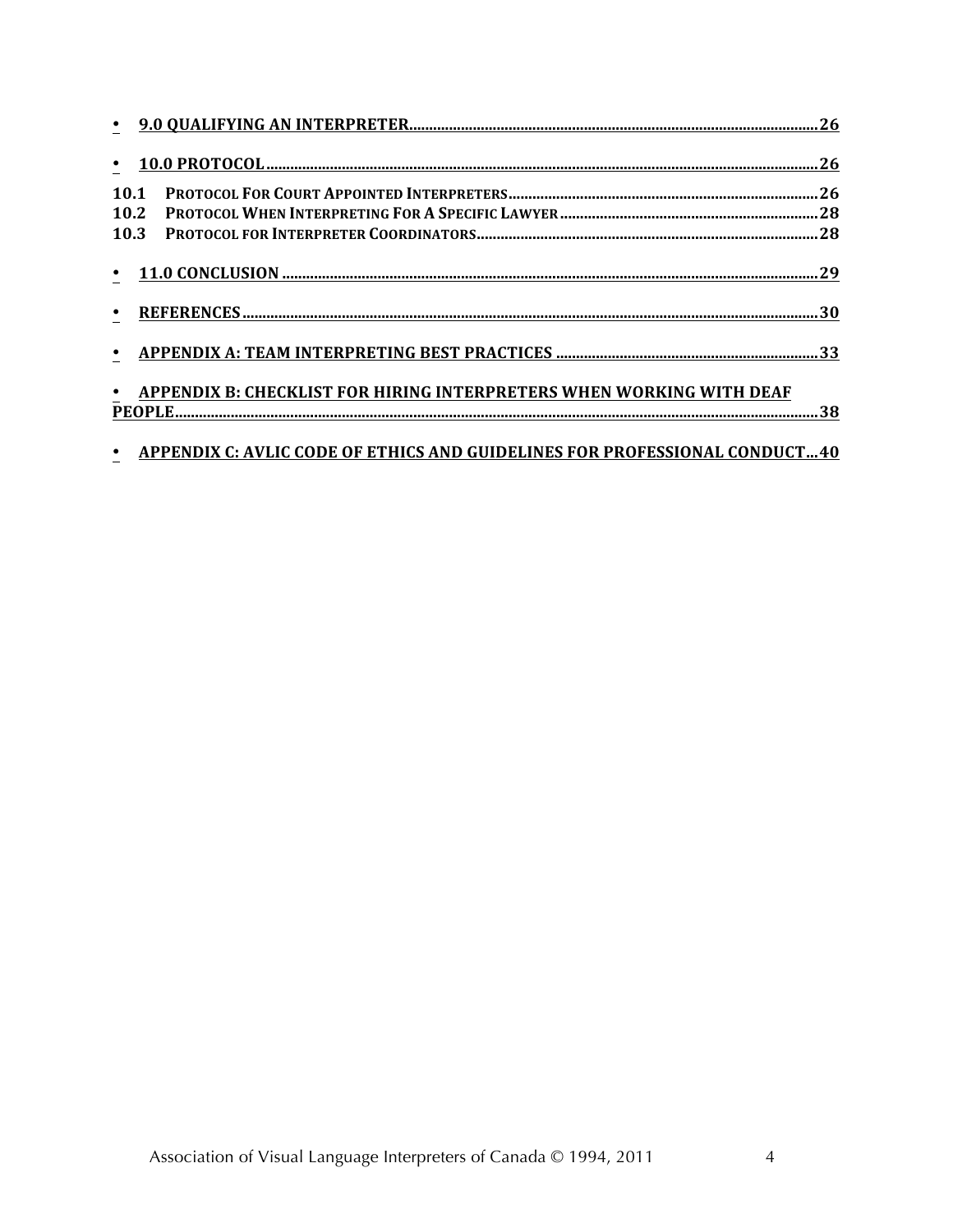- **9.0 QUALIFYING AN INTERPRETER....26**
- **10.0 PROTOCOL....26**

**10.1 PROTOCOL FOR COURT APPOINTED INTERPRETERS....26**
**10.2 PROTOCOL WHEN INTERPRETING FOR A SPECIFIC LAWYER....28**
**10.3 PROTOCOL FOR INTERPRETER COORDINATORS....28**

- **11.0 CONCLUSION....29**
- **REFERENCES....30**
- **APPENDIX A: TEAM INTERPRETING BEST PRACTICES....33**
- **APPENDIX B: CHECKLIST FOR HIRING INTERPRETERS WHEN WORKING WITH DEAF PEOPLE....38**
- **APPENDIX C: AVLIC CODE OF ETHICS AND GUIDELINES FOR PROFESSIONAL CONDUCT...40**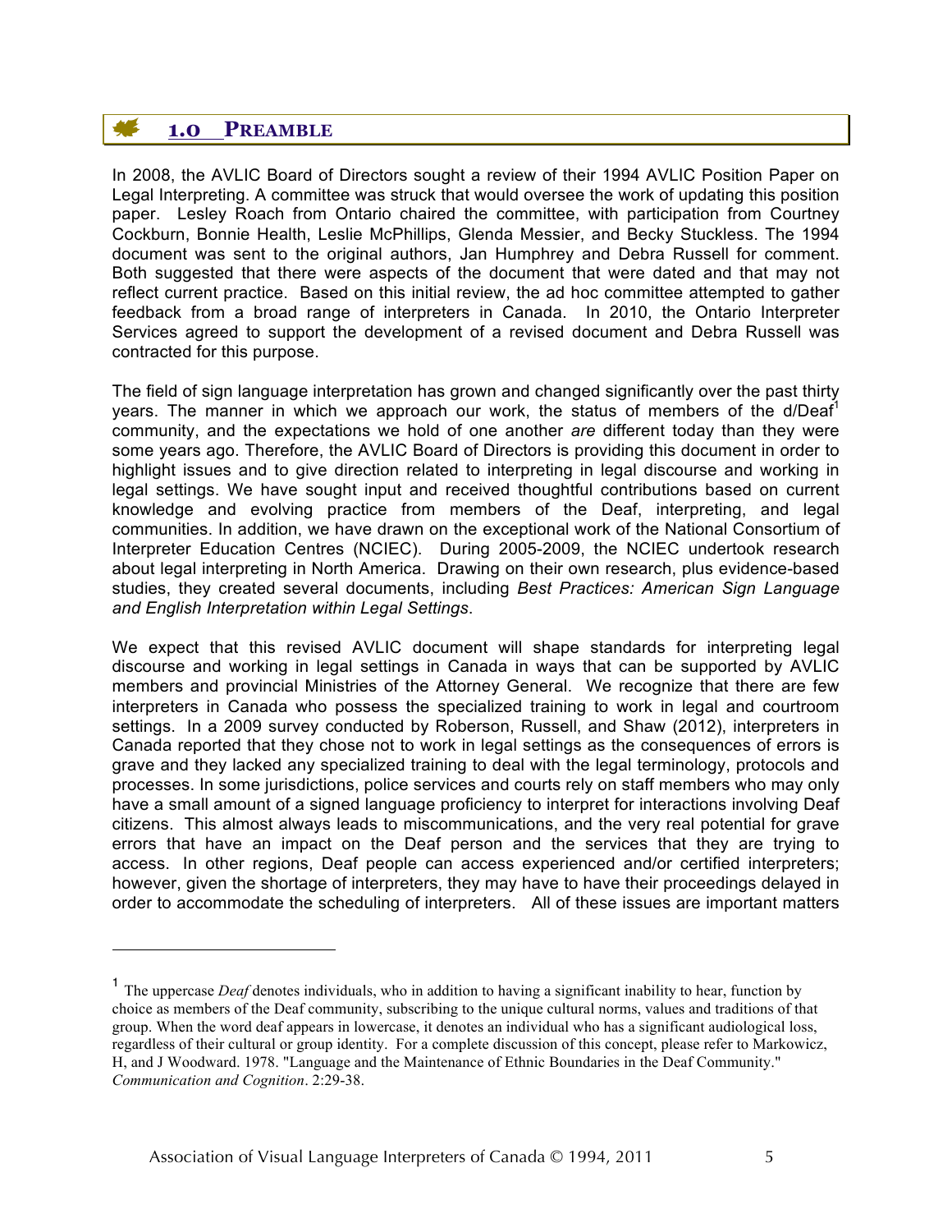## 1.0 PREAMBLE

In 2008, the AVLIC Board of Directors sought a review of their 1994 AVLIC Position Paper on Legal Interpreting. A committee was struck that would oversee the work of updating this position paper. Lesley Roach from Ontario chaired the committee, with participation from Courtney Cockburn, Bonnie Health, Leslie McPhillips, Glenda Messier, and Becky Stuckless. The 1994 document was sent to the original authors, Jan Humphrey and Debra Russell for comment. Both suggested that there were aspects of the document that were dated and that may not reflect current practice. Based on this initial review, the ad hoc committee attempted to gather feedback from a broad range of interpreters in Canada. In 2010, the Ontario Interpreter Services agreed to support the development of a revised document and Debra Russell was contracted for this purpose.

The field of sign language interpretation has grown and changed significantly over the past thirty years. The manner in which we approach our work, the status of members of the d/Deaf[1] community, and the expectations we hold of one another *are* different today than they were some years ago. Therefore, the AVLIC Board of Directors is providing this document in order to highlight issues and to give direction related to interpreting in legal discourse and working in legal settings. We have sought input and received thoughtful contributions based on current knowledge and evolving practice from members of the Deaf, interpreting, and legal communities. In addition, we have drawn on the exceptional work of the National Consortium of Interpreter Education Centres (NCIEC). During 2005-2009, the NCIEC undertook research about legal interpreting in North America. Drawing on their own research, plus evidence-based studies, they created several documents, including *Best Practices: American Sign Language and English Interpretation within Legal Settings*.

We expect that this revised AVLIC document will shape standards for interpreting legal discourse and working in legal settings in Canada in ways that can be supported by AVLIC members and provincial Ministries of the Attorney General. We recognize that there are few interpreters in Canada who possess the specialized training to work in legal and courtroom settings. In a 2009 survey conducted by Roberson, Russell, and Shaw (2012), interpreters in Canada reported that they chose not to work in legal settings as the consequences of errors is grave and they lacked any specialized training to deal with the legal terminology, protocols and processes. In some jurisdictions, police services and courts rely on staff members who may only have a small amount of a signed language proficiency to interpret for interactions involving Deaf citizens. This almost always leads to miscommunications, and the very real potential for grave errors that have an impact on the Deaf person and the services that they are trying to access. In other regions, Deaf people can access experienced and/or certified interpreters; however, given the shortage of interpreters, they may have to have their proceedings delayed in order to accommodate the scheduling of interpreters. All of these issues are important matters

---

[1] The uppercase *Deaf* denotes individuals, who in addition to having a significant inability to hear, function by choice as members of the Deaf community, subscribing to the unique cultural norms, values and traditions of that group. When the word deaf appears in lowercase, it denotes an individual who has a significant audiological loss, regardless of their cultural or group identity. For a complete discussion of this concept, please refer to Markowicz, H, and J Woodward. 1978. "Language and the Maintenance of Ethnic Boundaries in the Deaf Community." *Communication and Cognition*. 2:29-38.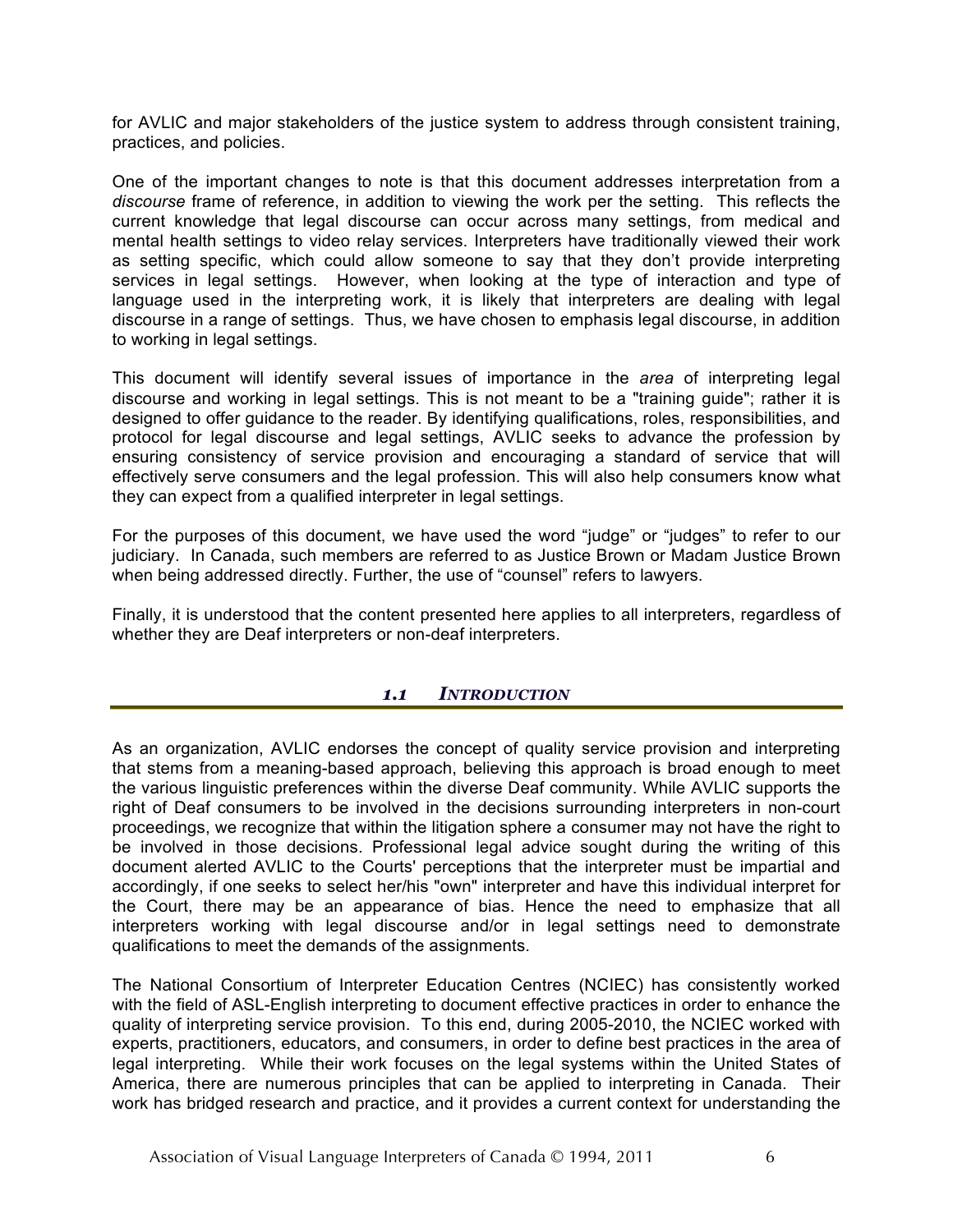for AVLIC and major stakeholders of the justice system to address through consistent training, practices, and policies.

One of the important changes to note is that this document addresses interpretation from a *discourse* frame of reference, in addition to viewing the work per the setting. This reflects the current knowledge that legal discourse can occur across many settings, from medical and mental health settings to video relay services. Interpreters have traditionally viewed their work as setting specific, which could allow someone to say that they don't provide interpreting services in legal settings. However, when looking at the type of interaction and type of language used in the interpreting work, it is likely that interpreters are dealing with legal discourse in a range of settings. Thus, we have chosen to emphasis legal discourse, in addition to working in legal settings.

This document will identify several issues of importance in the *area* of interpreting legal discourse and working in legal settings. This is not meant to be a "training guide"; rather it is designed to offer guidance to the reader. By identifying qualifications, roles, responsibilities, and protocol for legal discourse and legal settings, AVLIC seeks to advance the profession by ensuring consistency of service provision and encouraging a standard of service that will effectively serve consumers and the legal profession. This will also help consumers know what they can expect from a qualified interpreter in legal settings.

For the purposes of this document, we have used the word "judge" or "judges" to refer to our judiciary. In Canada, such members are referred to as Justice Brown or Madam Justice Brown when being addressed directly. Further, the use of "counsel" refers to lawyers.

Finally, it is understood that the content presented here applies to all interpreters, regardless of whether they are Deaf interpreters or non-deaf interpreters.

## *1.1 INTRODUCTION*

As an organization, AVLIC endorses the concept of quality service provision and interpreting that stems from a meaning-based approach, believing this approach is broad enough to meet the various linguistic preferences within the diverse Deaf community. While AVLIC supports the right of Deaf consumers to be involved in the decisions surrounding interpreters in non-court proceedings, we recognize that within the litigation sphere a consumer may not have the right to be involved in those decisions. Professional legal advice sought during the writing of this document alerted AVLIC to the Courts' perceptions that the interpreter must be impartial and accordingly, if one seeks to select her/his "own" interpreter and have this individual interpret for the Court, there may be an appearance of bias. Hence the need to emphasize that all interpreters working with legal discourse and/or in legal settings need to demonstrate qualifications to meet the demands of the assignments.

The National Consortium of Interpreter Education Centres (NCIEC) has consistently worked with the field of ASL-English interpreting to document effective practices in order to enhance the quality of interpreting service provision. To this end, during 2005-2010, the NCIEC worked with experts, practitioners, educators, and consumers, in order to define best practices in the area of legal interpreting. While their work focuses on the legal systems within the United States of America, there are numerous principles that can be applied to interpreting in Canada. Their work has bridged research and practice, and it provides a current context for understanding the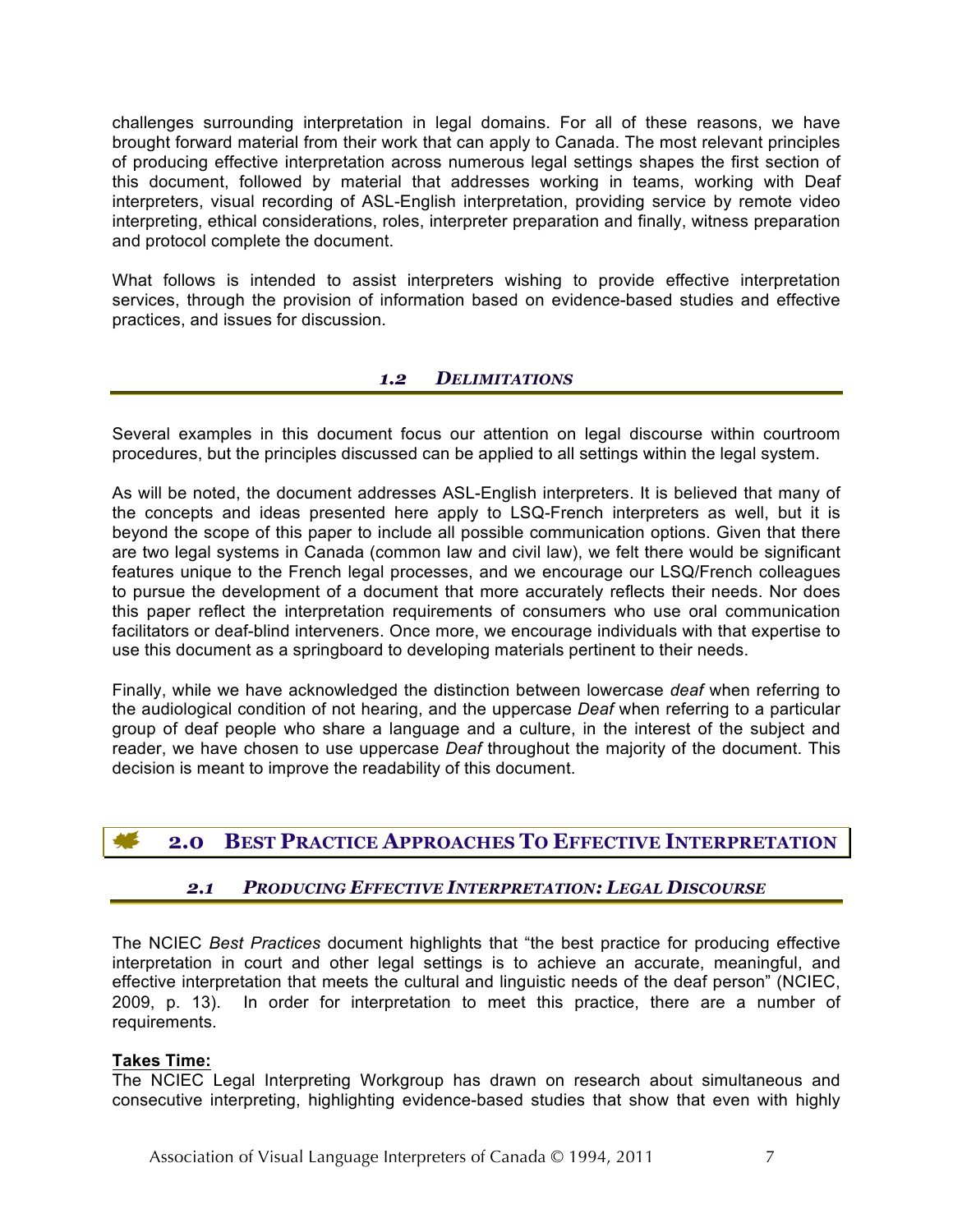challenges surrounding interpretation in legal domains. For all of these reasons, we have brought forward material from their work that can apply to Canada. The most relevant principles of producing effective interpretation across numerous legal settings shapes the first section of this document, followed by material that addresses working in teams, working with Deaf interpreters, visual recording of ASL-English interpretation, providing service by remote video interpreting, ethical considerations, roles, interpreter preparation and finally, witness preparation and protocol complete the document.

What follows is intended to assist interpreters wishing to provide effective interpretation services, through the provision of information based on evidence-based studies and effective practices, and issues for discussion.

### *1.2 DELIMITATIONS*

Several examples in this document focus our attention on legal discourse within courtroom procedures, but the principles discussed can be applied to all settings within the legal system.

As will be noted, the document addresses ASL-English interpreters. It is believed that many of the concepts and ideas presented here apply to LSQ-French interpreters as well, but it is beyond the scope of this paper to include all possible communication options. Given that there are two legal systems in Canada (common law and civil law), we felt there would be significant features unique to the French legal processes, and we encourage our LSQ/French colleagues to pursue the development of a document that more accurately reflects their needs. Nor does this paper reflect the interpretation requirements of consumers who use oral communication facilitators or deaf-blind interveners. Once more, we encourage individuals with that expertise to use this document as a springboard to developing materials pertinent to their needs.

Finally, while we have acknowledged the distinction between lowercase *deaf* when referring to the audiological condition of not hearing, and the uppercase *Deaf* when referring to a particular group of deaf people who share a language and a culture, in the interest of the subject and reader, we have chosen to use uppercase *Deaf* throughout the majority of the document. This decision is meant to improve the readability of this document.

## 2.0 BEST PRACTICE APPROACHES TO EFFECTIVE INTERPRETATION

### *2.1 PRODUCING EFFECTIVE INTERPRETATION: LEGAL DISCOURSE*

The NCIEC *Best Practices* document highlights that "the best practice for producing effective interpretation in court and other legal settings is to achieve an accurate, meaningful, and effective interpretation that meets the cultural and linguistic needs of the deaf person" (NCIEC, 2009, p. 13). In order for interpretation to meet this practice, there are a number of requirements.

**Takes Time:**
The NCIEC Legal Interpreting Workgroup has drawn on research about simultaneous and consecutive interpreting, highlighting evidence-based studies that show that even with highly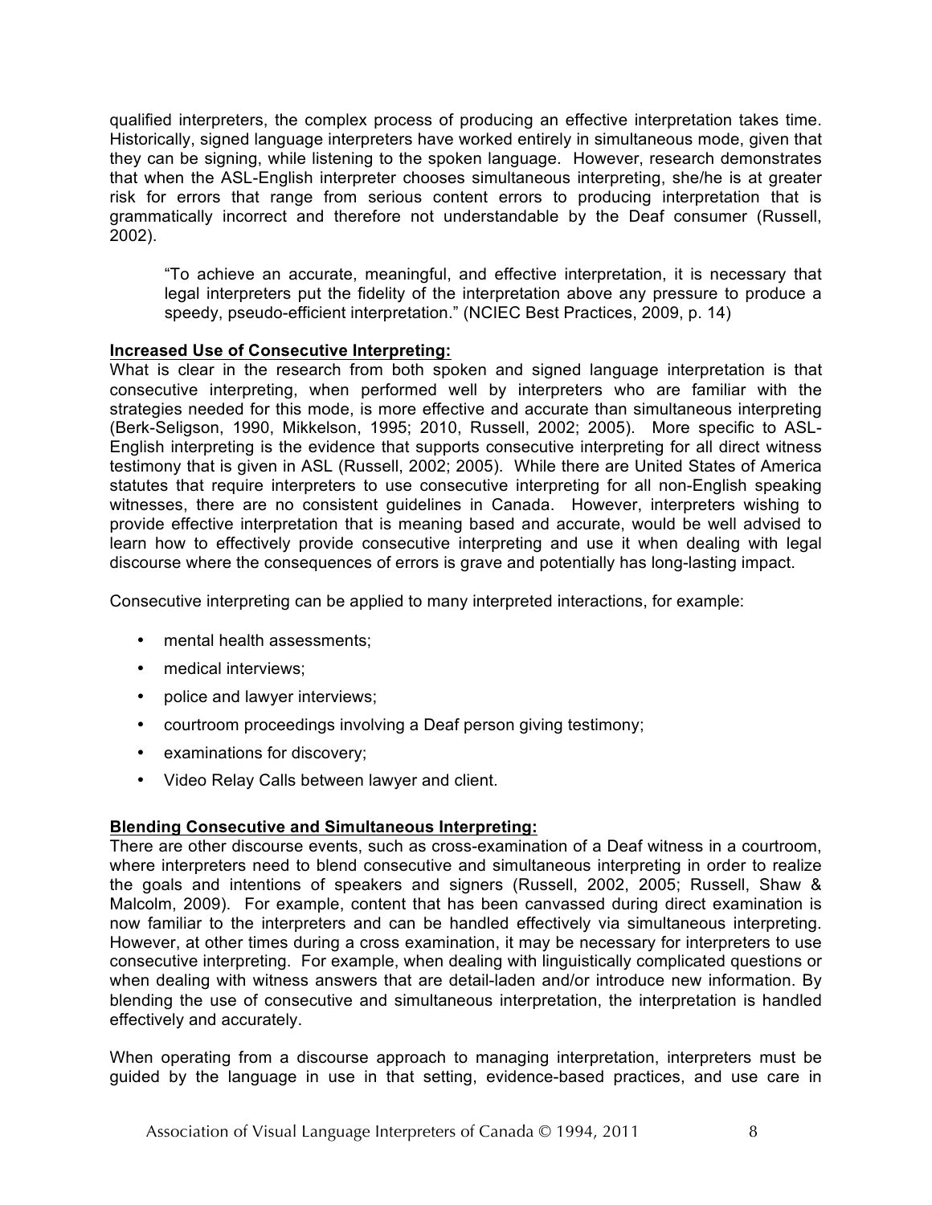qualified interpreters, the complex process of producing an effective interpretation takes time. Historically, signed language interpreters have worked entirely in simultaneous mode, given that they can be signing, while listening to the spoken language. However, research demonstrates that when the ASL-English interpreter chooses simultaneous interpreting, she/he is at greater risk for errors that range from serious content errors to producing interpretation that is grammatically incorrect and therefore not understandable by the Deaf consumer (Russell, 2002).

> "To achieve an accurate, meaningful, and effective interpretation, it is necessary that legal interpreters put the fidelity of the interpretation above any pressure to produce a speedy, pseudo-efficient interpretation." (NCIEC Best Practices, 2009, p. 14)

**Increased Use of Consecutive Interpreting:**

What is clear in the research from both spoken and signed language interpretation is that consecutive interpreting, when performed well by interpreters who are familiar with the strategies needed for this mode, is more effective and accurate than simultaneous interpreting (Berk-Seligson, 1990, Mikkelson, 1995; 2010, Russell, 2002; 2005). More specific to ASL-English interpreting is the evidence that supports consecutive interpreting for all direct witness testimony that is given in ASL (Russell, 2002; 2005). While there are United States of America statutes that require interpreters to use consecutive interpreting for all non-English speaking witnesses, there are no consistent guidelines in Canada. However, interpreters wishing to provide effective interpretation that is meaning based and accurate, would be well advised to learn how to effectively provide consecutive interpreting and use it when dealing with legal discourse where the consequences of errors is grave and potentially has long-lasting impact.

Consecutive interpreting can be applied to many interpreted interactions, for example:

- mental health assessments;
- medical interviews;
- police and lawyer interviews;
- courtroom proceedings involving a Deaf person giving testimony;
- examinations for discovery;
- Video Relay Calls between lawyer and client.

**Blending Consecutive and Simultaneous Interpreting:**

There are other discourse events, such as cross-examination of a Deaf witness in a courtroom, where interpreters need to blend consecutive and simultaneous interpreting in order to realize the goals and intentions of speakers and signers (Russell, 2002, 2005; Russell, Shaw & Malcolm, 2009). For example, content that has been canvassed during direct examination is now familiar to the interpreters and can be handled effectively via simultaneous interpreting. However, at other times during a cross examination, it may be necessary for interpreters to use consecutive interpreting. For example, when dealing with linguistically complicated questions or when dealing with witness answers that are detail-laden and/or introduce new information. By blending the use of consecutive and simultaneous interpretation, the interpretation is handled effectively and accurately.

When operating from a discourse approach to managing interpretation, interpreters must be guided by the language in use in that setting, evidence-based practices, and use care in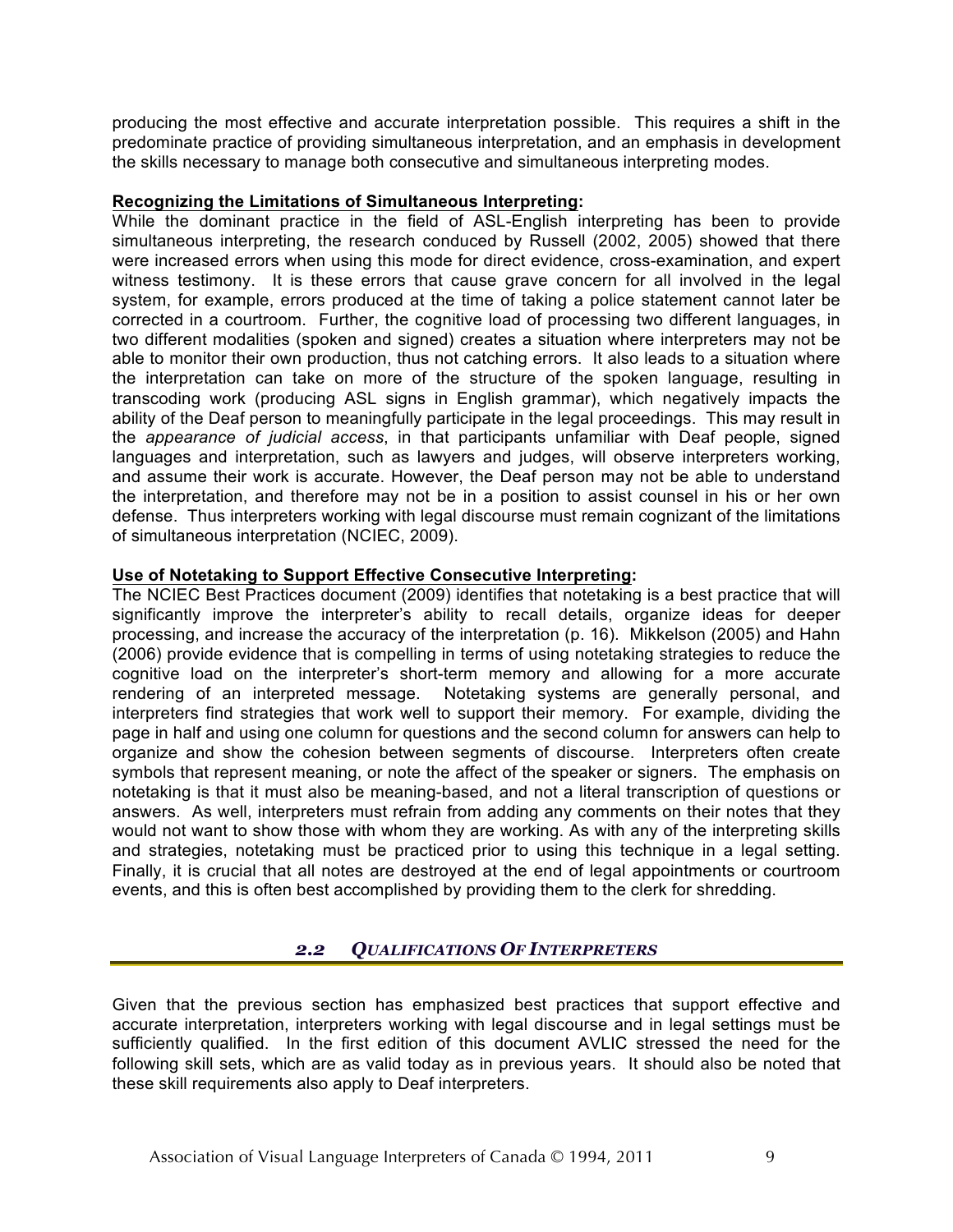producing the most effective and accurate interpretation possible. This requires a shift in the predominate practice of providing simultaneous interpretation, and an emphasis in development the skills necessary to manage both consecutive and simultaneous interpreting modes.

**Recognizing the Limitations of Simultaneous Interpreting:**

While the dominant practice in the field of ASL-English interpreting has been to provide simultaneous interpreting, the research conduced by Russell (2002, 2005) showed that there were increased errors when using this mode for direct evidence, cross-examination, and expert witness testimony. It is these errors that cause grave concern for all involved in the legal system, for example, errors produced at the time of taking a police statement cannot later be corrected in a courtroom. Further, the cognitive load of processing two different languages, in two different modalities (spoken and signed) creates a situation where interpreters may not be able to monitor their own production, thus not catching errors. It also leads to a situation where the interpretation can take on more of the structure of the spoken language, resulting in transcoding work (producing ASL signs in English grammar), which negatively impacts the ability of the Deaf person to meaningfully participate in the legal proceedings. This may result in the *appearance of judicial access*, in that participants unfamiliar with Deaf people, signed languages and interpretation, such as lawyers and judges, will observe interpreters working, and assume their work is accurate. However, the Deaf person may not be able to understand the interpretation, and therefore may not be in a position to assist counsel in his or her own defense. Thus interpreters working with legal discourse must remain cognizant of the limitations of simultaneous interpretation (NCIEC, 2009).

**Use of Notetaking to Support Effective Consecutive Interpreting:**

The NCIEC Best Practices document (2009) identifies that notetaking is a best practice that will significantly improve the interpreter's ability to recall details, organize ideas for deeper processing, and increase the accuracy of the interpretation (p. 16). Mikkelson (2005) and Hahn (2006) provide evidence that is compelling in terms of using notetaking strategies to reduce the cognitive load on the interpreter's short-term memory and allowing for a more accurate rendering of an interpreted message. Notetaking systems are generally personal, and interpreters find strategies that work well to support their memory. For example, dividing the page in half and using one column for questions and the second column for answers can help to organize and show the cohesion between segments of discourse. Interpreters often create symbols that represent meaning, or note the affect of the speaker or signers. The emphasis on notetaking is that it must also be meaning-based, and not a literal transcription of questions or answers. As well, interpreters must refrain from adding any comments on their notes that they would not want to show those with whom they are working. As with any of the interpreting skills and strategies, notetaking must be practiced prior to using this technique in a legal setting. Finally, it is crucial that all notes are destroyed at the end of legal appointments or courtroom events, and this is often best accomplished by providing them to the clerk for shredding.

## 2.2 QUALIFICATIONS OF INTERPRETERS

Given that the previous section has emphasized best practices that support effective and accurate interpretation, interpreters working with legal discourse and in legal settings must be sufficiently qualified. In the first edition of this document AVLIC stressed the need for the following skill sets, which are as valid today as in previous years. It should also be noted that these skill requirements also apply to Deaf interpreters.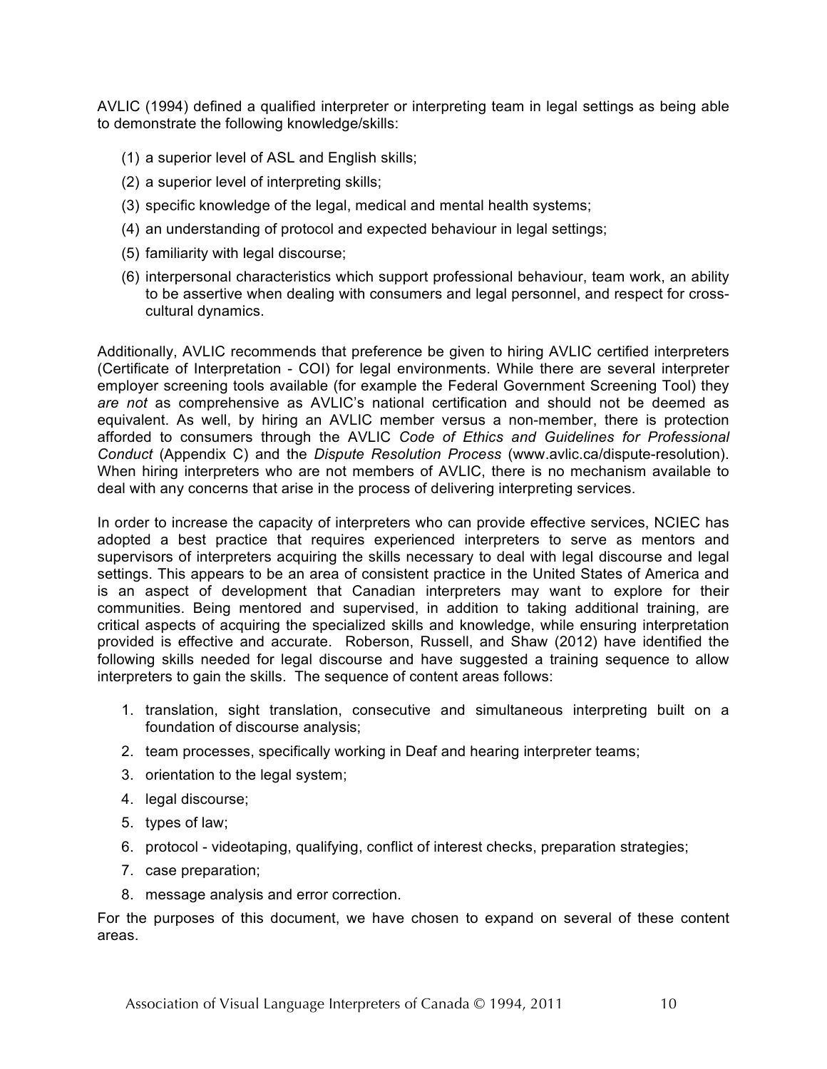AVLIC (1994) defined a qualified interpreter or interpreting team in legal settings as being able to demonstrate the following knowledge/skills:

(1) a superior level of ASL and English skills;
(2) a superior level of interpreting skills;
(3) specific knowledge of the legal, medical and mental health systems;
(4) an understanding of protocol and expected behaviour in legal settings;
(5) familiarity with legal discourse;
(6) interpersonal characteristics which support professional behaviour, team work, an ability to be assertive when dealing with consumers and legal personnel, and respect for cross-cultural dynamics.

Additionally, AVLIC recommends that preference be given to hiring AVLIC certified interpreters (Certificate of Interpretation - COI) for legal environments. While there are several interpreter employer screening tools available (for example the Federal Government Screening Tool) they *are not* as comprehensive as AVLIC's national certification and should not be deemed as equivalent. As well, by hiring an AVLIC member versus a non-member, there is protection afforded to consumers through the AVLIC *Code of Ethics and Guidelines for Professional Conduct* (Appendix C) and the *Dispute Resolution Process* (www.avlic.ca/dispute-resolution). When hiring interpreters who are not members of AVLIC, there is no mechanism available to deal with any concerns that arise in the process of delivering interpreting services.

In order to increase the capacity of interpreters who can provide effective services, NCIEC has adopted a best practice that requires experienced interpreters to serve as mentors and supervisors of interpreters acquiring the skills necessary to deal with legal discourse and legal settings. This appears to be an area of consistent practice in the United States of America and is an aspect of development that Canadian interpreters may want to explore for their communities. Being mentored and supervised, in addition to taking additional training, are critical aspects of acquiring the specialized skills and knowledge, while ensuring interpretation provided is effective and accurate. Roberson, Russell, and Shaw (2012) have identified the following skills needed for legal discourse and have suggested a training sequence to allow interpreters to gain the skills. The sequence of content areas follows:

1. translation, sight translation, consecutive and simultaneous interpreting built on a foundation of discourse analysis;
2. team processes, specifically working in Deaf and hearing interpreter teams;
3. orientation to the legal system;
4. legal discourse;
5. types of law;
6. protocol - videotaping, qualifying, conflict of interest checks, preparation strategies;
7. case preparation;
8. message analysis and error correction.

For the purposes of this document, we have chosen to expand on several of these content areas.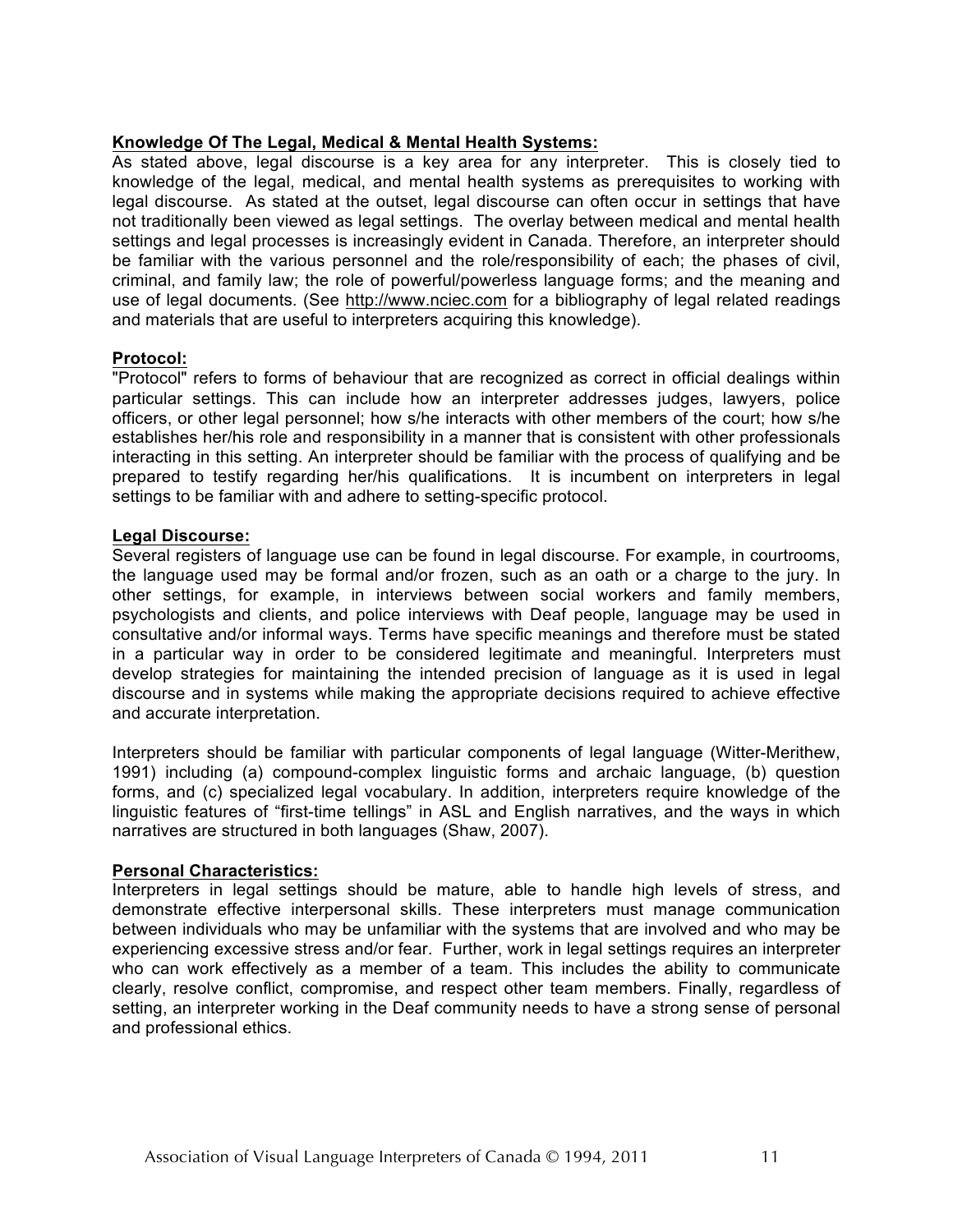**Knowledge Of The Legal, Medical & Mental Health Systems:**

As stated above, legal discourse is a key area for any interpreter. This is closely tied to knowledge of the legal, medical, and mental health systems as prerequisites to working with legal discourse. As stated at the outset, legal discourse can often occur in settings that have not traditionally been viewed as legal settings. The overlay between medical and mental health settings and legal processes is increasingly evident in Canada. Therefore, an interpreter should be familiar with the various personnel and the role/responsibility of each; the phases of civil, criminal, and family law; the role of powerful/powerless language forms; and the meaning and use of legal documents. (See http://www.nciec.com for a bibliography of legal related readings and materials that are useful to interpreters acquiring this knowledge).

**Protocol:**

"Protocol" refers to forms of behaviour that are recognized as correct in official dealings within particular settings. This can include how an interpreter addresses judges, lawyers, police officers, or other legal personnel; how s/he interacts with other members of the court; how s/he establishes her/his role and responsibility in a manner that is consistent with other professionals interacting in this setting. An interpreter should be familiar with the process of qualifying and be prepared to testify regarding her/his qualifications. It is incumbent on interpreters in legal settings to be familiar with and adhere to setting-specific protocol.

**Legal Discourse:**

Several registers of language use can be found in legal discourse. For example, in courtrooms, the language used may be formal and/or frozen, such as an oath or a charge to the jury. In other settings, for example, in interviews between social workers and family members, psychologists and clients, and police interviews with Deaf people, language may be used in consultative and/or informal ways. Terms have specific meanings and therefore must be stated in a particular way in order to be considered legitimate and meaningful. Interpreters must develop strategies for maintaining the intended precision of language as it is used in legal discourse and in systems while making the appropriate decisions required to achieve effective and accurate interpretation.

Interpreters should be familiar with particular components of legal language (Witter-Merithew, 1991) including (a) compound-complex linguistic forms and archaic language, (b) question forms, and (c) specialized legal vocabulary. In addition, interpreters require knowledge of the linguistic features of "first-time tellings" in ASL and English narratives, and the ways in which narratives are structured in both languages (Shaw, 2007).

**Personal Characteristics:**

Interpreters in legal settings should be mature, able to handle high levels of stress, and demonstrate effective interpersonal skills. These interpreters must manage communication between individuals who may be unfamiliar with the systems that are involved and who may be experiencing excessive stress and/or fear. Further, work in legal settings requires an interpreter who can work effectively as a member of a team. This includes the ability to communicate clearly, resolve conflict, compromise, and respect other team members. Finally, regardless of setting, an interpreter working in the Deaf community needs to have a strong sense of personal and professional ethics.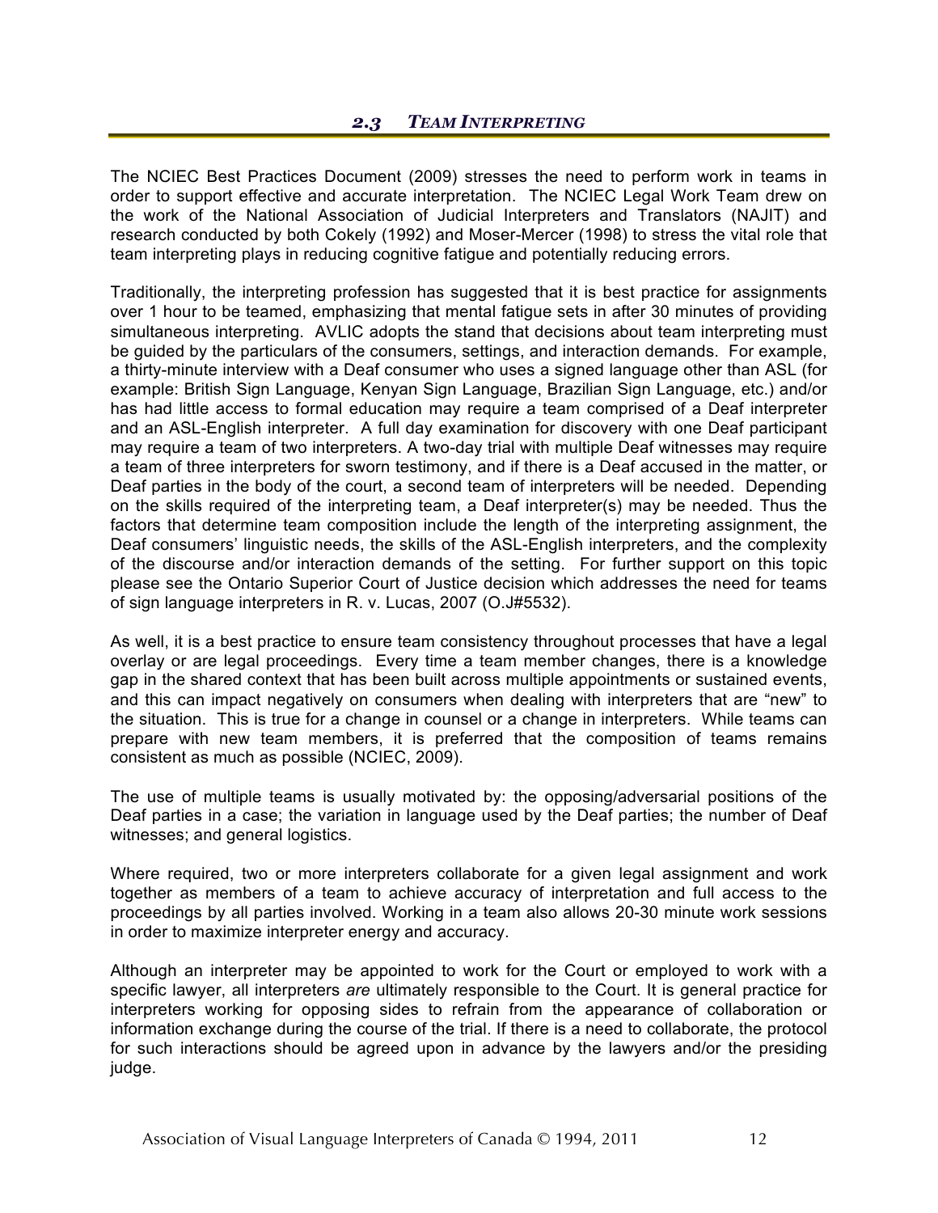## *2.3 TEAM INTERPRETING*

The NCIEC Best Practices Document (2009) stresses the need to perform work in teams in order to support effective and accurate interpretation. The NCIEC Legal Work Team drew on the work of the National Association of Judicial Interpreters and Translators (NAJIT) and research conducted by both Cokely (1992) and Moser-Mercer (1998) to stress the vital role that team interpreting plays in reducing cognitive fatigue and potentially reducing errors.

Traditionally, the interpreting profession has suggested that it is best practice for assignments over 1 hour to be teamed, emphasizing that mental fatigue sets in after 30 minutes of providing simultaneous interpreting. AVLIC adopts the stand that decisions about team interpreting must be guided by the particulars of the consumers, settings, and interaction demands. For example, a thirty-minute interview with a Deaf consumer who uses a signed language other than ASL (for example: British Sign Language, Kenyan Sign Language, Brazilian Sign Language, etc.) and/or has had little access to formal education may require a team comprised of a Deaf interpreter and an ASL-English interpreter. A full day examination for discovery with one Deaf participant may require a team of two interpreters. A two-day trial with multiple Deaf witnesses may require a team of three interpreters for sworn testimony, and if there is a Deaf accused in the matter, or Deaf parties in the body of the court, a second team of interpreters will be needed. Depending on the skills required of the interpreting team, a Deaf interpreter(s) may be needed. Thus the factors that determine team composition include the length of the interpreting assignment, the Deaf consumers' linguistic needs, the skills of the ASL-English interpreters, and the complexity of the discourse and/or interaction demands of the setting. For further support on this topic please see the Ontario Superior Court of Justice decision which addresses the need for teams of sign language interpreters in R. v. Lucas, 2007 (O.J#5532).

As well, it is a best practice to ensure team consistency throughout processes that have a legal overlay or are legal proceedings. Every time a team member changes, there is a knowledge gap in the shared context that has been built across multiple appointments or sustained events, and this can impact negatively on consumers when dealing with interpreters that are "new" to the situation. This is true for a change in counsel or a change in interpreters. While teams can prepare with new team members, it is preferred that the composition of teams remains consistent as much as possible (NCIEC, 2009).

The use of multiple teams is usually motivated by: the opposing/adversarial positions of the Deaf parties in a case; the variation in language used by the Deaf parties; the number of Deaf witnesses; and general logistics.

Where required, two or more interpreters collaborate for a given legal assignment and work together as members of a team to achieve accuracy of interpretation and full access to the proceedings by all parties involved. Working in a team also allows 20-30 minute work sessions in order to maximize interpreter energy and accuracy.

Although an interpreter may be appointed to work for the Court or employed to work with a specific lawyer, all interpreters *are* ultimately responsible to the Court. It is general practice for interpreters working for opposing sides to refrain from the appearance of collaboration or information exchange during the course of the trial. If there is a need to collaborate, the protocol for such interactions should be agreed upon in advance by the lawyers and/or the presiding judge.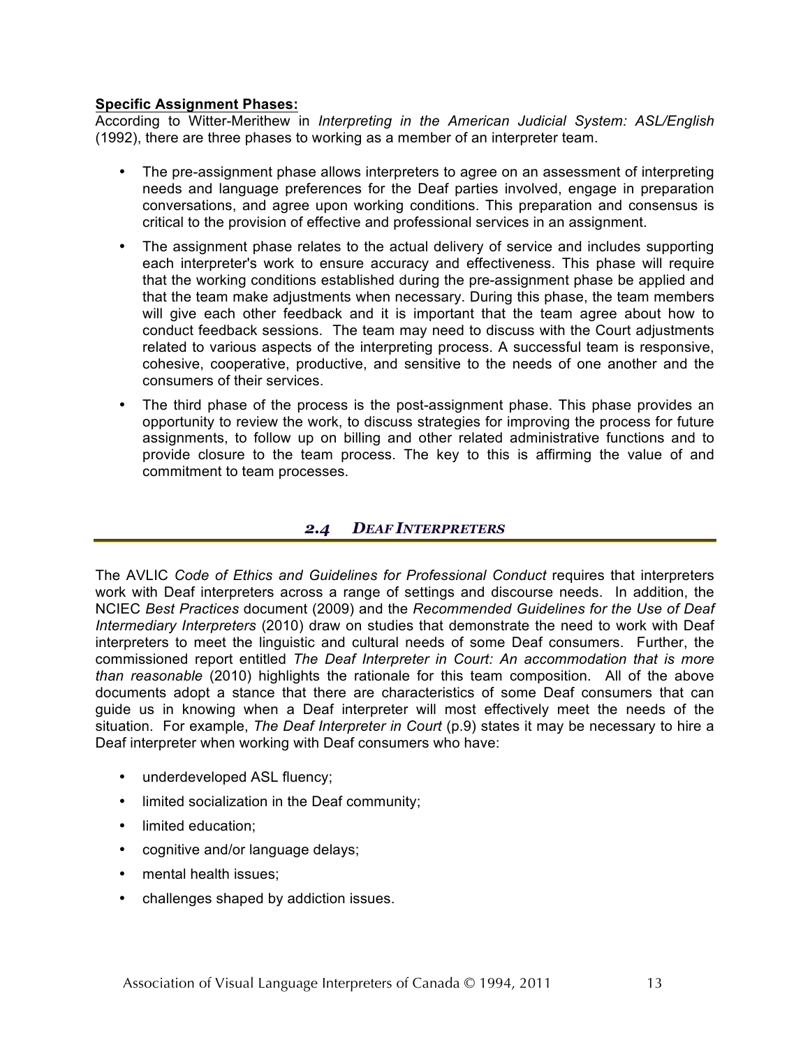**Specific Assignment Phases:**
According to Witter-Merithew in *Interpreting in the American Judicial System: ASL/English* (1992), there are three phases to working as a member of an interpreter team.

- The pre-assignment phase allows interpreters to agree on an assessment of interpreting needs and language preferences for the Deaf parties involved, engage in preparation conversations, and agree upon working conditions. This preparation and consensus is critical to the provision of effective and professional services in an assignment.
- The assignment phase relates to the actual delivery of service and includes supporting each interpreter's work to ensure accuracy and effectiveness. This phase will require that the working conditions established during the pre-assignment phase be applied and that the team make adjustments when necessary. During this phase, the team members will give each other feedback and it is important that the team agree about how to conduct feedback sessions. The team may need to discuss with the Court adjustments related to various aspects of the interpreting process. A successful team is responsive, cohesive, cooperative, productive, and sensitive to the needs of one another and the consumers of their services.
- The third phase of the process is the post-assignment phase. This phase provides an opportunity to review the work, to discuss strategies for improving the process for future assignments, to follow up on billing and other related administrative functions and to provide closure to the team process. The key to this is affirming the value of and commitment to team processes.

## *2.4 DEAF INTERPRETERS*

The AVLIC *Code of Ethics and Guidelines for Professional Conduct* requires that interpreters work with Deaf interpreters across a range of settings and discourse needs. In addition, the NCIEC *Best Practices* document (2009) and the *Recommended Guidelines for the Use of Deaf Intermediary Interpreters* (2010) draw on studies that demonstrate the need to work with Deaf interpreters to meet the linguistic and cultural needs of some Deaf consumers. Further, the commissioned report entitled *The Deaf Interpreter in Court: An accommodation that is more than reasonable* (2010) highlights the rationale for this team composition. All of the above documents adopt a stance that there are characteristics of some Deaf consumers that can guide us in knowing when a Deaf interpreter will most effectively meet the needs of the situation. For example, *The Deaf Interpreter in Court* (p.9) states it may be necessary to hire a Deaf interpreter when working with Deaf consumers who have:

- underdeveloped ASL fluency;
- limited socialization in the Deaf community;
- limited education;
- cognitive and/or language delays;
- mental health issues;
- challenges shaped by addiction issues.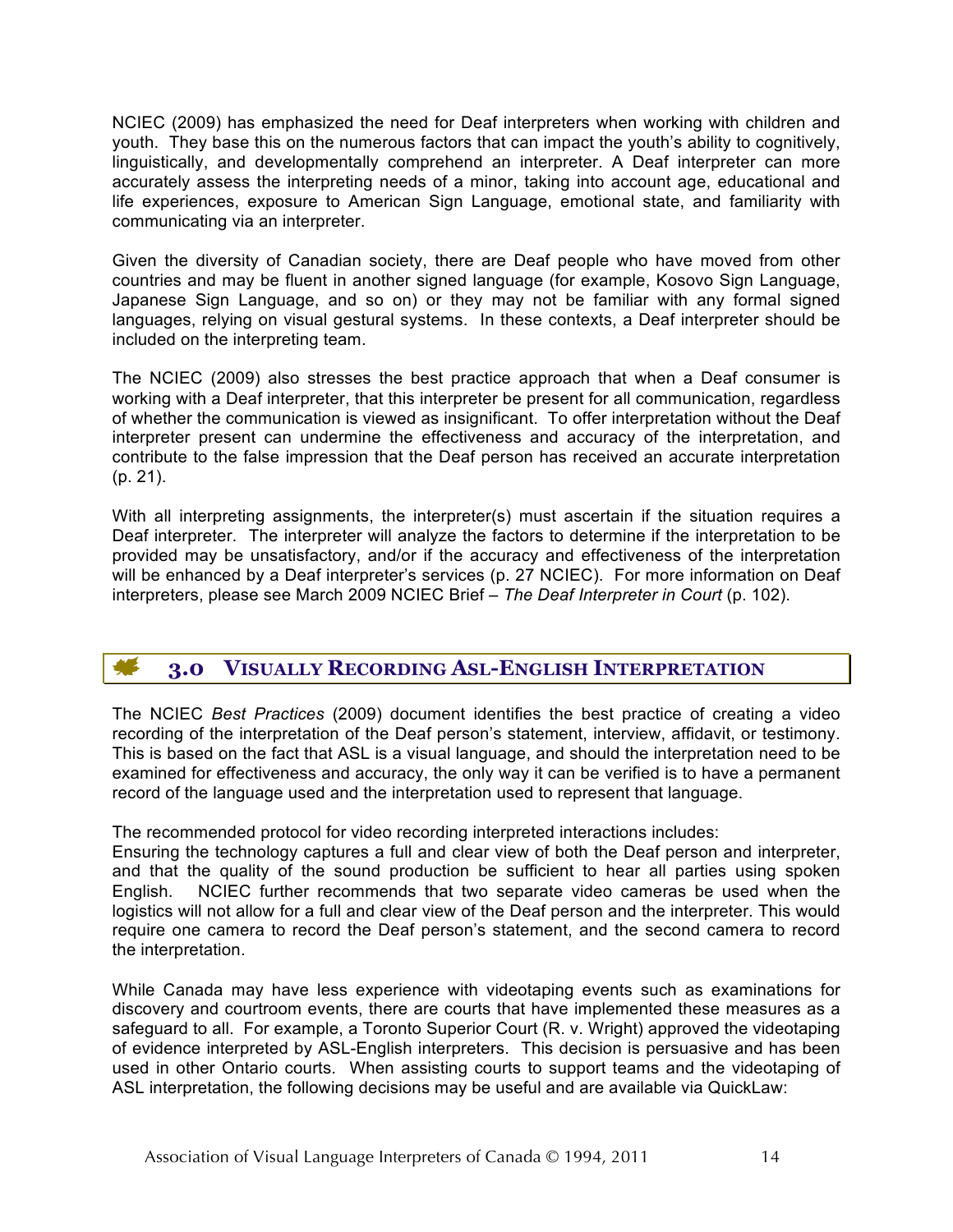NCIEC (2009) has emphasized the need for Deaf interpreters when working with children and youth. They base this on the numerous factors that can impact the youth's ability to cognitively, linguistically, and developmentally comprehend an interpreter. A Deaf interpreter can more accurately assess the interpreting needs of a minor, taking into account age, educational and life experiences, exposure to American Sign Language, emotional state, and familiarity with communicating via an interpreter.

Given the diversity of Canadian society, there are Deaf people who have moved from other countries and may be fluent in another signed language (for example, Kosovo Sign Language, Japanese Sign Language, and so on) or they may not be familiar with any formal signed languages, relying on visual gestural systems. In these contexts, a Deaf interpreter should be included on the interpreting team.

The NCIEC (2009) also stresses the best practice approach that when a Deaf consumer is working with a Deaf interpreter, that this interpreter be present for all communication, regardless of whether the communication is viewed as insignificant. To offer interpretation without the Deaf interpreter present can undermine the effectiveness and accuracy of the interpretation, and contribute to the false impression that the Deaf person has received an accurate interpretation (p. 21).

With all interpreting assignments, the interpreter(s) must ascertain if the situation requires a Deaf interpreter. The interpreter will analyze the factors to determine if the interpretation to be provided may be unsatisfactory, and/or if the accuracy and effectiveness of the interpretation will be enhanced by a Deaf interpreter's services (p. 27 NCIEC). For more information on Deaf interpreters, please see March 2009 NCIEC Brief – *The Deaf Interpreter in Court* (p. 102).

## 3.0 Visually Recording ASL-English Interpretation

The NCIEC *Best Practices* (2009) document identifies the best practice of creating a video recording of the interpretation of the Deaf person's statement, interview, affidavit, or testimony. This is based on the fact that ASL is a visual language, and should the interpretation need to be examined for effectiveness and accuracy, the only way it can be verified is to have a permanent record of the language used and the interpretation used to represent that language.

The recommended protocol for video recording interpreted interactions includes:
Ensuring the technology captures a full and clear view of both the Deaf person and interpreter, and that the quality of the sound production be sufficient to hear all parties using spoken English. NCIEC further recommends that two separate video cameras be used when the logistics will not allow for a full and clear view of the Deaf person and the interpreter. This would require one camera to record the Deaf person's statement, and the second camera to record the interpretation.

While Canada may have less experience with videotaping events such as examinations for discovery and courtroom events, there are courts that have implemented these measures as a safeguard to all. For example, a Toronto Superior Court (R. v. Wright) approved the videotaping of evidence interpreted by ASL-English interpreters. This decision is persuasive and has been used in other Ontario courts. When assisting courts to support teams and the videotaping of ASL interpretation, the following decisions may be useful and are available via QuickLaw: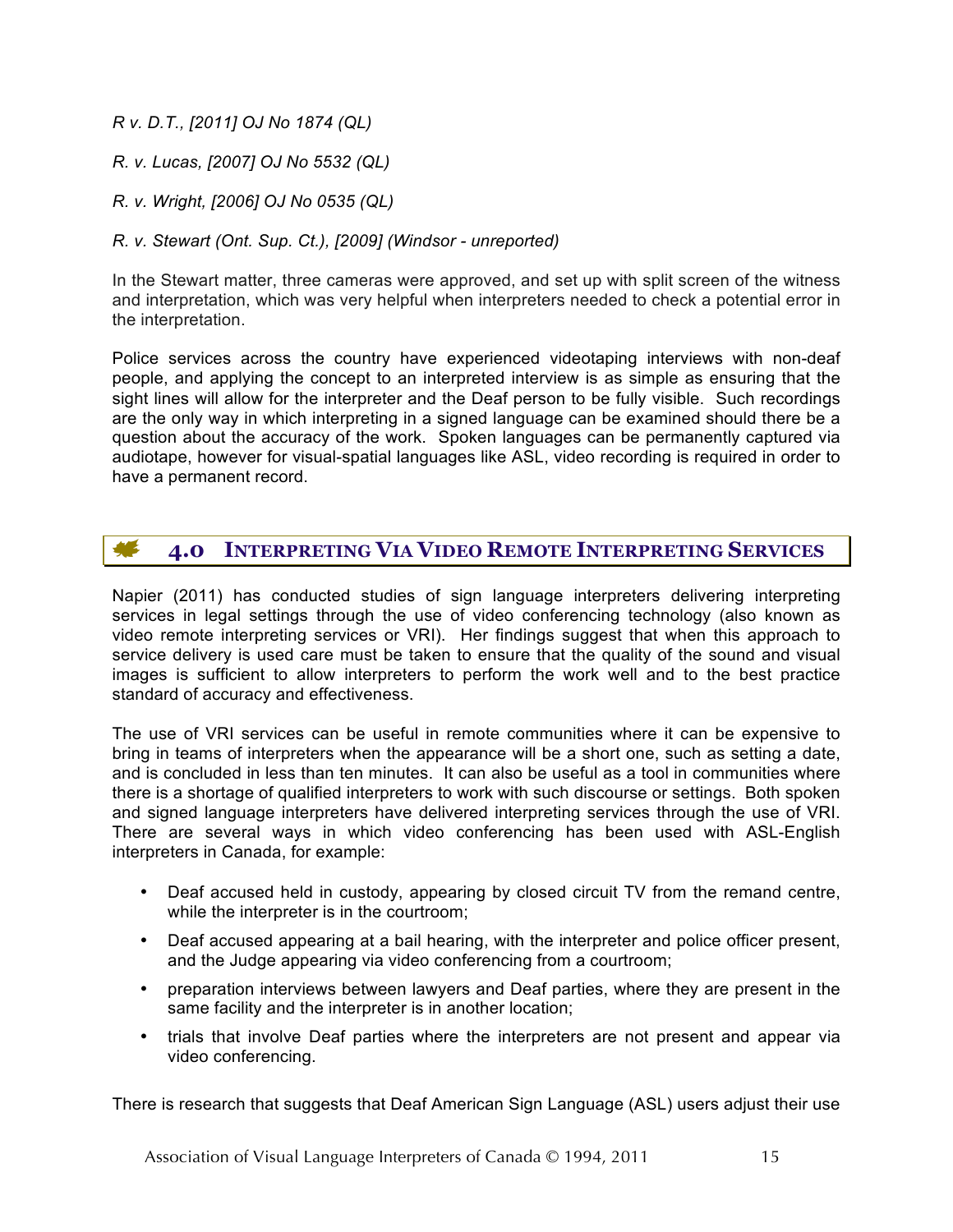*R v. D.T., [2011] OJ No 1874 (QL)*

*R. v. Lucas, [2007] OJ No 5532 (QL)*

*R. v. Wright, [2006] OJ No 0535 (QL)*

*R. v. Stewart (Ont. Sup. Ct.), [2009] (Windsor - unreported)*

In the Stewart matter, three cameras were approved, and set up with split screen of the witness and interpretation, which was very helpful when interpreters needed to check a potential error in the interpretation.

Police services across the country have experienced videotaping interviews with non-deaf people, and applying the concept to an interpreted interview is as simple as ensuring that the sight lines will allow for the interpreter and the Deaf person to be fully visible. Such recordings are the only way in which interpreting in a signed language can be examined should there be a question about the accuracy of the work. Spoken languages can be permanently captured via audiotape, however for visual-spatial languages like ASL, video recording is required in order to have a permanent record.

## 4.0 Interpreting Via Video Remote Interpreting Services

Napier (2011) has conducted studies of sign language interpreters delivering interpreting services in legal settings through the use of video conferencing technology (also known as video remote interpreting services or VRI). Her findings suggest that when this approach to service delivery is used care must be taken to ensure that the quality of the sound and visual images is sufficient to allow interpreters to perform the work well and to the best practice standard of accuracy and effectiveness.

The use of VRI services can be useful in remote communities where it can be expensive to bring in teams of interpreters when the appearance will be a short one, such as setting a date, and is concluded in less than ten minutes. It can also be useful as a tool in communities where there is a shortage of qualified interpreters to work with such discourse or settings. Both spoken and signed language interpreters have delivered interpreting services through the use of VRI. There are several ways in which video conferencing has been used with ASL-English interpreters in Canada, for example:

- Deaf accused held in custody, appearing by closed circuit TV from the remand centre, while the interpreter is in the courtroom;
- Deaf accused appearing at a bail hearing, with the interpreter and police officer present, and the Judge appearing via video conferencing from a courtroom;
- preparation interviews between lawyers and Deaf parties, where they are present in the same facility and the interpreter is in another location;
- trials that involve Deaf parties where the interpreters are not present and appear via video conferencing.

There is research that suggests that Deaf American Sign Language (ASL) users adjust their use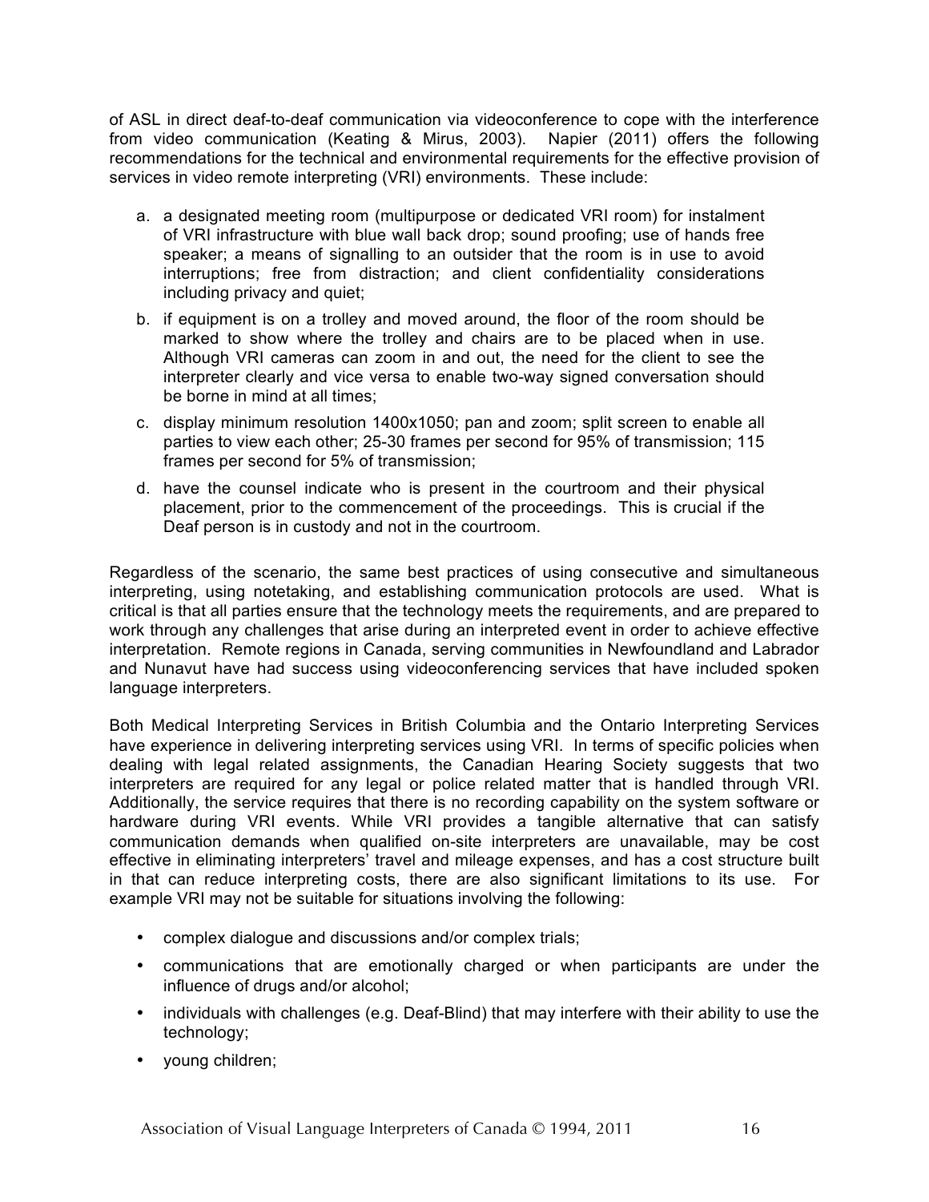of ASL in direct deaf-to-deaf communication via videoconference to cope with the interference from video communication (Keating & Mirus, 2003). Napier (2011) offers the following recommendations for the technical and environmental requirements for the effective provision of services in video remote interpreting (VRI) environments. These include:

a. a designated meeting room (multipurpose or dedicated VRI room) for instalment of VRI infrastructure with blue wall back drop; sound proofing; use of hands free speaker; a means of signalling to an outsider that the room is in use to avoid interruptions; free from distraction; and client confidentiality considerations including privacy and quiet;

b. if equipment is on a trolley and moved around, the floor of the room should be marked to show where the trolley and chairs are to be placed when in use. Although VRI cameras can zoom in and out, the need for the client to see the interpreter clearly and vice versa to enable two-way signed conversation should be borne in mind at all times;

c. display minimum resolution 1400x1050; pan and zoom; split screen to enable all parties to view each other; 25-30 frames per second for 95% of transmission; 115 frames per second for 5% of transmission;

d. have the counsel indicate who is present in the courtroom and their physical placement, prior to the commencement of the proceedings. This is crucial if the Deaf person is in custody and not in the courtroom.

Regardless of the scenario, the same best practices of using consecutive and simultaneous interpreting, using notetaking, and establishing communication protocols are used. What is critical is that all parties ensure that the technology meets the requirements, and are prepared to work through any challenges that arise during an interpreted event in order to achieve effective interpretation. Remote regions in Canada, serving communities in Newfoundland and Labrador and Nunavut have had success using videoconferencing services that have included spoken language interpreters.

Both Medical Interpreting Services in British Columbia and the Ontario Interpreting Services have experience in delivering interpreting services using VRI. In terms of specific policies when dealing with legal related assignments, the Canadian Hearing Society suggests that two interpreters are required for any legal or police related matter that is handled through VRI. Additionally, the service requires that there is no recording capability on the system software or hardware during VRI events. While VRI provides a tangible alternative that can satisfy communication demands when qualified on-site interpreters are unavailable, may be cost effective in eliminating interpreters' travel and mileage expenses, and has a cost structure built in that can reduce interpreting costs, there are also significant limitations to its use. For example VRI may not be suitable for situations involving the following:

- complex dialogue and discussions and/or complex trials;
- communications that are emotionally charged or when participants are under the influence of drugs and/or alcohol;
- individuals with challenges (e.g. Deaf-Blind) that may interfere with their ability to use the technology;
- young children;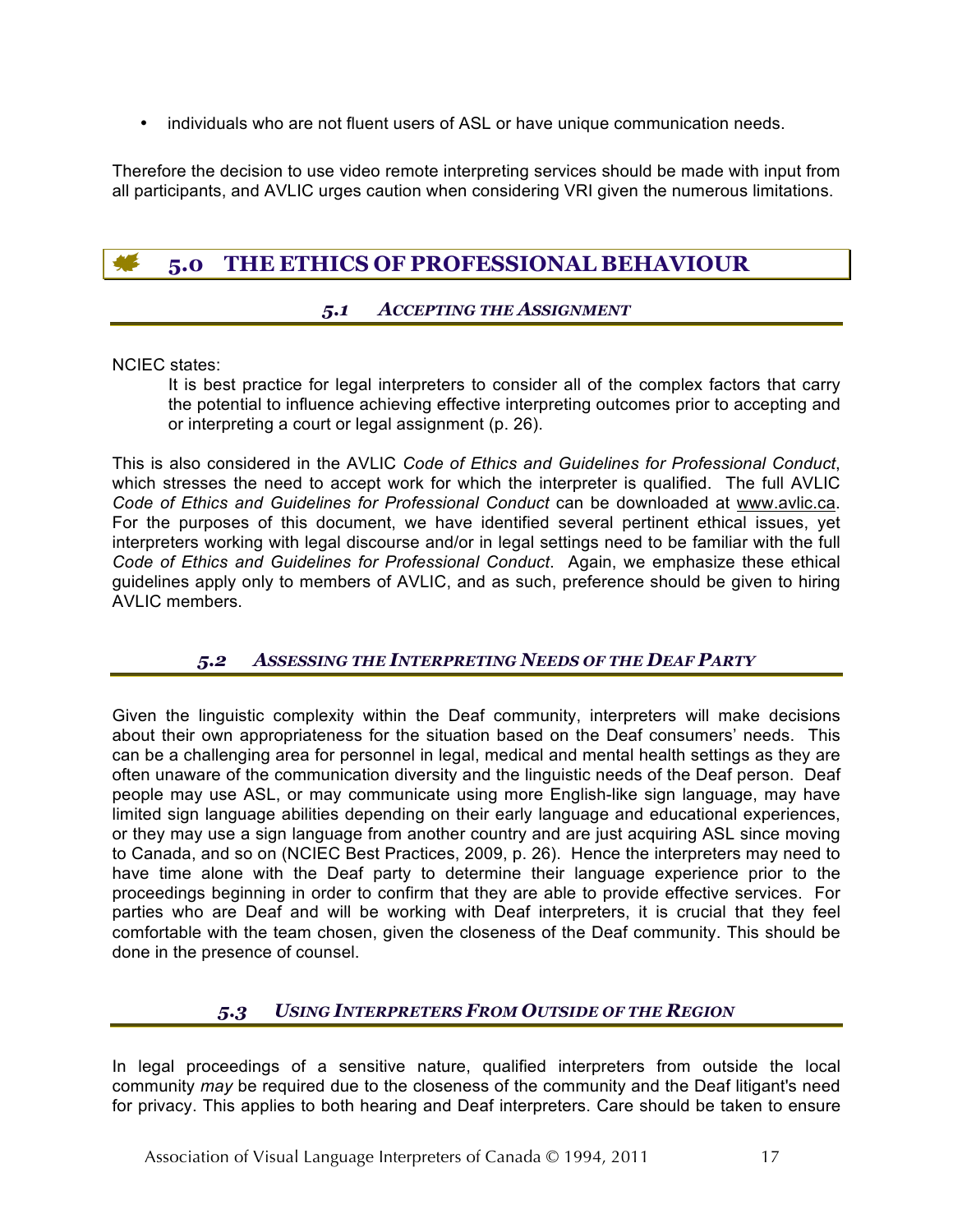- individuals who are not fluent users of ASL or have unique communication needs.

Therefore the decision to use video remote interpreting services should be made with input from all participants, and AVLIC urges caution when considering VRI given the numerous limitations.

## 5.0 THE ETHICS OF PROFESSIONAL BEHAVIOUR

### 5.1 ACCEPTING THE ASSIGNMENT

NCIEC states:

> It is best practice for legal interpreters to consider all of the complex factors that carry the potential to influence achieving effective interpreting outcomes prior to accepting and or interpreting a court or legal assignment (p. 26).

This is also considered in the AVLIC *Code of Ethics and Guidelines for Professional Conduct*, which stresses the need to accept work for which the interpreter is qualified. The full AVLIC *Code of Ethics and Guidelines for Professional Conduct* can be downloaded at www.avlic.ca. For the purposes of this document, we have identified several pertinent ethical issues, yet interpreters working with legal discourse and/or in legal settings need to be familiar with the full *Code of Ethics and Guidelines for Professional Conduct*. Again, we emphasize these ethical guidelines apply only to members of AVLIC, and as such, preference should be given to hiring AVLIC members.

### 5.2 ASSESSING THE INTERPRETING NEEDS OF THE DEAF PARTY

Given the linguistic complexity within the Deaf community, interpreters will make decisions about their own appropriateness for the situation based on the Deaf consumers' needs. This can be a challenging area for personnel in legal, medical and mental health settings as they are often unaware of the communication diversity and the linguistic needs of the Deaf person. Deaf people may use ASL, or may communicate using more English-like sign language, may have limited sign language abilities depending on their early language and educational experiences, or they may use a sign language from another country and are just acquiring ASL since moving to Canada, and so on (NCIEC Best Practices, 2009, p. 26). Hence the interpreters may need to have time alone with the Deaf party to determine their language experience prior to the proceedings beginning in order to confirm that they are able to provide effective services. For parties who are Deaf and will be working with Deaf interpreters, it is crucial that they feel comfortable with the team chosen, given the closeness of the Deaf community. This should be done in the presence of counsel.

### 5.3 USING INTERPRETERS FROM OUTSIDE OF THE REGION

In legal proceedings of a sensitive nature, qualified interpreters from outside the local community *may* be required due to the closeness of the community and the Deaf litigant's need for privacy. This applies to both hearing and Deaf interpreters. Care should be taken to ensure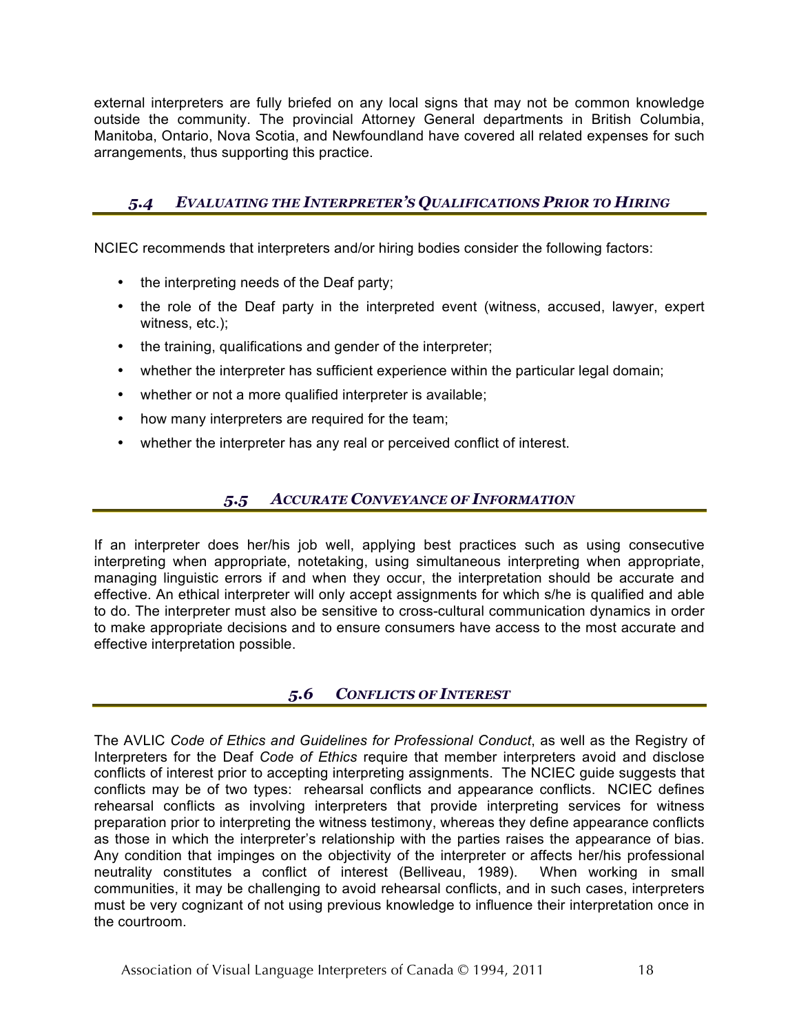external interpreters are fully briefed on any local signs that may not be common knowledge outside the community. The provincial Attorney General departments in British Columbia, Manitoba, Ontario, Nova Scotia, and Newfoundland have covered all related expenses for such arrangements, thus supporting this practice.

## *5.4 Evaluating the Interpreter's Qualifications Prior to Hiring*

NCIEC recommends that interpreters and/or hiring bodies consider the following factors:

- the interpreting needs of the Deaf party;
- the role of the Deaf party in the interpreted event (witness, accused, lawyer, expert witness, etc.);
- the training, qualifications and gender of the interpreter;
- whether the interpreter has sufficient experience within the particular legal domain;
- whether or not a more qualified interpreter is available;
- how many interpreters are required for the team;
- whether the interpreter has any real or perceived conflict of interest.

## *5.5 Accurate Conveyance of Information*

If an interpreter does her/his job well, applying best practices such as using consecutive interpreting when appropriate, notetaking, using simultaneous interpreting when appropriate, managing linguistic errors if and when they occur, the interpretation should be accurate and effective. An ethical interpreter will only accept assignments for which s/he is qualified and able to do. The interpreter must also be sensitive to cross-cultural communication dynamics in order to make appropriate decisions and to ensure consumers have access to the most accurate and effective interpretation possible.

## *5.6 Conflicts of Interest*

The AVLIC *Code of Ethics and Guidelines for Professional Conduct*, as well as the Registry of Interpreters for the Deaf *Code of Ethics* require that member interpreters avoid and disclose conflicts of interest prior to accepting interpreting assignments. The NCIEC guide suggests that conflicts may be of two types: rehearsal conflicts and appearance conflicts. NCIEC defines rehearsal conflicts as involving interpreters that provide interpreting services for witness preparation prior to interpreting the witness testimony, whereas they define appearance conflicts as those in which the interpreter's relationship with the parties raises the appearance of bias. Any condition that impinges on the objectivity of the interpreter or affects her/his professional neutrality constitutes a conflict of interest (Belliveau, 1989). When working in small communities, it may be challenging to avoid rehearsal conflicts, and in such cases, interpreters must be very cognizant of not using previous knowledge to influence their interpretation once in the courtroom.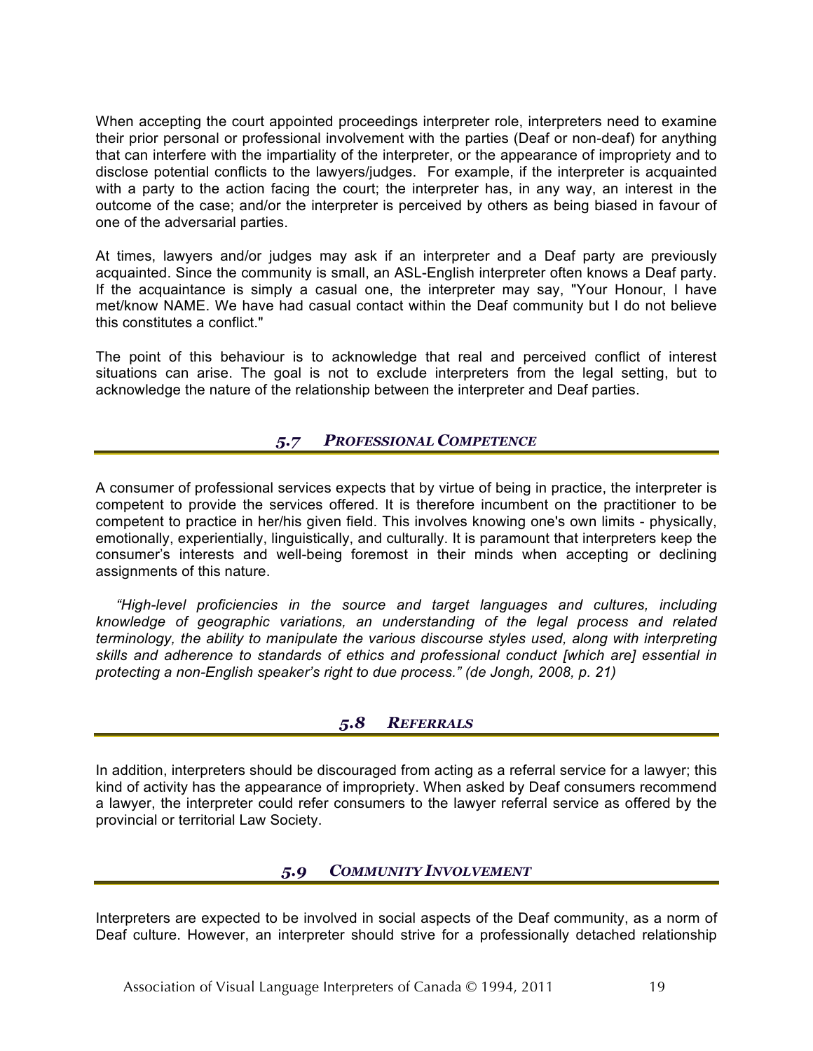When accepting the court appointed proceedings interpreter role, interpreters need to examine their prior personal or professional involvement with the parties (Deaf or non-deaf) for anything that can interfere with the impartiality of the interpreter, or the appearance of impropriety and to disclose potential conflicts to the lawyers/judges. For example, if the interpreter is acquainted with a party to the action facing the court; the interpreter has, in any way, an interest in the outcome of the case; and/or the interpreter is perceived by others as being biased in favour of one of the adversarial parties.

At times, lawyers and/or judges may ask if an interpreter and a Deaf party are previously acquainted. Since the community is small, an ASL-English interpreter often knows a Deaf party. If the acquaintance is simply a casual one, the interpreter may say, "Your Honour, I have met/know NAME. We have had casual contact within the Deaf community but I do not believe this constitutes a conflict."

The point of this behaviour is to acknowledge that real and perceived conflict of interest situations can arise. The goal is not to exclude interpreters from the legal setting, but to acknowledge the nature of the relationship between the interpreter and Deaf parties.

### *5.7 PROFESSIONAL COMPETENCE*

A consumer of professional services expects that by virtue of being in practice, the interpreter is competent to provide the services offered. It is therefore incumbent on the practitioner to be competent to practice in her/his given field. This involves knowing one's own limits - physically, emotionally, experientially, linguistically, and culturally. It is paramount that interpreters keep the consumer's interests and well-being foremost in their minds when accepting or declining assignments of this nature.

> *"High-level proficiencies in the source and target languages and cultures, including knowledge of geographic variations, an understanding of the legal process and related terminology, the ability to manipulate the various discourse styles used, along with interpreting skills and adherence to standards of ethics and professional conduct [which are] essential in protecting a non-English speaker's right to due process." (de Jongh, 2008, p. 21)*

### *5.8 REFERRALS*

In addition, interpreters should be discouraged from acting as a referral service for a lawyer; this kind of activity has the appearance of impropriety. When asked by Deaf consumers recommend a lawyer, the interpreter could refer consumers to the lawyer referral service as offered by the provincial or territorial Law Society.

### *5.9 COMMUNITY INVOLVEMENT*

Interpreters are expected to be involved in social aspects of the Deaf community, as a norm of Deaf culture. However, an interpreter should strive for a professionally detached relationship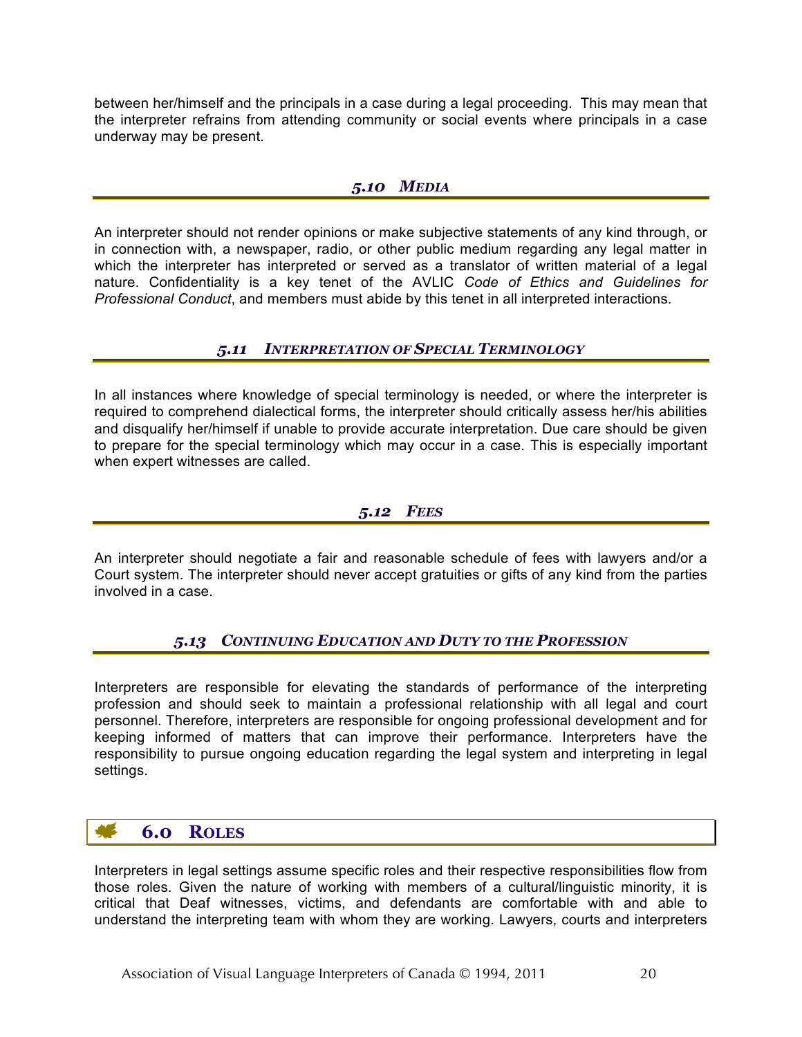between her/himself and the principals in a case during a legal proceeding. This may mean that the interpreter refrains from attending community or social events where principals in a case underway may be present.

### *5.10 Media*

An interpreter should not render opinions or make subjective statements of any kind through, or in connection with, a newspaper, radio, or other public medium regarding any legal matter in which the interpreter has interpreted or served as a translator of written material of a legal nature. Confidentiality is a key tenet of the AVLIC *Code of Ethics and Guidelines for Professional Conduct*, and members must abide by this tenet in all interpreted interactions.

### *5.11 Interpretation of Special Terminology*

In all instances where knowledge of special terminology is needed, or where the interpreter is required to comprehend dialectical forms, the interpreter should critically assess her/his abilities and disqualify her/himself if unable to provide accurate interpretation. Due care should be given to prepare for the special terminology which may occur in a case. This is especially important when expert witnesses are called.

### *5.12 Fees*

An interpreter should negotiate a fair and reasonable schedule of fees with lawyers and/or a Court system. The interpreter should never accept gratuities or gifts of any kind from the parties involved in a case.

### *5.13 Continuing Education and Duty to the Profession*

Interpreters are responsible for elevating the standards of performance of the interpreting profession and should seek to maintain a professional relationship with all legal and court personnel. Therefore, interpreters are responsible for ongoing professional development and for keeping informed of matters that can improve their performance. Interpreters have the responsibility to pursue ongoing education regarding the legal system and interpreting in legal settings.

## 6.0 Roles

Interpreters in legal settings assume specific roles and their respective responsibilities flow from those roles. Given the nature of working with members of a cultural/linguistic minority, it is critical that Deaf witnesses, victims, and defendants are comfortable with and able to understand the interpreting team with whom they are working. Lawyers, courts and interpreters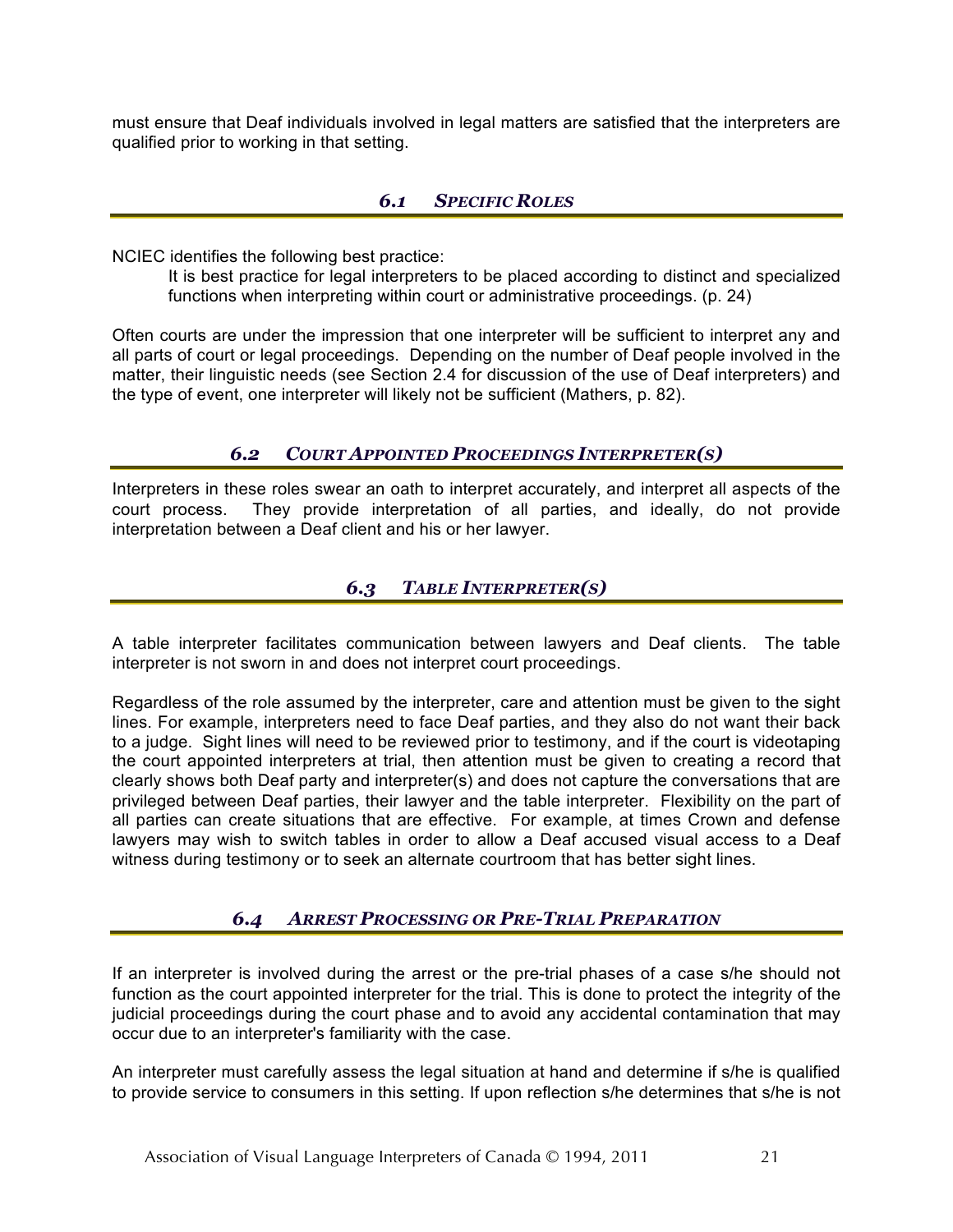must ensure that Deaf individuals involved in legal matters are satisfied that the interpreters are qualified prior to working in that setting.

### *6.1 Specific Roles*

NCIEC identifies the following best practice:

> It is best practice for legal interpreters to be placed according to distinct and specialized functions when interpreting within court or administrative proceedings. (p. 24)

Often courts are under the impression that one interpreter will be sufficient to interpret any and all parts of court or legal proceedings. Depending on the number of Deaf people involved in the matter, their linguistic needs (see Section 2.4 for discussion of the use of Deaf interpreters) and the type of event, one interpreter will likely not be sufficient (Mathers, p. 82).

### *6.2 Court Appointed Proceedings Interpreter(s)*

Interpreters in these roles swear an oath to interpret accurately, and interpret all aspects of the court process. They provide interpretation of all parties, and ideally, do not provide interpretation between a Deaf client and his or her lawyer.

### *6.3 Table Interpreter(s)*

A table interpreter facilitates communication between lawyers and Deaf clients. The table interpreter is not sworn in and does not interpret court proceedings.

Regardless of the role assumed by the interpreter, care and attention must be given to the sight lines. For example, interpreters need to face Deaf parties, and they also do not want their back to a judge. Sight lines will need to be reviewed prior to testimony, and if the court is videotaping the court appointed interpreters at trial, then attention must be given to creating a record that clearly shows both Deaf party and interpreter(s) and does not capture the conversations that are privileged between Deaf parties, their lawyer and the table interpreter. Flexibility on the part of all parties can create situations that are effective. For example, at times Crown and defense lawyers may wish to switch tables in order to allow a Deaf accused visual access to a Deaf witness during testimony or to seek an alternate courtroom that has better sight lines.

### *6.4 Arrest Processing or Pre-Trial Preparation*

If an interpreter is involved during the arrest or the pre-trial phases of a case s/he should not function as the court appointed interpreter for the trial. This is done to protect the integrity of the judicial proceedings during the court phase and to avoid any accidental contamination that may occur due to an interpreter's familiarity with the case.

An interpreter must carefully assess the legal situation at hand and determine if s/he is qualified to provide service to consumers in this setting. If upon reflection s/he determines that s/he is not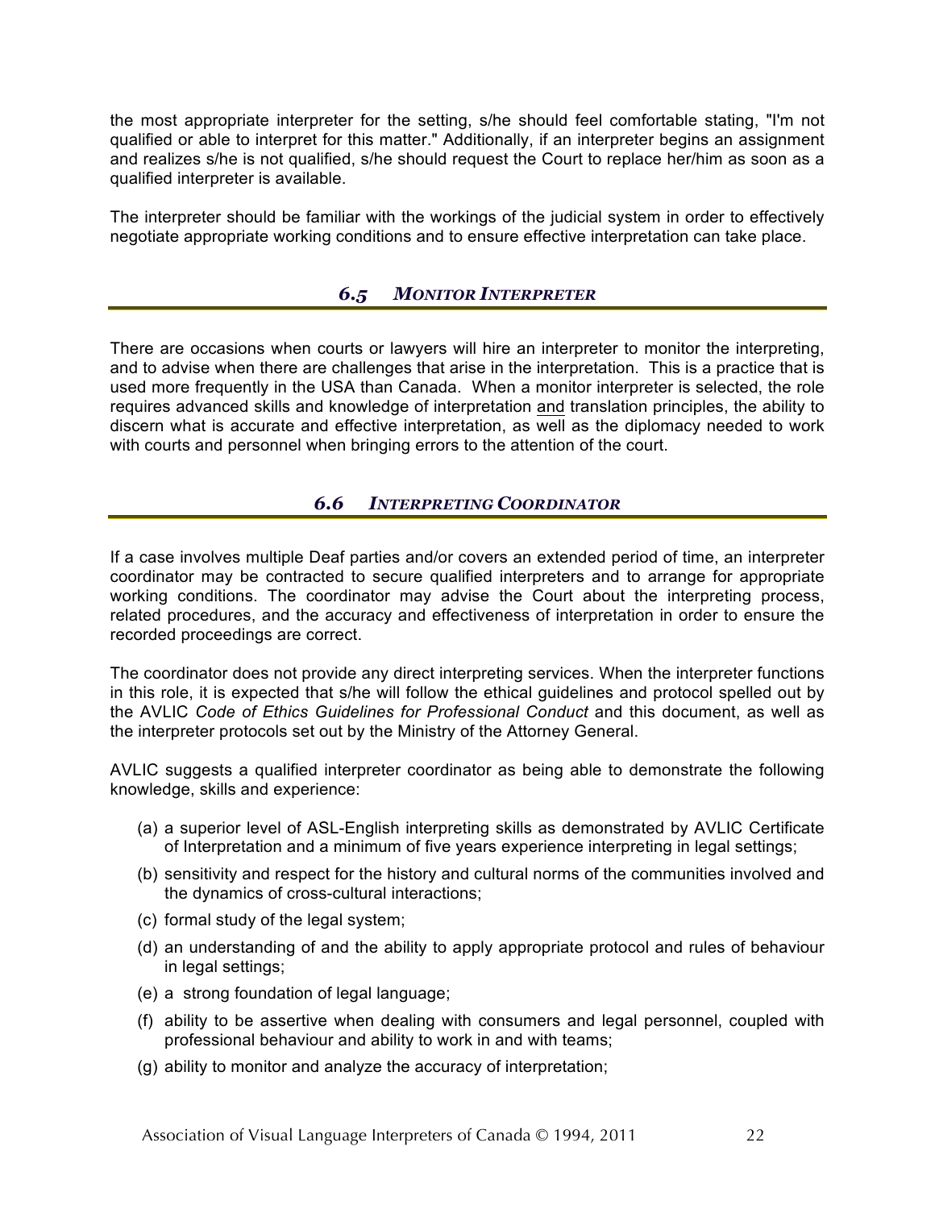the most appropriate interpreter for the setting, s/he should feel comfortable stating, "I'm not qualified or able to interpret for this matter." Additionally, if an interpreter begins an assignment and realizes s/he is not qualified, s/he should request the Court to replace her/him as soon as a qualified interpreter is available.

The interpreter should be familiar with the workings of the judicial system in order to effectively negotiate appropriate working conditions and to ensure effective interpretation can take place.

## *6.5 MONITOR INTERPRETER*

There are occasions when courts or lawyers will hire an interpreter to monitor the interpreting, and to advise when there are challenges that arise in the interpretation. This is a practice that is used more frequently in the USA than Canada. When a monitor interpreter is selected, the role requires advanced skills and knowledge of interpretation <u>and</u> translation principles, the ability to discern what is accurate and effective interpretation, as well as the diplomacy needed to work with courts and personnel when bringing errors to the attention of the court.

## *6.6 INTERPRETING COORDINATOR*

If a case involves multiple Deaf parties and/or covers an extended period of time, an interpreter coordinator may be contracted to secure qualified interpreters and to arrange for appropriate working conditions. The coordinator may advise the Court about the interpreting process, related procedures, and the accuracy and effectiveness of interpretation in order to ensure the recorded proceedings are correct.

The coordinator does not provide any direct interpreting services. When the interpreter functions in this role, it is expected that s/he will follow the ethical guidelines and protocol spelled out by the AVLIC *Code of Ethics Guidelines for Professional Conduct* and this document, as well as the interpreter protocols set out by the Ministry of the Attorney General.

AVLIC suggests a qualified interpreter coordinator as being able to demonstrate the following knowledge, skills and experience:

(a) a superior level of ASL-English interpreting skills as demonstrated by AVLIC Certificate of Interpretation and a minimum of five years experience interpreting in legal settings;

(b) sensitivity and respect for the history and cultural norms of the communities involved and the dynamics of cross-cultural interactions;

(c) formal study of the legal system;

(d) an understanding of and the ability to apply appropriate protocol and rules of behaviour in legal settings;

(e) a strong foundation of legal language;

(f) ability to be assertive when dealing with consumers and legal personnel, coupled with professional behaviour and ability to work in and with teams;

(g) ability to monitor and analyze the accuracy of interpretation;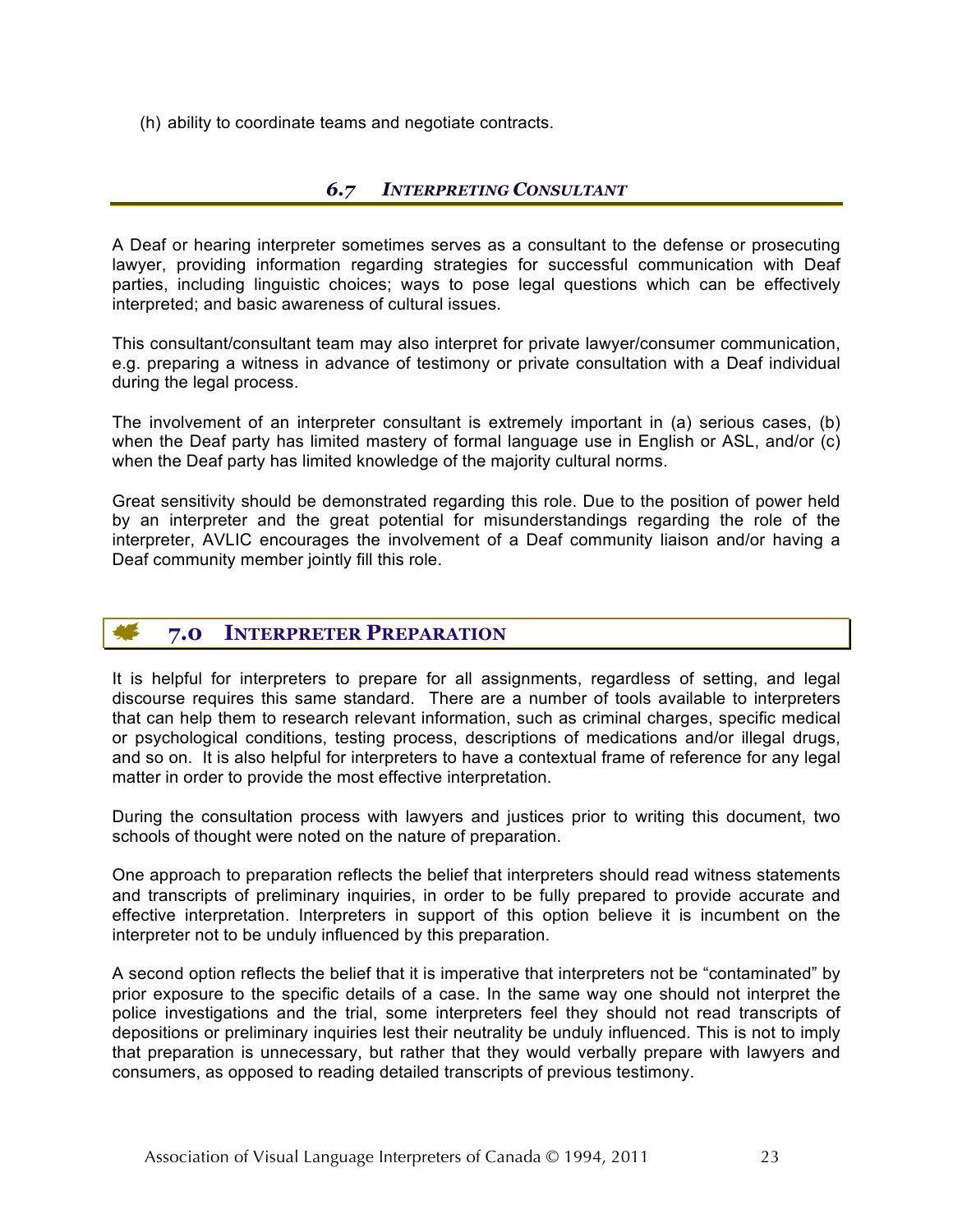(h) ability to coordinate teams and negotiate contracts.

### *6.7 Interpreting Consultant*

A Deaf or hearing interpreter sometimes serves as a consultant to the defense or prosecuting lawyer, providing information regarding strategies for successful communication with Deaf parties, including linguistic choices; ways to pose legal questions which can be effectively interpreted; and basic awareness of cultural issues.

This consultant/consultant team may also interpret for private lawyer/consumer communication, e.g. preparing a witness in advance of testimony or private consultation with a Deaf individual during the legal process.

The involvement of an interpreter consultant is extremely important in (a) serious cases, (b) when the Deaf party has limited mastery of formal language use in English or ASL, and/or (c) when the Deaf party has limited knowledge of the majority cultural norms.

Great sensitivity should be demonstrated regarding this role. Due to the position of power held by an interpreter and the great potential for misunderstandings regarding the role of the interpreter, AVLIC encourages the involvement of a Deaf community liaison and/or having a Deaf community member jointly fill this role.

## 7.0 Interpreter Preparation

It is helpful for interpreters to prepare for all assignments, regardless of setting, and legal discourse requires this same standard. There are a number of tools available to interpreters that can help them to research relevant information, such as criminal charges, specific medical or psychological conditions, testing process, descriptions of medications and/or illegal drugs, and so on. It is also helpful for interpreters to have a contextual frame of reference for any legal matter in order to provide the most effective interpretation.

During the consultation process with lawyers and justices prior to writing this document, two schools of thought were noted on the nature of preparation.

One approach to preparation reflects the belief that interpreters should read witness statements and transcripts of preliminary inquiries, in order to be fully prepared to provide accurate and effective interpretation. Interpreters in support of this option believe it is incumbent on the interpreter not to be unduly influenced by this preparation.

A second option reflects the belief that it is imperative that interpreters not be "contaminated" by prior exposure to the specific details of a case. In the same way one should not interpret the police investigations and the trial, some interpreters feel they should not read transcripts of depositions or preliminary inquiries lest their neutrality be unduly influenced. This is not to imply that preparation is unnecessary, but rather that they would verbally prepare with lawyers and consumers, as opposed to reading detailed transcripts of previous testimony.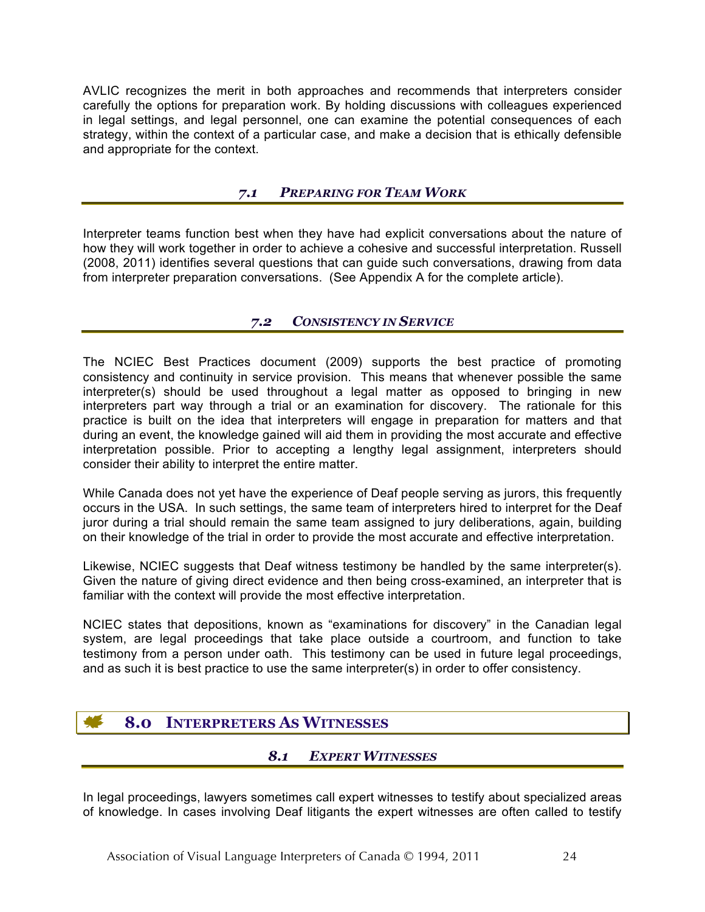AVLIC recognizes the merit in both approaches and recommends that interpreters consider carefully the options for preparation work. By holding discussions with colleagues experienced in legal settings, and legal personnel, one can examine the potential consequences of each strategy, within the context of a particular case, and make a decision that is ethically defensible and appropriate for the context.

### *7.1 Preparing for Team Work*

Interpreter teams function best when they have had explicit conversations about the nature of how they will work together in order to achieve a cohesive and successful interpretation. Russell (2008, 2011) identifies several questions that can guide such conversations, drawing from data from interpreter preparation conversations. (See Appendix A for the complete article).

### *7.2 Consistency in Service*

The NCIEC Best Practices document (2009) supports the best practice of promoting consistency and continuity in service provision. This means that whenever possible the same interpreter(s) should be used throughout a legal matter as opposed to bringing in new interpreters part way through a trial or an examination for discovery. The rationale for this practice is built on the idea that interpreters will engage in preparation for matters and that during an event, the knowledge gained will aid them in providing the most accurate and effective interpretation possible. Prior to accepting a lengthy legal assignment, interpreters should consider their ability to interpret the entire matter.

While Canada does not yet have the experience of Deaf people serving as jurors, this frequently occurs in the USA. In such settings, the same team of interpreters hired to interpret for the Deaf juror during a trial should remain the same team assigned to jury deliberations, again, building on their knowledge of the trial in order to provide the most accurate and effective interpretation.

Likewise, NCIEC suggests that Deaf witness testimony be handled by the same interpreter(s). Given the nature of giving direct evidence and then being cross-examined, an interpreter that is familiar with the context will provide the most effective interpretation.

NCIEC states that depositions, known as "examinations for discovery" in the Canadian legal system, are legal proceedings that take place outside a courtroom, and function to take testimony from a person under oath. This testimony can be used in future legal proceedings, and as such it is best practice to use the same interpreter(s) in order to offer consistency.

## 8.0 Interpreters As Witnesses

### *8.1 Expert Witnesses*

In legal proceedings, lawyers sometimes call expert witnesses to testify about specialized areas of knowledge. In cases involving Deaf litigants the expert witnesses are often called to testify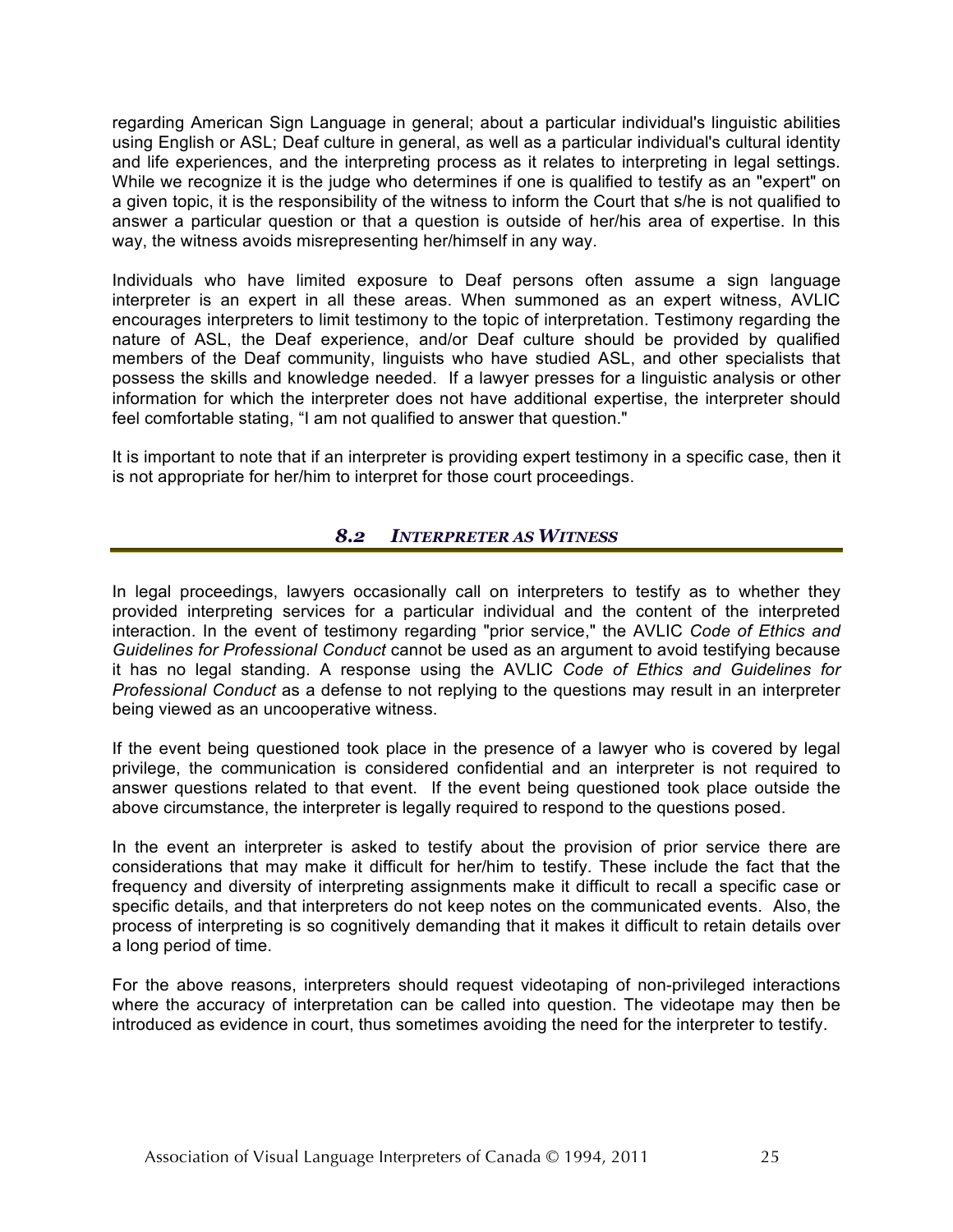regarding American Sign Language in general; about a particular individual's linguistic abilities using English or ASL; Deaf culture in general, as well as a particular individual's cultural identity and life experiences, and the interpreting process as it relates to interpreting in legal settings. While we recognize it is the judge who determines if one is qualified to testify as an "expert" on a given topic, it is the responsibility of the witness to inform the Court that s/he is not qualified to answer a particular question or that a question is outside of her/his area of expertise. In this way, the witness avoids misrepresenting her/himself in any way.

Individuals who have limited exposure to Deaf persons often assume a sign language interpreter is an expert in all these areas. When summoned as an expert witness, AVLIC encourages interpreters to limit testimony to the topic of interpretation. Testimony regarding the nature of ASL, the Deaf experience, and/or Deaf culture should be provided by qualified members of the Deaf community, linguists who have studied ASL, and other specialists that possess the skills and knowledge needed. If a lawyer presses for a linguistic analysis or other information for which the interpreter does not have additional expertise, the interpreter should feel comfortable stating, "I am not qualified to answer that question."

It is important to note that if an interpreter is providing expert testimony in a specific case, then it is not appropriate for her/him to interpret for those court proceedings.

## *8.2 Interpreter as Witness*

In legal proceedings, lawyers occasionally call on interpreters to testify as to whether they provided interpreting services for a particular individual and the content of the interpreted interaction. In the event of testimony regarding "prior service," the AVLIC *Code of Ethics and Guidelines for Professional Conduct* cannot be used as an argument to avoid testifying because it has no legal standing. A response using the AVLIC *Code of Ethics and Guidelines for Professional Conduct* as a defense to not replying to the questions may result in an interpreter being viewed as an uncooperative witness.

If the event being questioned took place in the presence of a lawyer who is covered by legal privilege, the communication is considered confidential and an interpreter is not required to answer questions related to that event. If the event being questioned took place outside the above circumstance, the interpreter is legally required to respond to the questions posed.

In the event an interpreter is asked to testify about the provision of prior service there are considerations that may make it difficult for her/him to testify. These include the fact that the frequency and diversity of interpreting assignments make it difficult to recall a specific case or specific details, and that interpreters do not keep notes on the communicated events. Also, the process of interpreting is so cognitively demanding that it makes it difficult to retain details over a long period of time.

For the above reasons, interpreters should request videotaping of non-privileged interactions where the accuracy of interpretation can be called into question. The videotape may then be introduced as evidence in court, thus sometimes avoiding the need for the interpreter to testify.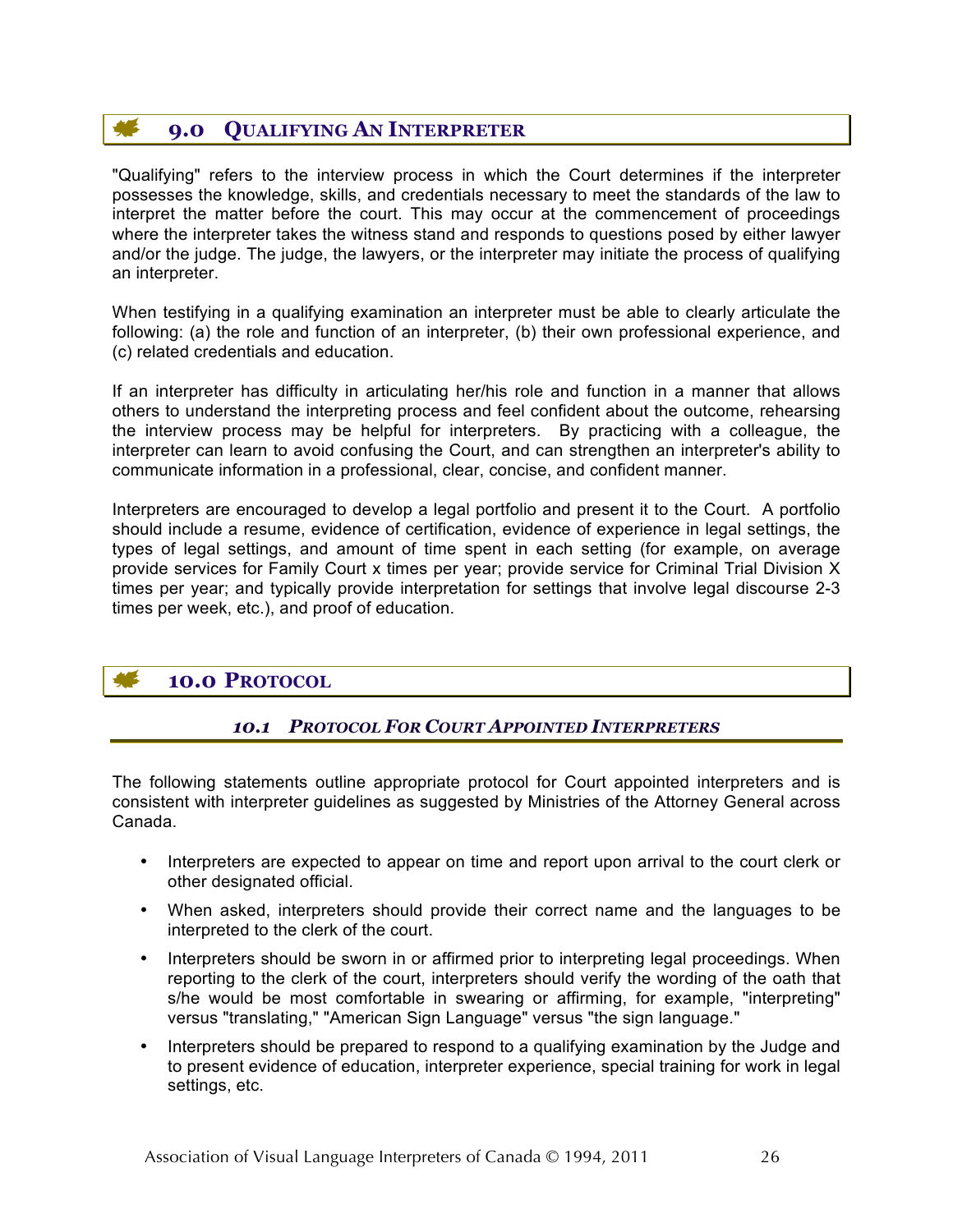## 9.0 QUALIFYING AN INTERPRETER

"Qualifying" refers to the interview process in which the Court determines if the interpreter possesses the knowledge, skills, and credentials necessary to meet the standards of the law to interpret the matter before the court. This may occur at the commencement of proceedings where the interpreter takes the witness stand and responds to questions posed by either lawyer and/or the judge. The judge, the lawyers, or the interpreter may initiate the process of qualifying an interpreter.

When testifying in a qualifying examination an interpreter must be able to clearly articulate the following: (a) the role and function of an interpreter, (b) their own professional experience, and (c) related credentials and education.

If an interpreter has difficulty in articulating her/his role and function in a manner that allows others to understand the interpreting process and feel confident about the outcome, rehearsing the interview process may be helpful for interpreters. By practicing with a colleague, the interpreter can learn to avoid confusing the Court, and can strengthen an interpreter's ability to communicate information in a professional, clear, concise, and confident manner.

Interpreters are encouraged to develop a legal portfolio and present it to the Court. A portfolio should include a resume, evidence of certification, evidence of experience in legal settings, the types of legal settings, and amount of time spent in each setting (for example, on average provide services for Family Court x times per year; provide service for Criminal Trial Division X times per year; and typically provide interpretation for settings that involve legal discourse 2-3 times per week, etc.), and proof of education.

## 10.0 PROTOCOL

### *10.1 PROTOCOL FOR COURT APPOINTED INTERPRETERS*

The following statements outline appropriate protocol for Court appointed interpreters and is consistent with interpreter guidelines as suggested by Ministries of the Attorney General across Canada.

- Interpreters are expected to appear on time and report upon arrival to the court clerk or other designated official.
- When asked, interpreters should provide their correct name and the languages to be interpreted to the clerk of the court.
- Interpreters should be sworn in or affirmed prior to interpreting legal proceedings. When reporting to the clerk of the court, interpreters should verify the wording of the oath that s/he would be most comfortable in swearing or affirming, for example, "interpreting" versus "translating," "American Sign Language" versus "the sign language."
- Interpreters should be prepared to respond to a qualifying examination by the Judge and to present evidence of education, interpreter experience, special training for work in legal settings, etc.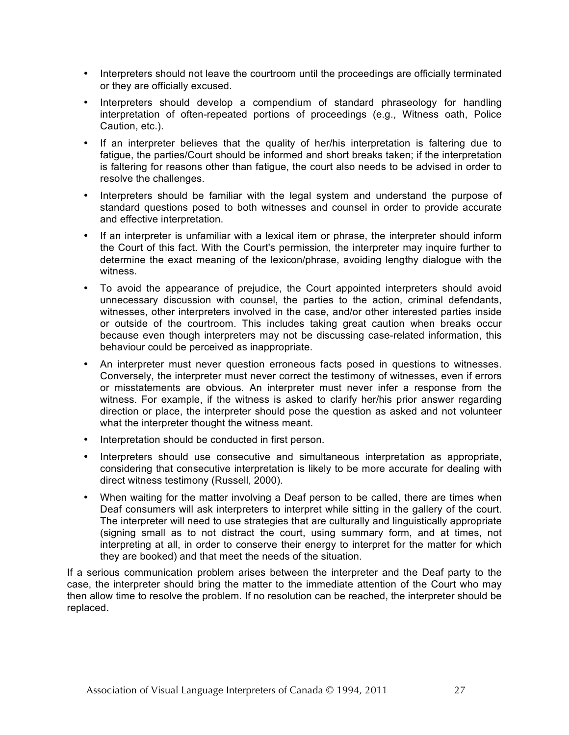- Interpreters should not leave the courtroom until the proceedings are officially terminated or they are officially excused.
- Interpreters should develop a compendium of standard phraseology for handling interpretation of often-repeated portions of proceedings (e.g., Witness oath, Police Caution, etc.).
- If an interpreter believes that the quality of her/his interpretation is faltering due to fatigue, the parties/Court should be informed and short breaks taken; if the interpretation is faltering for reasons other than fatigue, the court also needs to be advised in order to resolve the challenges.
- Interpreters should be familiar with the legal system and understand the purpose of standard questions posed to both witnesses and counsel in order to provide accurate and effective interpretation.
- If an interpreter is unfamiliar with a lexical item or phrase, the interpreter should inform the Court of this fact. With the Court's permission, the interpreter may inquire further to determine the exact meaning of the lexicon/phrase, avoiding lengthy dialogue with the witness.
- To avoid the appearance of prejudice, the Court appointed interpreters should avoid unnecessary discussion with counsel, the parties to the action, criminal defendants, witnesses, other interpreters involved in the case, and/or other interested parties inside or outside of the courtroom. This includes taking great caution when breaks occur because even though interpreters may not be discussing case-related information, this behaviour could be perceived as inappropriate.
- An interpreter must never question erroneous facts posed in questions to witnesses. Conversely, the interpreter must never correct the testimony of witnesses, even if errors or misstatements are obvious. An interpreter must never infer a response from the witness. For example, if the witness is asked to clarify her/his prior answer regarding direction or place, the interpreter should pose the question as asked and not volunteer what the interpreter thought the witness meant.
- Interpretation should be conducted in first person.
- Interpreters should use consecutive and simultaneous interpretation as appropriate, considering that consecutive interpretation is likely to be more accurate for dealing with direct witness testimony (Russell, 2000).
- When waiting for the matter involving a Deaf person to be called, there are times when Deaf consumers will ask interpreters to interpret while sitting in the gallery of the court. The interpreter will need to use strategies that are culturally and linguistically appropriate (signing small as to not distract the court, using summary form, and at times, not interpreting at all, in order to conserve their energy to interpret for the matter for which they are booked) and that meet the needs of the situation.

If a serious communication problem arises between the interpreter and the Deaf party to the case, the interpreter should bring the matter to the immediate attention of the Court who may then allow time to resolve the problem. If no resolution can be reached, the interpreter should be replaced.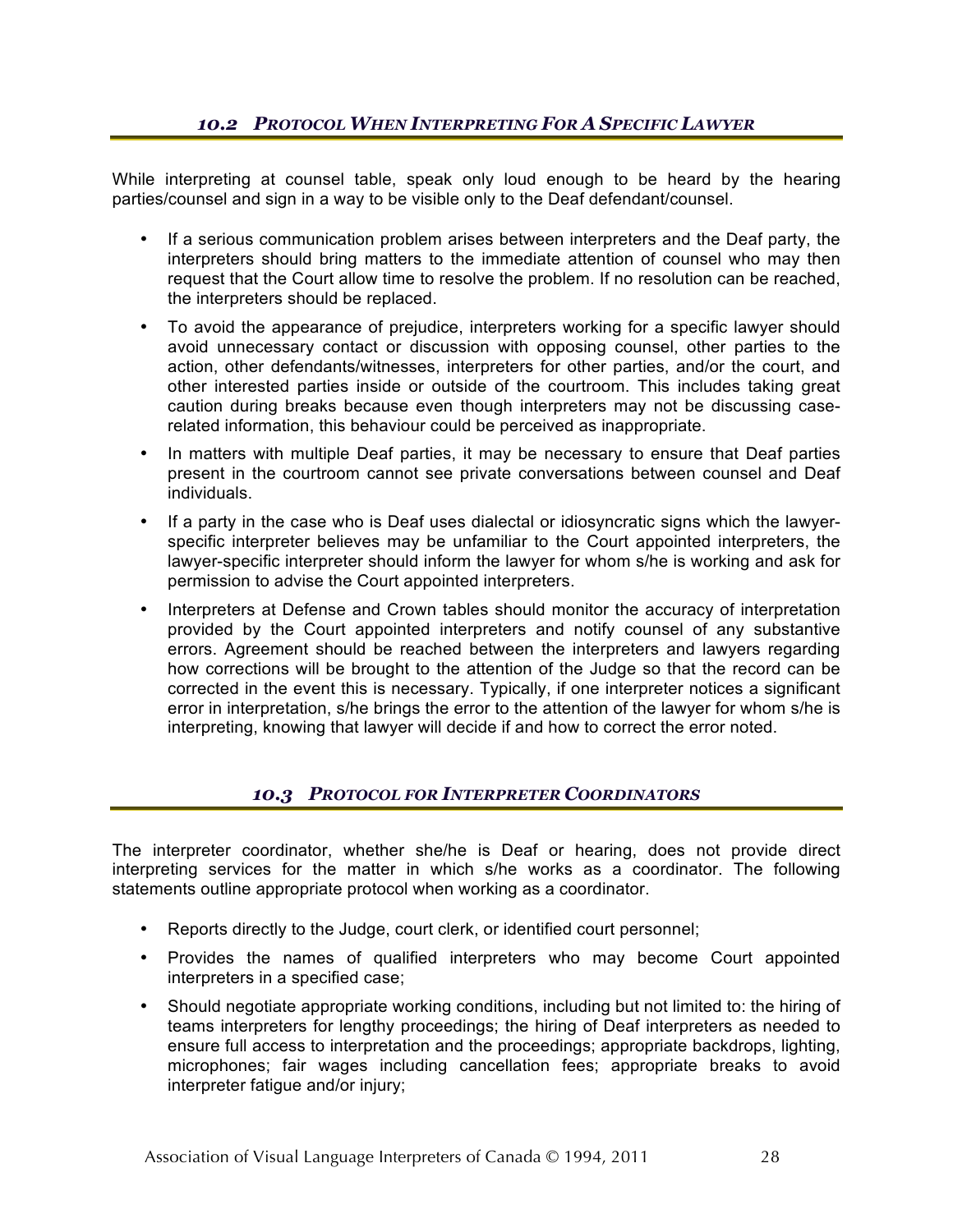## *10.2 PROTOCOL WHEN INTERPRETING FOR A SPECIFIC LAWYER*

While interpreting at counsel table, speak only loud enough to be heard by the hearing parties/counsel and sign in a way to be visible only to the Deaf defendant/counsel.

- If a serious communication problem arises between interpreters and the Deaf party, the interpreters should bring matters to the immediate attention of counsel who may then request that the Court allow time to resolve the problem. If no resolution can be reached, the interpreters should be replaced.
- To avoid the appearance of prejudice, interpreters working for a specific lawyer should avoid unnecessary contact or discussion with opposing counsel, other parties to the action, other defendants/witnesses, interpreters for other parties, and/or the court, and other interested parties inside or outside of the courtroom. This includes taking great caution during breaks because even though interpreters may not be discussing case-related information, this behaviour could be perceived as inappropriate.
- In matters with multiple Deaf parties, it may be necessary to ensure that Deaf parties present in the courtroom cannot see private conversations between counsel and Deaf individuals.
- If a party in the case who is Deaf uses dialectal or idiosyncratic signs which the lawyer-specific interpreter believes may be unfamiliar to the Court appointed interpreters, the lawyer-specific interpreter should inform the lawyer for whom s/he is working and ask for permission to advise the Court appointed interpreters.
- Interpreters at Defense and Crown tables should monitor the accuracy of interpretation provided by the Court appointed interpreters and notify counsel of any substantive errors. Agreement should be reached between the interpreters and lawyers regarding how corrections will be brought to the attention of the Judge so that the record can be corrected in the event this is necessary. Typically, if one interpreter notices a significant error in interpretation, s/he brings the error to the attention of the lawyer for whom s/he is interpreting, knowing that lawyer will decide if and how to correct the error noted.

## *10.3 PROTOCOL FOR INTERPRETER COORDINATORS*

The interpreter coordinator, whether she/he is Deaf or hearing, does not provide direct interpreting services for the matter in which s/he works as a coordinator. The following statements outline appropriate protocol when working as a coordinator.

- Reports directly to the Judge, court clerk, or identified court personnel;
- Provides the names of qualified interpreters who may become Court appointed interpreters in a specified case;
- Should negotiate appropriate working conditions, including but not limited to: the hiring of teams interpreters for lengthy proceedings; the hiring of Deaf interpreters as needed to ensure full access to interpretation and the proceedings; appropriate backdrops, lighting, microphones; fair wages including cancellation fees; appropriate breaks to avoid interpreter fatigue and/or injury;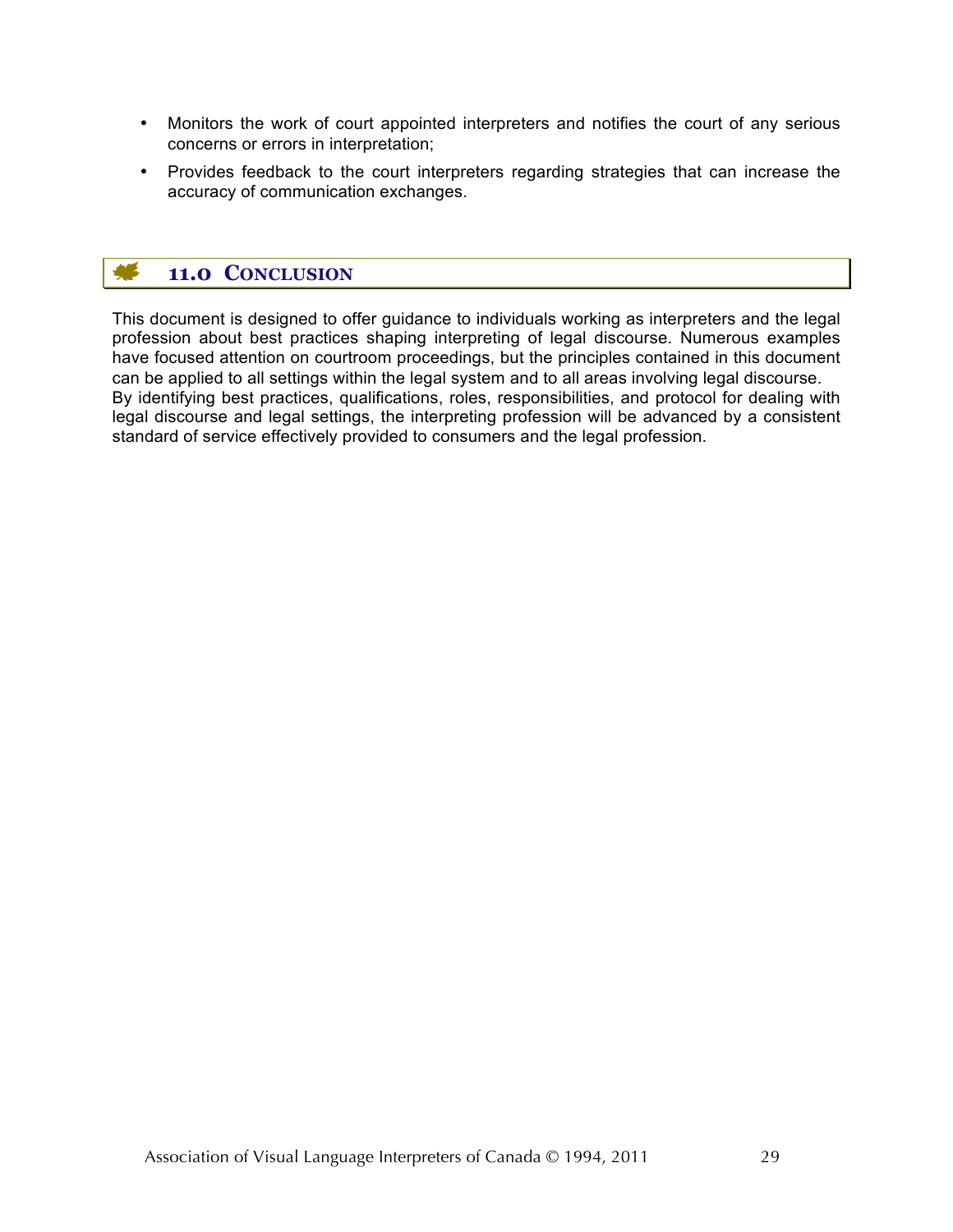- Monitors the work of court appointed interpreters and notifies the court of any serious concerns or errors in interpretation;
- Provides feedback to the court interpreters regarding strategies that can increase the accuracy of communication exchanges.

## 11.0 CONCLUSION

This document is designed to offer guidance to individuals working as interpreters and the legal profession about best practices shaping interpreting of legal discourse. Numerous examples have focused attention on courtroom proceedings, but the principles contained in this document can be applied to all settings within the legal system and to all areas involving legal discourse. By identifying best practices, qualifications, roles, responsibilities, and protocol for dealing with legal discourse and legal settings, the interpreting profession will be advanced by a consistent standard of service effectively provided to consumers and the legal profession.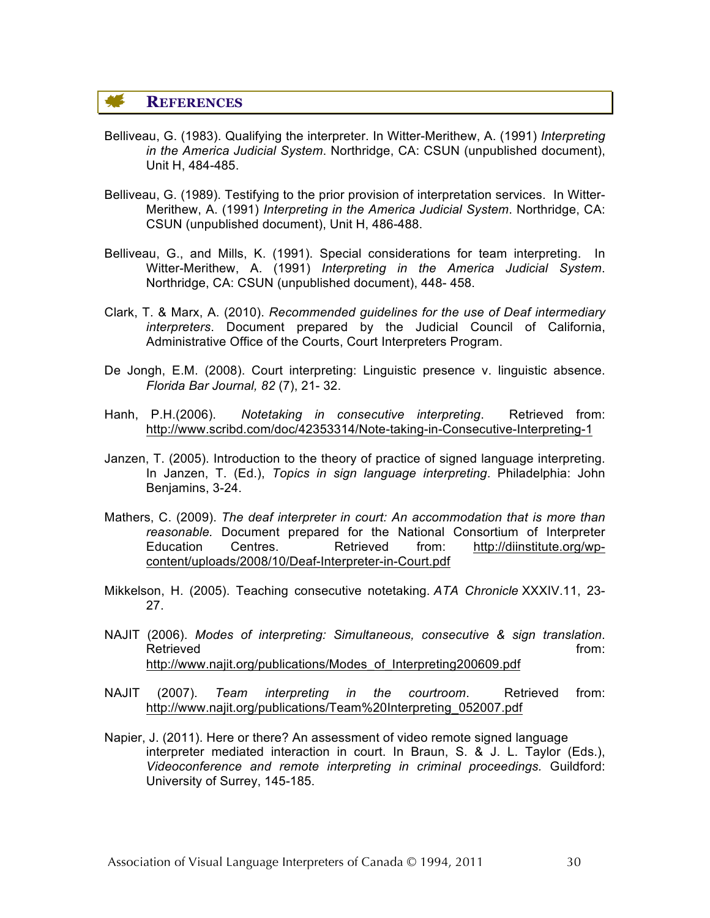## REFERENCES

Belliveau, G. (1983). Qualifying the interpreter. In Witter-Merithew, A. (1991) *Interpreting in the America Judicial System*. Northridge, CA: CSUN (unpublished document), Unit H, 484-485.

Belliveau, G. (1989). Testifying to the prior provision of interpretation services. In Witter-Merithew, A. (1991) *Interpreting in the America Judicial System*. Northridge, CA: CSUN (unpublished document), Unit H, 486-488.

Belliveau, G., and Mills, K. (1991). Special considerations for team interpreting. In Witter-Merithew, A. (1991) *Interpreting in the America Judicial System*. Northridge, CA: CSUN (unpublished document), 448- 458.

Clark, T. & Marx, A. (2010). *Recommended guidelines for the use of Deaf intermediary interpreters*. Document prepared by the Judicial Council of California, Administrative Office of the Courts, Court Interpreters Program.

De Jongh, E.M. (2008). Court interpreting: Linguistic presence v. linguistic absence. *Florida Bar Journal, 82* (7), 21- 32.

Hanh, P.H.(2006). *Notetaking in consecutive interpreting*. Retrieved from: http://www.scribd.com/doc/42353314/Note-taking-in-Consecutive-Interpreting-1

Janzen, T. (2005). Introduction to the theory of practice of signed language interpreting. In Janzen, T. (Ed.), *Topics in sign language interpreting*. Philadelphia: John Benjamins, 3-24.

Mathers, C. (2009). *The deaf interpreter in court: An accommodation that is more than reasonable.* Document prepared for the National Consortium of Interpreter Education Centres. Retrieved from: http://diinstitute.org/wp-content/uploads/2008/10/Deaf-Interpreter-in-Court.pdf

Mikkelson, H. (2005). Teaching consecutive notetaking. *ATA Chronicle* XXXIV.11, 23-27.

NAJIT (2006). *Modes of interpreting: Simultaneous, consecutive & sign translation*. Retrieved from: http://www.najit.org/publications/Modes_of_Interpreting200609.pdf

NAJIT (2007). *Team interpreting in the courtroom*. Retrieved from: http://www.najit.org/publications/Team%20Interpreting_052007.pdf

Napier, J. (2011). Here or there? An assessment of video remote signed language interpreter mediated interaction in court. In Braun, S. & J. L. Taylor (Eds.), *Videoconference and remote interpreting in criminal proceedings.* Guildford: University of Surrey, 145-185.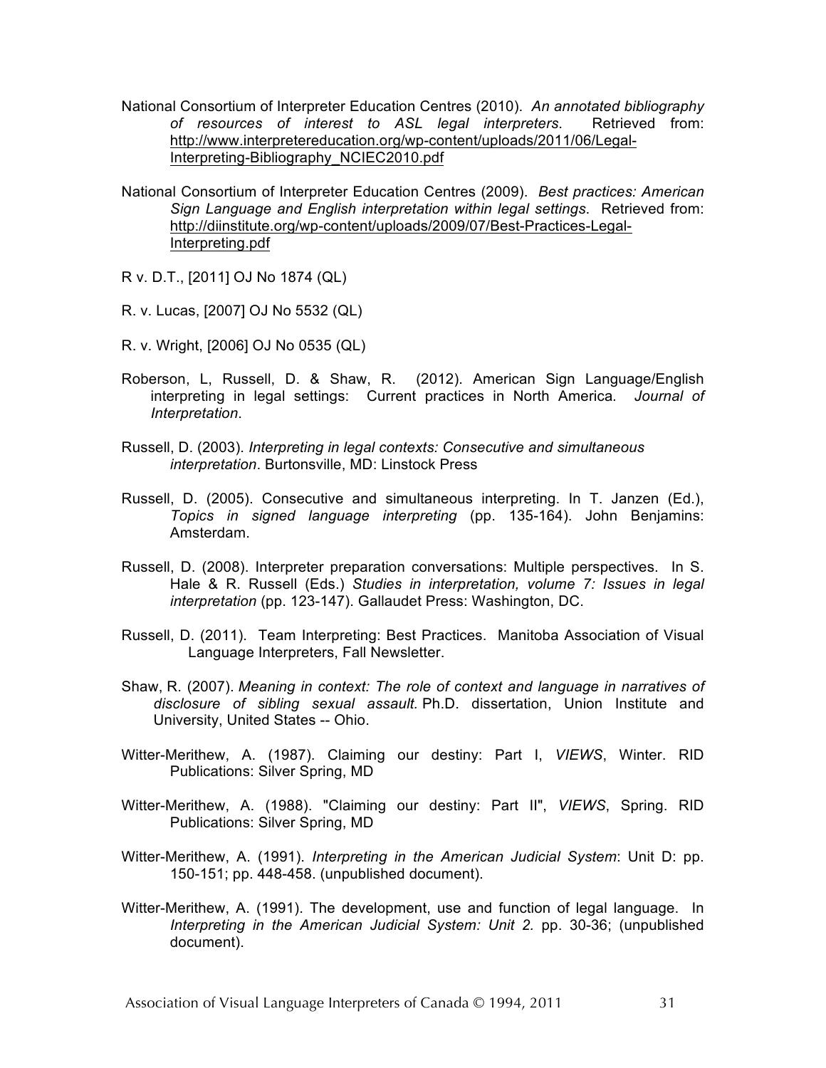National Consortium of Interpreter Education Centres (2010). *An annotated bibliography of resources of interest to ASL legal interpreters*. Retrieved from: http://www.interpretereducation.org/wp-content/uploads/2011/06/Legal-Interpreting-Bibliography_NCIEC2010.pdf

National Consortium of Interpreter Education Centres (2009). *Best practices: American Sign Language and English interpretation within legal settings*. Retrieved from: http://diinstitute.org/wp-content/uploads/2009/07/Best-Practices-Legal-Interpreting.pdf

R v. D.T., [2011] OJ No 1874 (QL)

R. v. Lucas, [2007] OJ No 5532 (QL)

R. v. Wright, [2006] OJ No 0535 (QL)

Roberson, L, Russell, D. & Shaw, R. (2012). American Sign Language/English interpreting in legal settings: Current practices in North America. *Journal of Interpretation*.

Russell, D. (2003). *Interpreting in legal contexts: Consecutive and simultaneous interpretation*. Burtonsville, MD: Linstock Press

Russell, D. (2005). Consecutive and simultaneous interpreting. In T. Janzen (Ed.), *Topics in signed language interpreting* (pp. 135-164). John Benjamins: Amsterdam.

Russell, D. (2008). Interpreter preparation conversations: Multiple perspectives. In S. Hale & R. Russell (Eds.) *Studies in interpretation, volume 7: Issues in legal interpretation* (pp. 123-147). Gallaudet Press: Washington, DC.

Russell, D. (2011). Team Interpreting: Best Practices. Manitoba Association of Visual Language Interpreters, Fall Newsletter.

Shaw, R. (2007). *Meaning in context: The role of context and language in narratives of disclosure of sibling sexual assault.* Ph.D. dissertation, Union Institute and University, United States -- Ohio.

Witter-Merithew, A. (1987). Claiming our destiny: Part I, *VIEWS*, Winter. RID Publications: Silver Spring, MD

Witter-Merithew, A. (1988). "Claiming our destiny: Part II", *VIEWS*, Spring. RID Publications: Silver Spring, MD

Witter-Merithew, A. (1991). *Interpreting in the American Judicial System*: Unit D: pp. 150-151; pp. 448-458. (unpublished document).

Witter-Merithew, A. (1991). The development, use and function of legal language. In *Interpreting in the American Judicial System: Unit 2.* pp. 30-36; (unpublished document).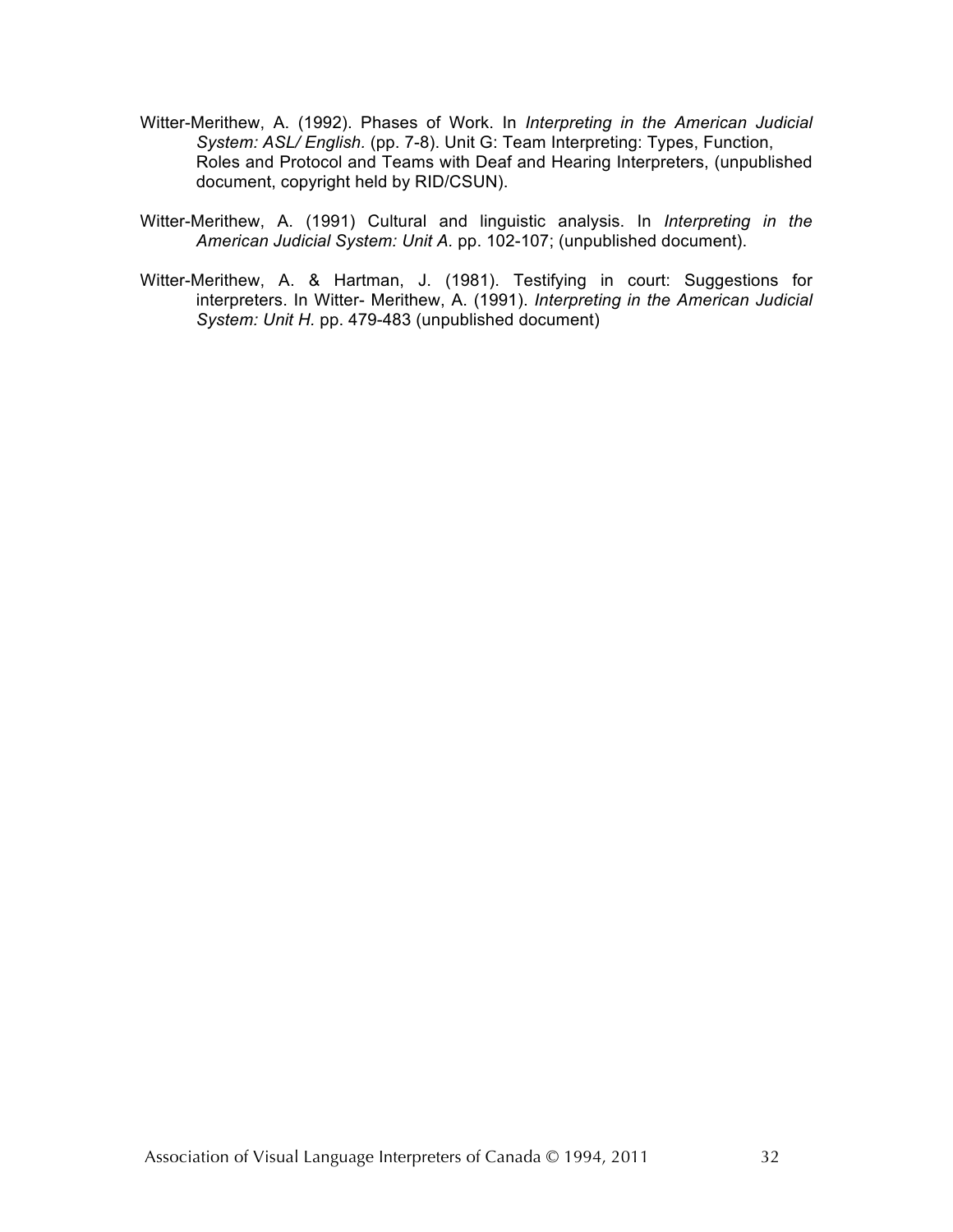Witter-Merithew, A. (1992). Phases of Work. In *Interpreting in the American Judicial System: ASL/ English.* (pp. 7-8). Unit G: Team Interpreting: Types, Function, Roles and Protocol and Teams with Deaf and Hearing Interpreters, (unpublished document, copyright held by RID/CSUN).

Witter-Merithew, A. (1991) Cultural and linguistic analysis. In *Interpreting in the American Judicial System: Unit A.* pp. 102-107; (unpublished document).

Witter-Merithew, A. & Hartman, J. (1981). Testifying in court: Suggestions for interpreters. In Witter- Merithew, A. (1991). *Interpreting in the American Judicial System: Unit H.* pp. 479-483 (unpublished document)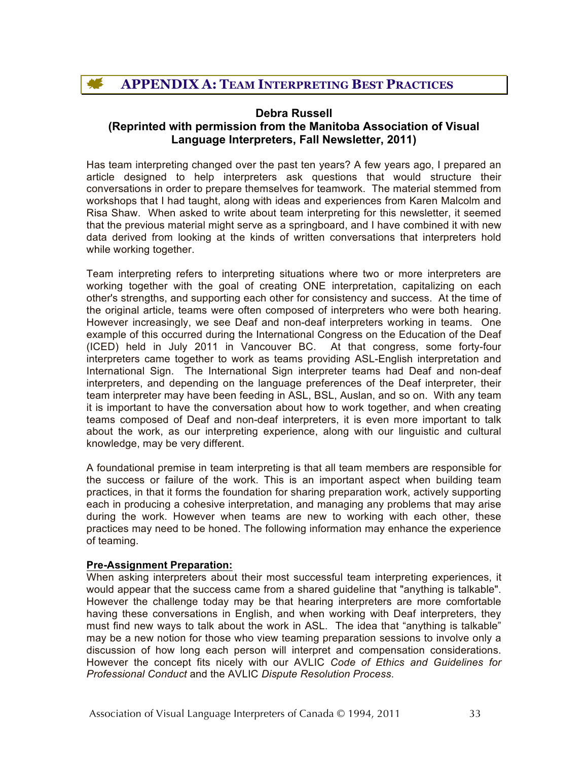## APPENDIX A: TEAM INTERPRETING BEST PRACTICES

**Debra Russell**
**(Reprinted with permission from the Manitoba Association of Visual Language Interpreters, Fall Newsletter, 2011)**

Has team interpreting changed over the past ten years? A few years ago, I prepared an article designed to help interpreters ask questions that would structure their conversations in order to prepare themselves for teamwork. The material stemmed from workshops that I had taught, along with ideas and experiences from Karen Malcolm and Risa Shaw. When asked to write about team interpreting for this newsletter, it seemed that the previous material might serve as a springboard, and I have combined it with new data derived from looking at the kinds of written conversations that interpreters hold while working together.

Team interpreting refers to interpreting situations where two or more interpreters are working together with the goal of creating ONE interpretation, capitalizing on each other's strengths, and supporting each other for consistency and success. At the time of the original article, teams were often composed of interpreters who were both hearing. However increasingly, we see Deaf and non-deaf interpreters working in teams. One example of this occurred during the International Congress on the Education of the Deaf (ICED) held in July 2011 in Vancouver BC. At that congress, some forty-four interpreters came together to work as teams providing ASL-English interpretation and International Sign. The International Sign interpreter teams had Deaf and non-deaf interpreters, and depending on the language preferences of the Deaf interpreter, their team interpreter may have been feeding in ASL, BSL, Auslan, and so on. With any team it is important to have the conversation about how to work together, and when creating teams composed of Deaf and non-deaf interpreters, it is even more important to talk about the work, as our interpreting experience, along with our linguistic and cultural knowledge, may be very different.

A foundational premise in team interpreting is that all team members are responsible for the success or failure of the work. This is an important aspect when building team practices, in that it forms the foundation for sharing preparation work, actively supporting each in producing a cohesive interpretation, and managing any problems that may arise during the work. However when teams are new to working with each other, these practices may need to be honed. The following information may enhance the experience of teaming.

**Pre-Assignment Preparation:**

When asking interpreters about their most successful team interpreting experiences, it would appear that the success came from a shared guideline that "anything is talkable". However the challenge today may be that hearing interpreters are more comfortable having these conversations in English, and when working with Deaf interpreters, they must find new ways to talk about the work in ASL. The idea that "anything is talkable" may be a new notion for those who view teaming preparation sessions to involve only a discussion of how long each person will interpret and compensation considerations. However the concept fits nicely with our AVLIC *Code of Ethics and Guidelines for Professional Conduct* and the AVLIC *Dispute Resolution Process*.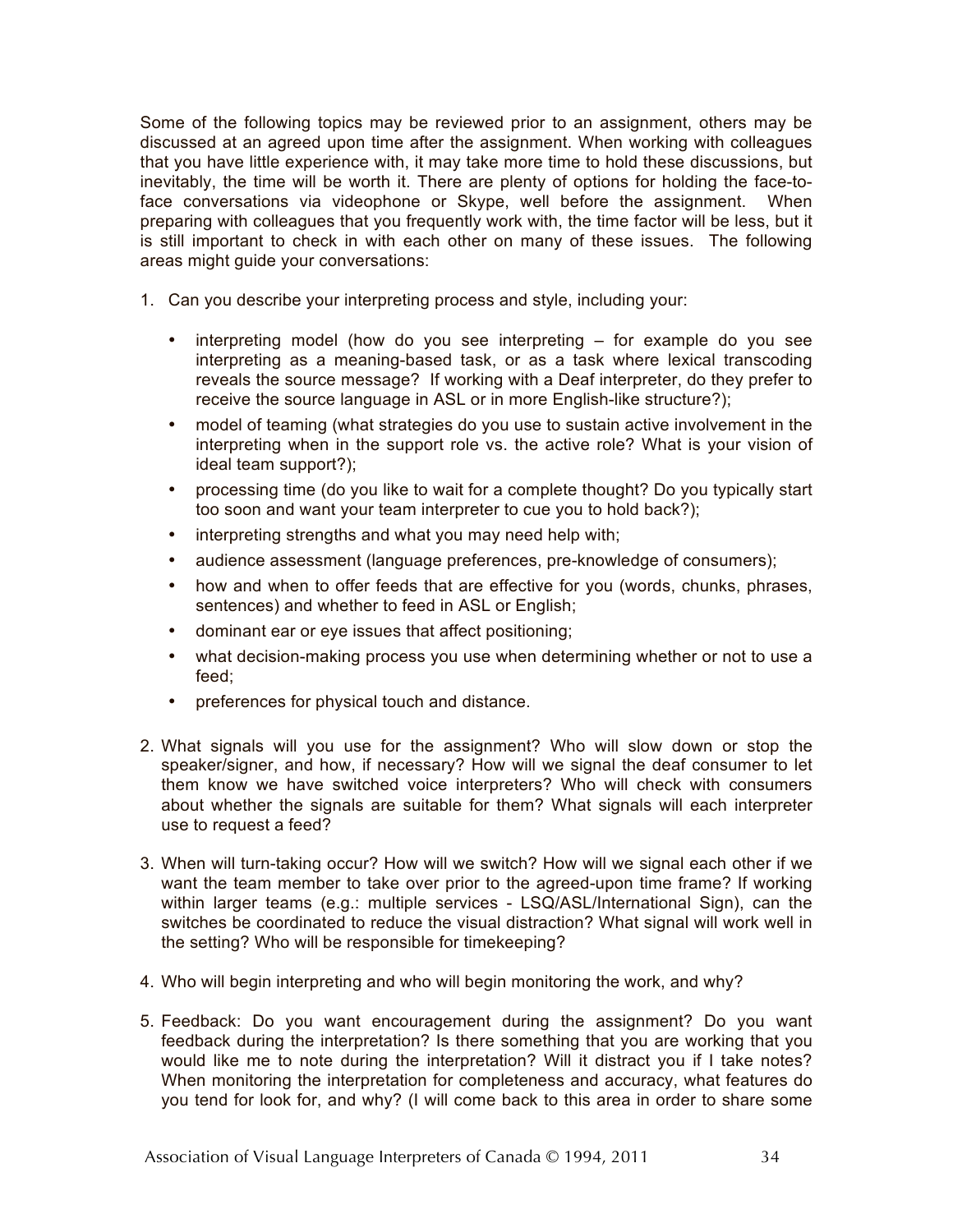Some of the following topics may be reviewed prior to an assignment, others may be discussed at an agreed upon time after the assignment. When working with colleagues that you have little experience with, it may take more time to hold these discussions, but inevitably, the time will be worth it. There are plenty of options for holding the face-to-face conversations via videophone or Skype, well before the assignment. When preparing with colleagues that you frequently work with, the time factor will be less, but it is still important to check in with each other on many of these issues. The following areas might guide your conversations:

1. Can you describe your interpreting process and style, including your:

    - interpreting model (how do you see interpreting – for example do you see interpreting as a meaning-based task, or as a task where lexical transcoding reveals the source message? If working with a Deaf interpreter, do they prefer to receive the source language in ASL or in more English-like structure?);
    - model of teaming (what strategies do you use to sustain active involvement in the interpreting when in the support role vs. the active role? What is your vision of ideal team support?);
    - processing time (do you like to wait for a complete thought? Do you typically start too soon and want your team interpreter to cue you to hold back?);
    - interpreting strengths and what you may need help with;
    - audience assessment (language preferences, pre-knowledge of consumers);
    - how and when to offer feeds that are effective for you (words, chunks, phrases, sentences) and whether to feed in ASL or English;
    - dominant ear or eye issues that affect positioning;
    - what decision-making process you use when determining whether or not to use a feed;
    - preferences for physical touch and distance.

2. What signals will you use for the assignment? Who will slow down or stop the speaker/signer, and how, if necessary? How will we signal the deaf consumer to let them know we have switched voice interpreters? Who will check with consumers about whether the signals are suitable for them? What signals will each interpreter use to request a feed?

3. When will turn-taking occur? How will we switch? How will we signal each other if we want the team member to take over prior to the agreed-upon time frame? If working within larger teams (e.g.: multiple services - LSQ/ASL/International Sign), can the switches be coordinated to reduce the visual distraction? What signal will work well in the setting? Who will be responsible for timekeeping?

4. Who will begin interpreting and who will begin monitoring the work, and why?

5. Feedback: Do you want encouragement during the assignment? Do you want feedback during the interpretation? Is there something that you are working that you would like me to note during the interpretation? Will it distract you if I take notes? When monitoring the interpretation for completeness and accuracy, what features do you tend for look for, and why? (I will come back to this area in order to share some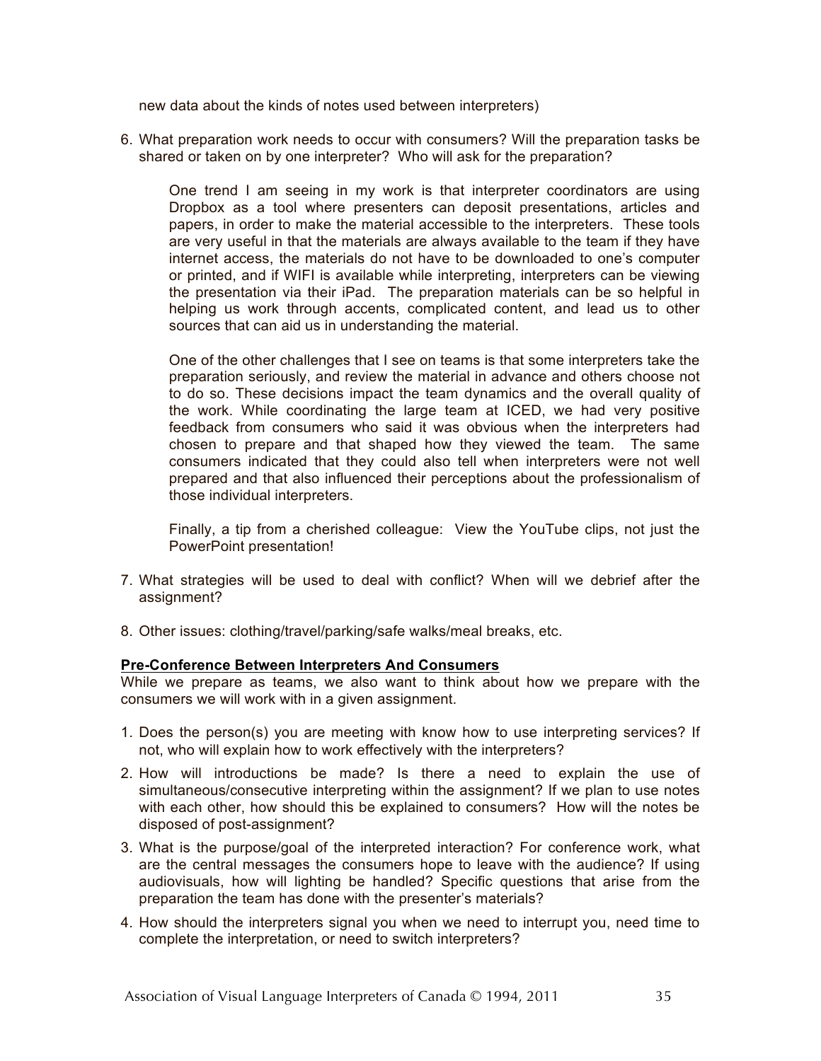new data about the kinds of notes used between interpreters)

6. What preparation work needs to occur with consumers? Will the preparation tasks be shared or taken on by one interpreter? Who will ask for the preparation?

   One trend I am seeing in my work is that interpreter coordinators are using Dropbox as a tool where presenters can deposit presentations, articles and papers, in order to make the material accessible to the interpreters. These tools are very useful in that the materials are always available to the team if they have internet access, the materials do not have to be downloaded to one's computer or printed, and if WIFI is available while interpreting, interpreters can be viewing the presentation via their iPad. The preparation materials can be so helpful in helping us work through accents, complicated content, and lead us to other sources that can aid us in understanding the material.

   One of the other challenges that I see on teams is that some interpreters take the preparation seriously, and review the material in advance and others choose not to do so. These decisions impact the team dynamics and the overall quality of the work. While coordinating the large team at ICED, we had very positive feedback from consumers who said it was obvious when the interpreters had chosen to prepare and that shaped how they viewed the team. The same consumers indicated that they could also tell when interpreters were not well prepared and that also influenced their perceptions about the professionalism of those individual interpreters.

   Finally, a tip from a cherished colleague: View the YouTube clips, not just the PowerPoint presentation!

7. What strategies will be used to deal with conflict? When will we debrief after the assignment?

8. Other issues: clothing/travel/parking/safe walks/meal breaks, etc.

**Pre-Conference Between Interpreters And Consumers**

While we prepare as teams, we also want to think about how we prepare with the consumers we will work with in a given assignment.

1. Does the person(s) you are meeting with know how to use interpreting services? If not, who will explain how to work effectively with the interpreters?
2. How will introductions be made? Is there a need to explain the use of simultaneous/consecutive interpreting within the assignment? If we plan to use notes with each other, how should this be explained to consumers? How will the notes be disposed of post-assignment?
3. What is the purpose/goal of the interpreted interaction? For conference work, what are the central messages the consumers hope to leave with the audience? If using audiovisuals, how will lighting be handled? Specific questions that arise from the preparation the team has done with the presenter's materials?
4. How should the interpreters signal you when we need to interrupt you, need time to complete the interpretation, or need to switch interpreters?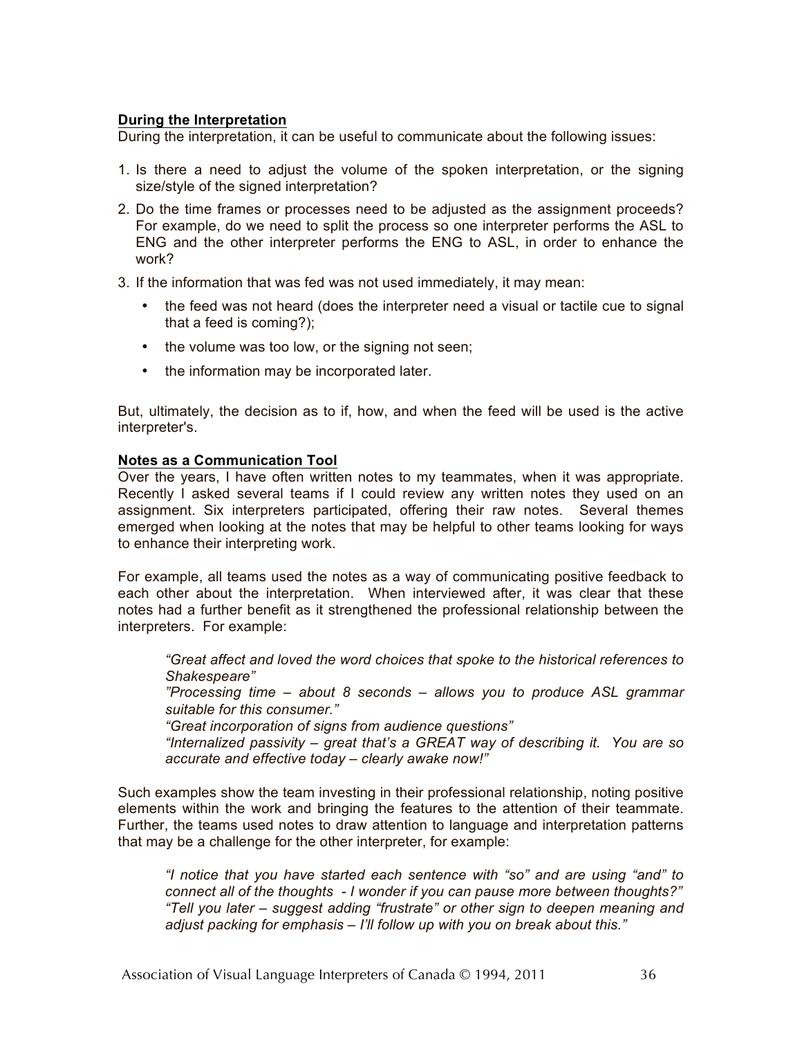**During the Interpretation**

During the interpretation, it can be useful to communicate about the following issues:

1. Is there a need to adjust the volume of the spoken interpretation, or the signing size/style of the signed interpretation?
2. Do the time frames or processes need to be adjusted as the assignment proceeds? For example, do we need to split the process so one interpreter performs the ASL to ENG and the other interpreter performs the ENG to ASL, in order to enhance the work?
3. If the information that was fed was not used immediately, it may mean:
   - the feed was not heard (does the interpreter need a visual or tactile cue to signal that a feed is coming?);
   - the volume was too low, or the signing not seen;
   - the information may be incorporated later.

But, ultimately, the decision as to if, how, and when the feed will be used is the active interpreter's.

**Notes as a Communication Tool**

Over the years, I have often written notes to my teammates, when it was appropriate. Recently I asked several teams if I could review any written notes they used on an assignment. Six interpreters participated, offering their raw notes. Several themes emerged when looking at the notes that may be helpful to other teams looking for ways to enhance their interpreting work.

For example, all teams used the notes as a way of communicating positive feedback to each other about the interpretation. When interviewed after, it was clear that these notes had a further benefit as it strengthened the professional relationship between the interpreters. For example:

> *“Great affect and loved the word choices that spoke to the historical references to Shakespeare”*
> *”Processing time – about 8 seconds – allows you to produce ASL grammar suitable for this consumer.”*
> *“Great incorporation of signs from audience questions”*
> *“Internalized passivity – great that’s a GREAT way of describing it. You are so accurate and effective today – clearly awake now!”*

Such examples show the team investing in their professional relationship, noting positive elements within the work and bringing the features to the attention of their teammate. Further, the teams used notes to draw attention to language and interpretation patterns that may be a challenge for the other interpreter, for example:

> *“I notice that you have started each sentence with “so” and are using “and” to connect all of the thoughts - I wonder if you can pause more between thoughts?”*
> *“Tell you later – suggest adding “frustrate” or other sign to deepen meaning and adjust packing for emphasis – I’ll follow up with you on break about this.”*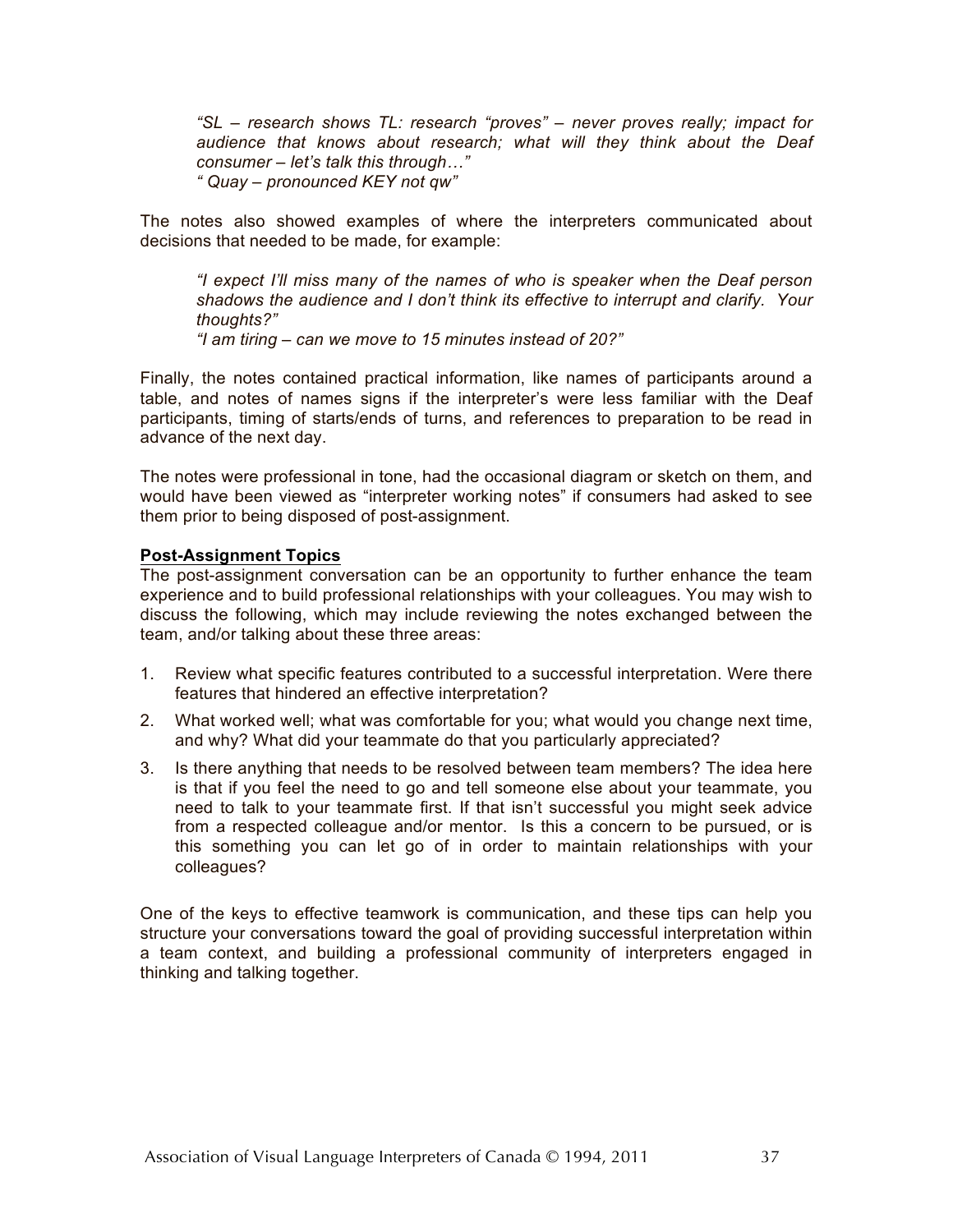*"SL – research shows TL: research "proves" – never proves really; impact for audience that knows about research; what will they think about the Deaf consumer – let's talk this through…"*
*" Quay – pronounced KEY not qw"*

The notes also showed examples of where the interpreters communicated about decisions that needed to be made, for example:

*"I expect I'll miss many of the names of who is speaker when the Deaf person shadows the audience and I don't think its effective to interrupt and clarify. Your thoughts?"*
*"I am tiring – can we move to 15 minutes instead of 20?"*

Finally, the notes contained practical information, like names of participants around a table, and notes of names signs if the interpreter's were less familiar with the Deaf participants, timing of starts/ends of turns, and references to preparation to be read in advance of the next day.

The notes were professional in tone, had the occasional diagram or sketch on them, and would have been viewed as "interpreter working notes" if consumers had asked to see them prior to being disposed of post-assignment.

**<u>Post-Assignment Topics</u>**

The post-assignment conversation can be an opportunity to further enhance the team experience and to build professional relationships with your colleagues. You may wish to discuss the following, which may include reviewing the notes exchanged between the team, and/or talking about these three areas:

1. Review what specific features contributed to a successful interpretation. Were there features that hindered an effective interpretation?
2. What worked well; what was comfortable for you; what would you change next time, and why? What did your teammate do that you particularly appreciated?
3. Is there anything that needs to be resolved between team members? The idea here is that if you feel the need to go and tell someone else about your teammate, you need to talk to your teammate first. If that isn't successful you might seek advice from a respected colleague and/or mentor. Is this a concern to be pursued, or is this something you can let go of in order to maintain relationships with your colleagues?

One of the keys to effective teamwork is communication, and these tips can help you structure your conversations toward the goal of providing successful interpretation within a team context, and building a professional community of interpreters engaged in thinking and talking together.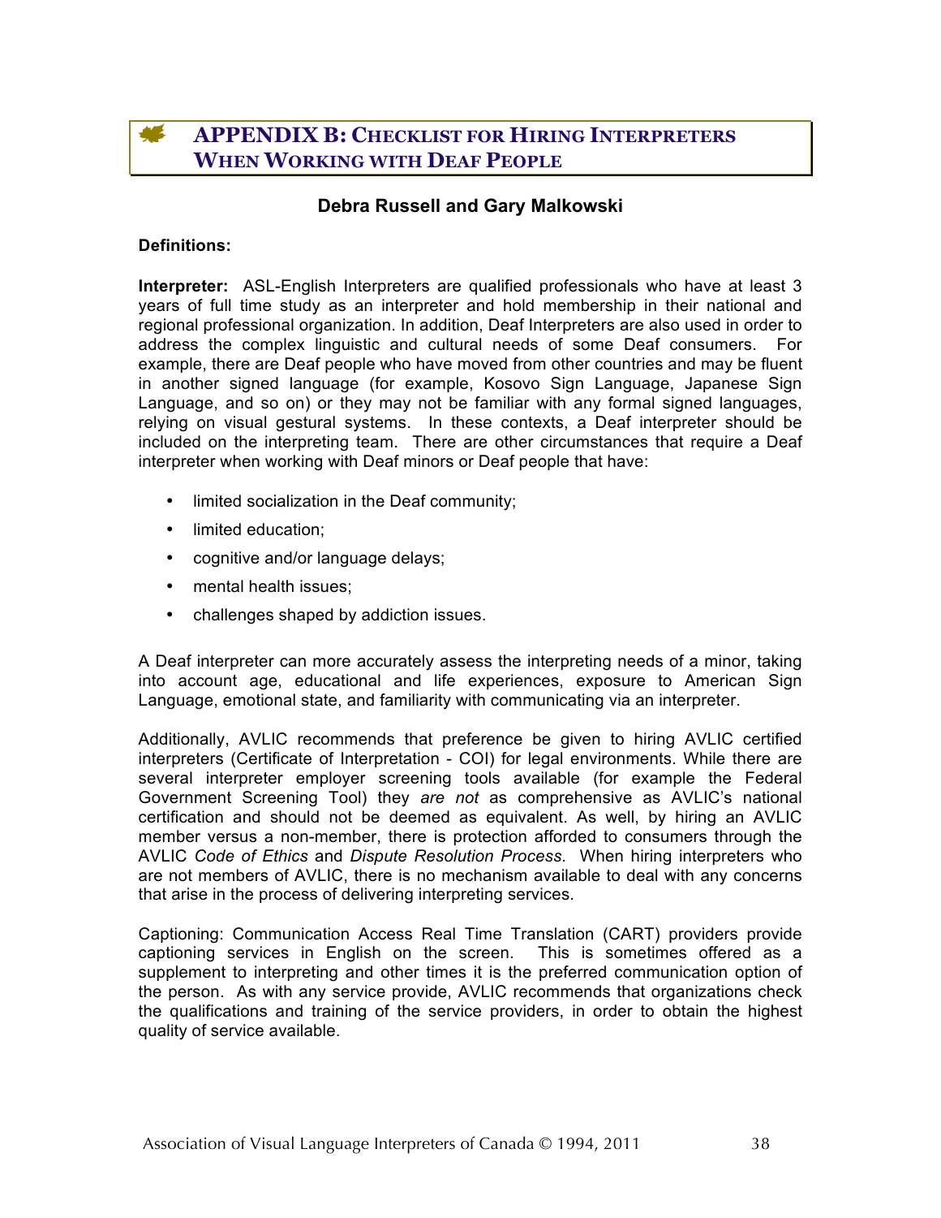# APPENDIX B: CHECKLIST FOR HIRING INTERPRETERS WHEN WORKING WITH DEAF PEOPLE

**Debra Russell and Gary Malkowski**

**Definitions:**

**Interpreter:** ASL-English Interpreters are qualified professionals who have at least 3 years of full time study as an interpreter and hold membership in their national and regional professional organization. In addition, Deaf Interpreters are also used in order to address the complex linguistic and cultural needs of some Deaf consumers. For example, there are Deaf people who have moved from other countries and may be fluent in another signed language (for example, Kosovo Sign Language, Japanese Sign Language, and so on) or they may not be familiar with any formal signed languages, relying on visual gestural systems. In these contexts, a Deaf interpreter should be included on the interpreting team. There are other circumstances that require a Deaf interpreter when working with Deaf minors or Deaf people that have:

- limited socialization in the Deaf community;
- limited education;
- cognitive and/or language delays;
- mental health issues;
- challenges shaped by addiction issues.

A Deaf interpreter can more accurately assess the interpreting needs of a minor, taking into account age, educational and life experiences, exposure to American Sign Language, emotional state, and familiarity with communicating via an interpreter.

Additionally, AVLIC recommends that preference be given to hiring AVLIC certified interpreters (Certificate of Interpretation - COI) for legal environments. While there are several interpreter employer screening tools available (for example the Federal Government Screening Tool) they *are not* as comprehensive as AVLIC's national certification and should not be deemed as equivalent. As well, by hiring an AVLIC member versus a non-member, there is protection afforded to consumers through the AVLIC *Code of Ethics* and *Dispute Resolution Process*. When hiring interpreters who are not members of AVLIC, there is no mechanism available to deal with any concerns that arise in the process of delivering interpreting services.

Captioning: Communication Access Real Time Translation (CART) providers provide captioning services in English on the screen. This is sometimes offered as a supplement to interpreting and other times it is the preferred communication option of the person. As with any service provide, AVLIC recommends that organizations check the qualifications and training of the service providers, in order to obtain the highest quality of service available.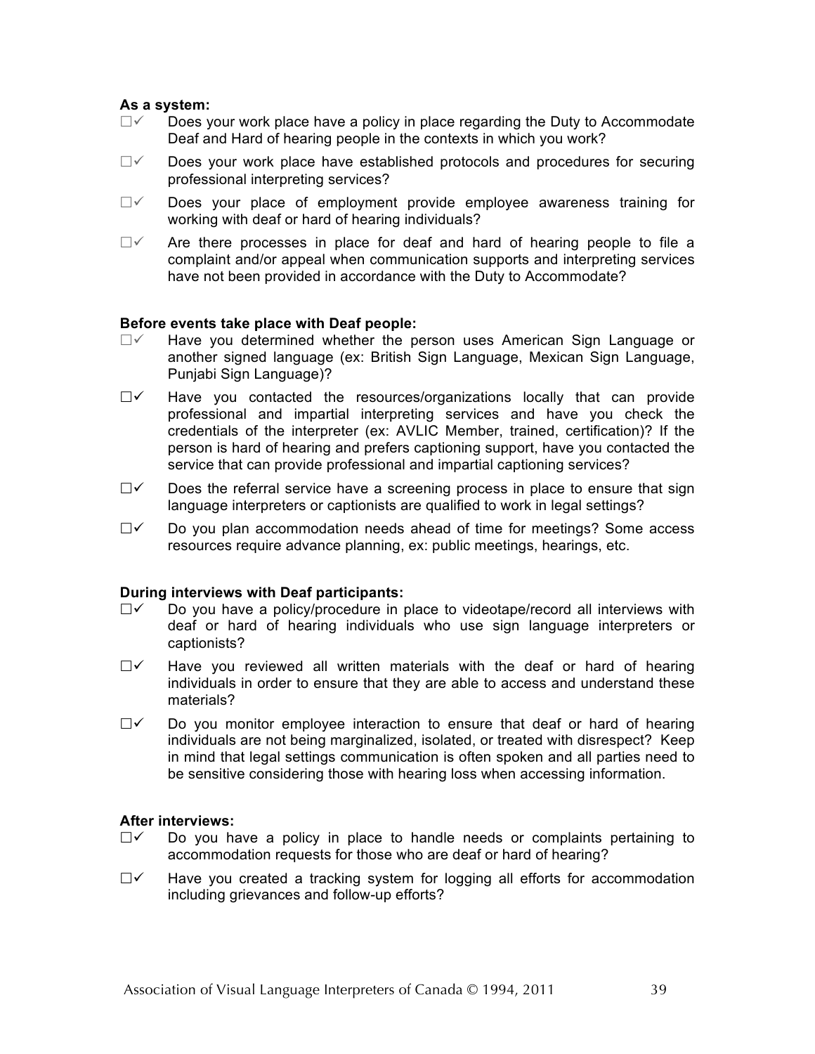**As a system:**

- ☐✓ Does your work place have a policy in place regarding the Duty to Accommodate Deaf and Hard of hearing people in the contexts in which you work?
- ☐✓ Does your work place have established protocols and procedures for securing professional interpreting services?
- ☐✓ Does your place of employment provide employee awareness training for working with deaf or hard of hearing individuals?
- ☐✓ Are there processes in place for deaf and hard of hearing people to file a complaint and/or appeal when communication supports and interpreting services have not been provided in accordance with the Duty to Accommodate?

**Before events take place with Deaf people:**

- ☐✓ Have you determined whether the person uses American Sign Language or another signed language (ex: British Sign Language, Mexican Sign Language, Punjabi Sign Language)?
- ☐✓ Have you contacted the resources/organizations locally that can provide professional and impartial interpreting services and have you check the credentials of the interpreter (ex: AVLIC Member, trained, certification)? If the person is hard of hearing and prefers captioning support, have you contacted the service that can provide professional and impartial captioning services?
- ☐✓ Does the referral service have a screening process in place to ensure that sign language interpreters or captionists are qualified to work in legal settings?
- ☐✓ Do you plan accommodation needs ahead of time for meetings? Some access resources require advance planning, ex: public meetings, hearings, etc.

**During interviews with Deaf participants:**

- ☐✓ Do you have a policy/procedure in place to videotape/record all interviews with deaf or hard of hearing individuals who use sign language interpreters or captionists?
- ☐✓ Have you reviewed all written materials with the deaf or hard of hearing individuals in order to ensure that they are able to access and understand these materials?
- ☐✓ Do you monitor employee interaction to ensure that deaf or hard of hearing individuals are not being marginalized, isolated, or treated with disrespect? Keep in mind that legal settings communication is often spoken and all parties need to be sensitive considering those with hearing loss when accessing information.

**After interviews:**

- ☐✓ Do you have a policy in place to handle needs or complaints pertaining to accommodation requests for those who are deaf or hard of hearing?
- ☐✓ Have you created a tracking system for logging all efforts for accommodation including grievances and follow-up efforts?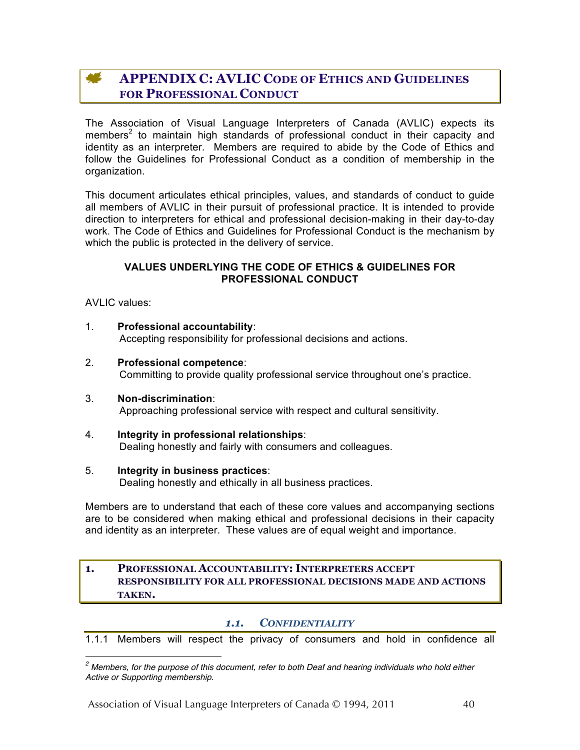# APPENDIX C: AVLIC CODE OF ETHICS AND GUIDELINES FOR PROFESSIONAL CONDUCT

The Association of Visual Language Interpreters of Canada (AVLIC) expects its members[2] to maintain high standards of professional conduct in their capacity and identity as an interpreter. Members are required to abide by the Code of Ethics and follow the Guidelines for Professional Conduct as a condition of membership in the organization.

This document articulates ethical principles, values, and standards of conduct to guide all members of AVLIC in their pursuit of professional practice. It is intended to provide direction to interpreters for ethical and professional decision-making in their day-to-day work. The Code of Ethics and Guidelines for Professional Conduct is the mechanism by which the public is protected in the delivery of service.

**VALUES UNDERLYING THE CODE OF ETHICS & GUIDELINES FOR PROFESSIONAL CONDUCT**

AVLIC values:

1. **Professional accountability**:
   Accepting responsibility for professional decisions and actions.

2. **Professional competence**:
   Committing to provide quality professional service throughout one's practice.

3. **Non-discrimination**:
   Approaching professional service with respect and cultural sensitivity.

4. **Integrity in professional relationships**:
   Dealing honestly and fairly with consumers and colleagues.

5. **Integrity in business practices**:
   Dealing honestly and ethically in all business practices.

Members are to understand that each of these core values and accompanying sections are to be considered when making ethical and professional decisions in their capacity and identity as an interpreter. These values are of equal weight and importance.

## 1. PROFESSIONAL ACCOUNTABILITY: INTERPRETERS ACCEPT RESPONSIBILITY FOR ALL PROFESSIONAL DECISIONS MADE AND ACTIONS TAKEN.

### *1.1. CONFIDENTIALITY*

1.1.1 Members will respect the privacy of consumers and hold in confidence all

[2] *Members, for the purpose of this document, refer to both Deaf and hearing individuals who hold either Active or Supporting membership.*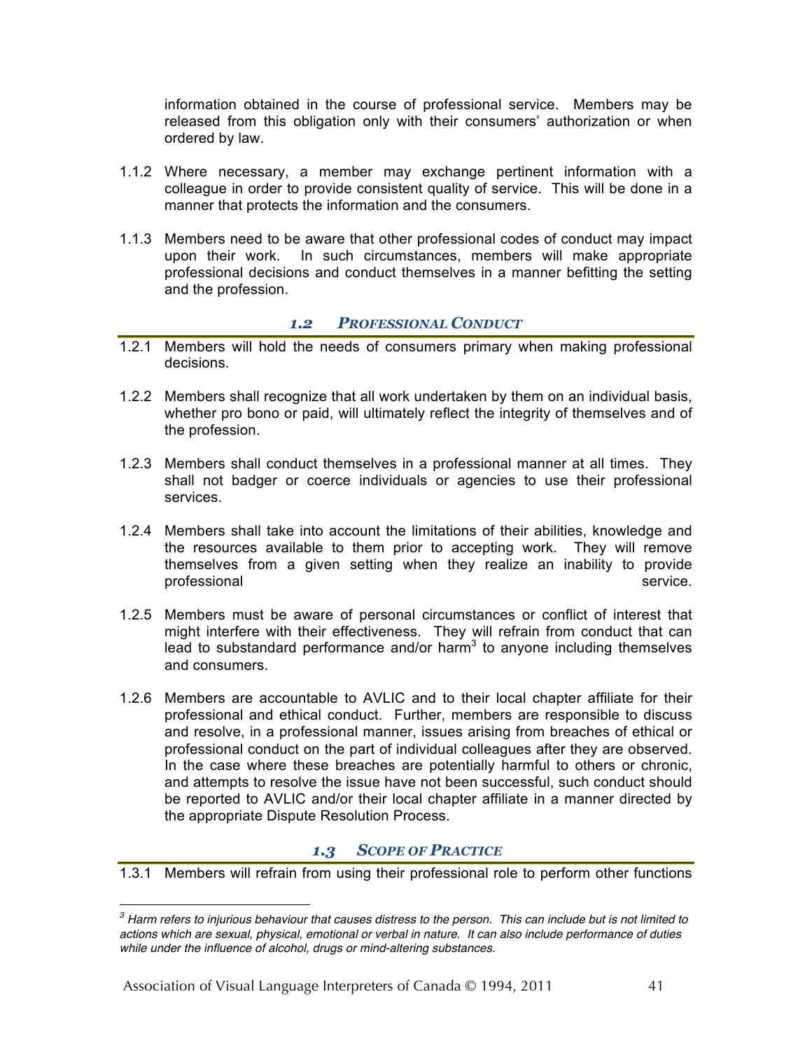information obtained in the course of professional service. Members may be released from this obligation only with their consumers' authorization or when ordered by law.

1.1.2 Where necessary, a member may exchange pertinent information with a colleague in order to provide consistent quality of service. This will be done in a manner that protects the information and the consumers.

1.1.3 Members need to be aware that other professional codes of conduct may impact upon their work. In such circumstances, members will make appropriate professional decisions and conduct themselves in a manner befitting the setting and the profession.

### *1.2 Professional Conduct*

1.2.1 Members will hold the needs of consumers primary when making professional decisions.

1.2.2 Members shall recognize that all work undertaken by them on an individual basis, whether pro bono or paid, will ultimately reflect the integrity of themselves and of the profession.

1.2.3 Members shall conduct themselves in a professional manner at all times. They shall not badger or coerce individuals or agencies to use their professional services.

1.2.4 Members shall take into account the limitations of their abilities, knowledge and the resources available to them prior to accepting work. They will remove themselves from a given setting when they realize an inability to provide professional service.

1.2.5 Members must be aware of personal circumstances or conflict of interest that might interfere with their effectiveness. They will refrain from conduct that can lead to substandard performance and/or harm[3] to anyone including themselves and consumers.

1.2.6 Members are accountable to AVLIC and to their local chapter affiliate for their professional and ethical conduct. Further, members are responsible to discuss and resolve, in a professional manner, issues arising from breaches of ethical or professional conduct on the part of individual colleagues after they are observed. In the case where these breaches are potentially harmful to others or chronic, and attempts to resolve the issue have not been successful, such conduct should be reported to AVLIC and/or their local chapter affiliate in a manner directed by the appropriate Dispute Resolution Process.

### *1.3 Scope of Practice*

1.3.1 Members will refrain from using their professional role to perform other functions

---

*[3] Harm refers to injurious behaviour that causes distress to the person. This can include but is not limited to actions which are sexual, physical, emotional or verbal in nature. It can also include performance of duties while under the influence of alcohol, drugs or mind-altering substances.*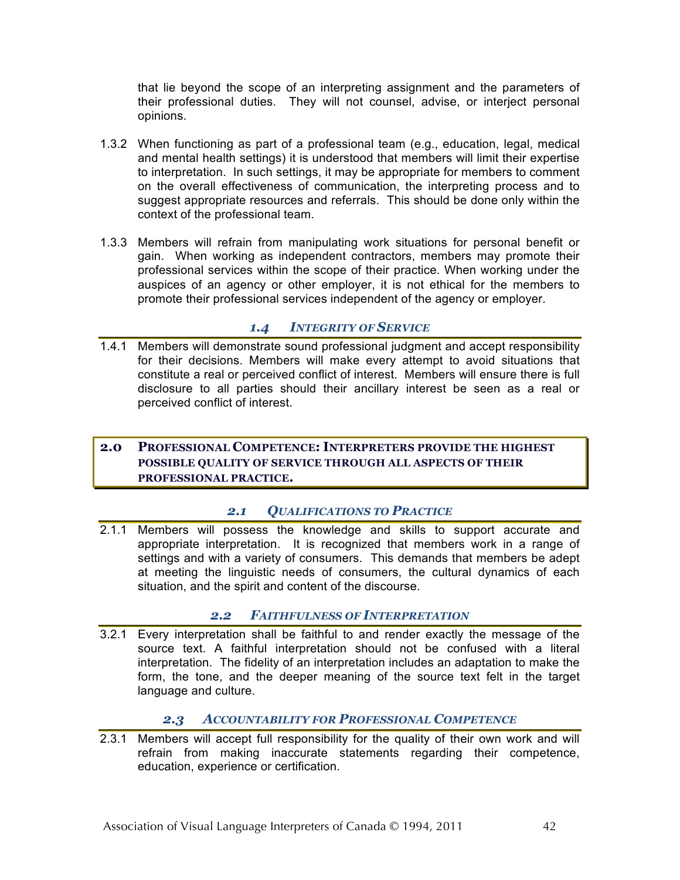that lie beyond the scope of an interpreting assignment and the parameters of their professional duties. They will not counsel, advise, or interject personal opinions.

1.3.2 When functioning as part of a professional team (e.g., education, legal, medical and mental health settings) it is understood that members will limit their expertise to interpretation. In such settings, it may be appropriate for members to comment on the overall effectiveness of communication, the interpreting process and to suggest appropriate resources and referrals. This should be done only within the context of the professional team.

1.3.3 Members will refrain from manipulating work situations for personal benefit or gain. When working as independent contractors, members may promote their professional services within the scope of their practice. When working under the auspices of an agency or other employer, it is not ethical for the members to promote their professional services independent of the agency or employer.

### *1.4 Integrity of Service*

1.4.1 Members will demonstrate sound professional judgment and accept responsibility for their decisions. Members will make every attempt to avoid situations that constitute a real or perceived conflict of interest. Members will ensure there is full disclosure to all parties should their ancillary interest be seen as a real or perceived conflict of interest.

## 2.0 Professional Competence: Interpreters provide the highest possible quality of service through all aspects of their professional practice.

### *2.1 Qualifications to Practice*

2.1.1 Members will possess the knowledge and skills to support accurate and appropriate interpretation. It is recognized that members work in a range of settings and with a variety of consumers. This demands that members be adept at meeting the linguistic needs of consumers, the cultural dynamics of each situation, and the spirit and content of the discourse.

### *2.2 Faithfulness of Interpretation*

3.2.1 Every interpretation shall be faithful to and render exactly the message of the source text. A faithful interpretation should not be confused with a literal interpretation. The fidelity of an interpretation includes an adaptation to make the form, the tone, and the deeper meaning of the source text felt in the target language and culture.

### *2.3 Accountability for Professional Competence*

2.3.1 Members will accept full responsibility for the quality of their own work and will refrain from making inaccurate statements regarding their competence, education, experience or certification.

Association of Visual Language Interpreters of Canada © 1994, 2011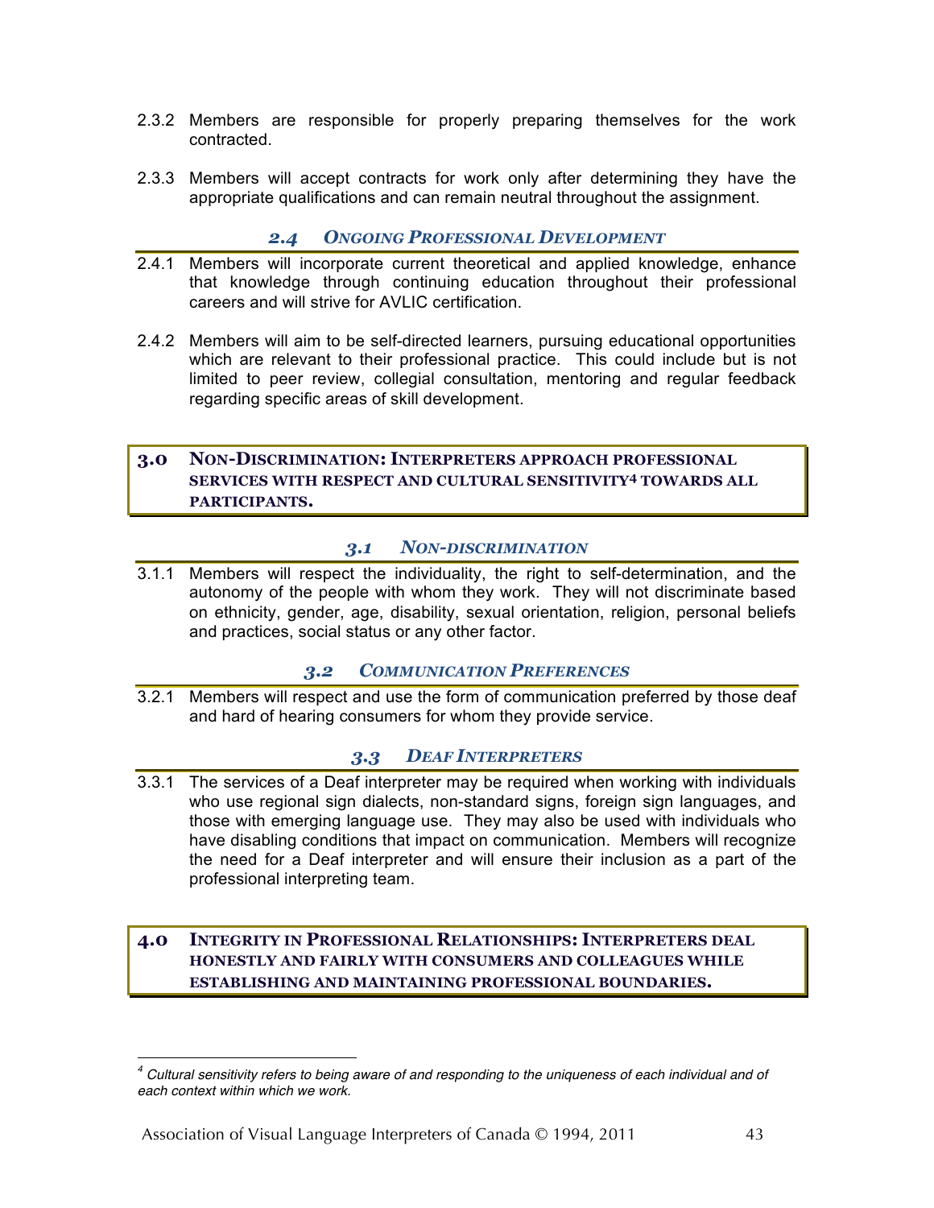2.3.2 Members are responsible for properly preparing themselves for the work contracted.

2.3.3 Members will accept contracts for work only after determining they have the appropriate qualifications and can remain neutral throughout the assignment.

### *2.4 Ongoing Professional Development*

2.4.1 Members will incorporate current theoretical and applied knowledge, enhance that knowledge through continuing education throughout their professional careers and will strive for AVLIC certification.

2.4.2 Members will aim to be self-directed learners, pursuing educational opportunities which are relevant to their professional practice. This could include but is not limited to peer review, collegial consultation, mentoring and regular feedback regarding specific areas of skill development.

## 3.0 Non-Discrimination: Interpreters approach professional services with respect and cultural sensitivity[4] towards all participants.

### *3.1 Non-discrimination*

3.1.1 Members will respect the individuality, the right to self-determination, and the autonomy of the people with whom they work. They will not discriminate based on ethnicity, gender, age, disability, sexual orientation, religion, personal beliefs and practices, social status or any other factor.

### *3.2 Communication Preferences*

3.2.1 Members will respect and use the form of communication preferred by those deaf and hard of hearing consumers for whom they provide service.

### *3.3 Deaf Interpreters*

3.3.1 The services of a Deaf interpreter may be required when working with individuals who use regional sign dialects, non-standard signs, foreign sign languages, and those with emerging language use. They may also be used with individuals who have disabling conditions that impact on communication. Members will recognize the need for a Deaf interpreter and will ensure their inclusion as a part of the professional interpreting team.

## 4.0 Integrity in Professional Relationships: Interpreters deal honestly and fairly with consumers and colleagues while establishing and maintaining professional boundaries.

---

[4] *Cultural sensitivity refers to being aware of and responding to the uniqueness of each individual and of each context within which we work.*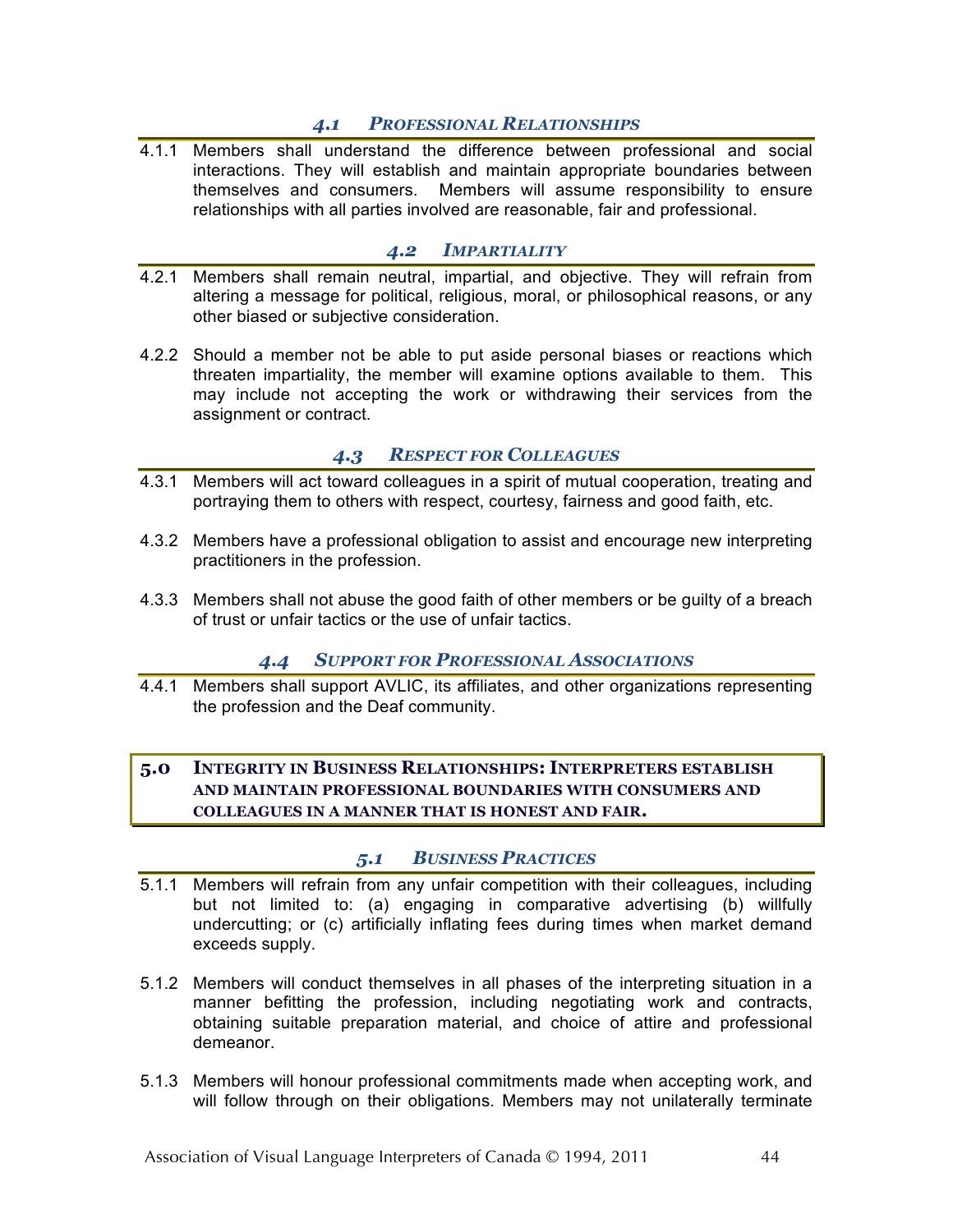### *4.1 Professional Relationships*

4.1.1 Members shall understand the difference between professional and social interactions. They will establish and maintain appropriate boundaries between themselves and consumers. Members will assume responsibility to ensure relationships with all parties involved are reasonable, fair and professional.

### *4.2 Impartiality*

4.2.1 Members shall remain neutral, impartial, and objective. They will refrain from altering a message for political, religious, moral, or philosophical reasons, or any other biased or subjective consideration.

4.2.2 Should a member not be able to put aside personal biases or reactions which threaten impartiality, the member will examine options available to them. This may include not accepting the work or withdrawing their services from the assignment or contract.

### *4.3 Respect for Colleagues*

4.3.1 Members will act toward colleagues in a spirit of mutual cooperation, treating and portraying them to others with respect, courtesy, fairness and good faith, etc.

4.3.2 Members have a professional obligation to assist and encourage new interpreting practitioners in the profession.

4.3.3 Members shall not abuse the good faith of other members or be guilty of a breach of trust or unfair tactics or the use of unfair tactics.

### *4.4 Support for Professional Associations*

4.4.1 Members shall support AVLIC, its affiliates, and other organizations representing the profession and the Deaf community.

## 5.0 Integrity in Business Relationships: Interpreters establish and maintain professional boundaries with consumers and colleagues in a manner that is honest and fair.

### *5.1 Business Practices*

5.1.1 Members will refrain from any unfair competition with their colleagues, including but not limited to: (a) engaging in comparative advertising (b) willfully undercutting; or (c) artificially inflating fees during times when market demand exceeds supply.

5.1.2 Members will conduct themselves in all phases of the interpreting situation in a manner befitting the profession, including negotiating work and contracts, obtaining suitable preparation material, and choice of attire and professional demeanor.

5.1.3 Members will honour professional commitments made when accepting work, and will follow through on their obligations. Members may not unilaterally terminate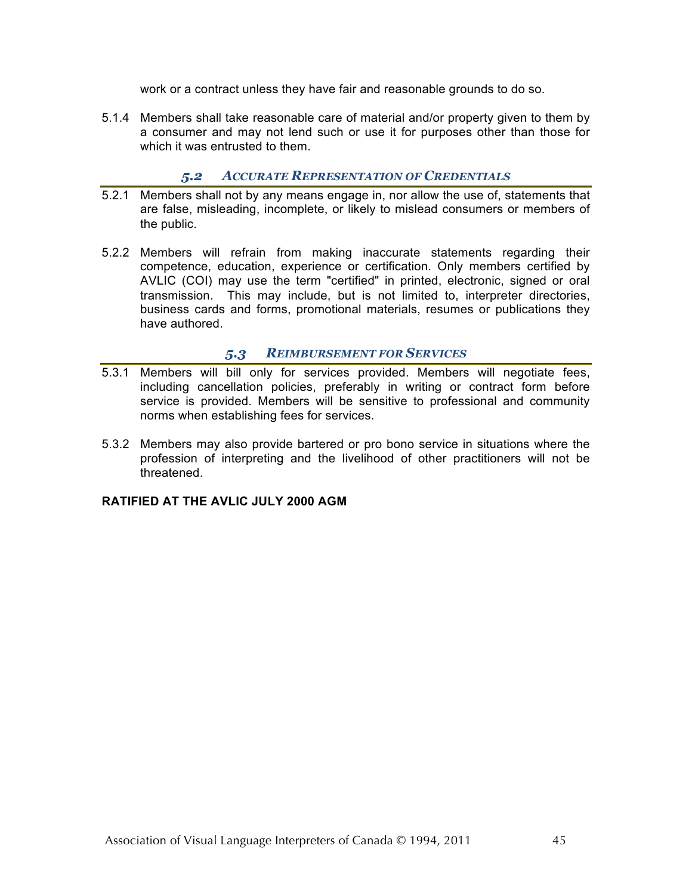work or a contract unless they have fair and reasonable grounds to do so.

5.1.4 Members shall take reasonable care of material and/or property given to them by a consumer and may not lend such or use it for purposes other than those for which it was entrusted to them.

### *5.2 Accurate Representation of Credentials*

5.2.1 Members shall not by any means engage in, nor allow the use of, statements that are false, misleading, incomplete, or likely to mislead consumers or members of the public.

5.2.2 Members will refrain from making inaccurate statements regarding their competence, education, experience or certification. Only members certified by AVLIC (COI) may use the term "certified" in printed, electronic, signed or oral transmission. This may include, but is not limited to, interpreter directories, business cards and forms, promotional materials, resumes or publications they have authored.

### *5.3 Reimbursement for Services*

5.3.1 Members will bill only for services provided. Members will negotiate fees, including cancellation policies, preferably in writing or contract form before service is provided. Members will be sensitive to professional and community norms when establishing fees for services.

5.3.2 Members may also provide bartered or pro bono service in situations where the profession of interpreting and the livelihood of other practitioners will not be threatened.

**RATIFIED AT THE AVLIC JULY 2000 AGM**